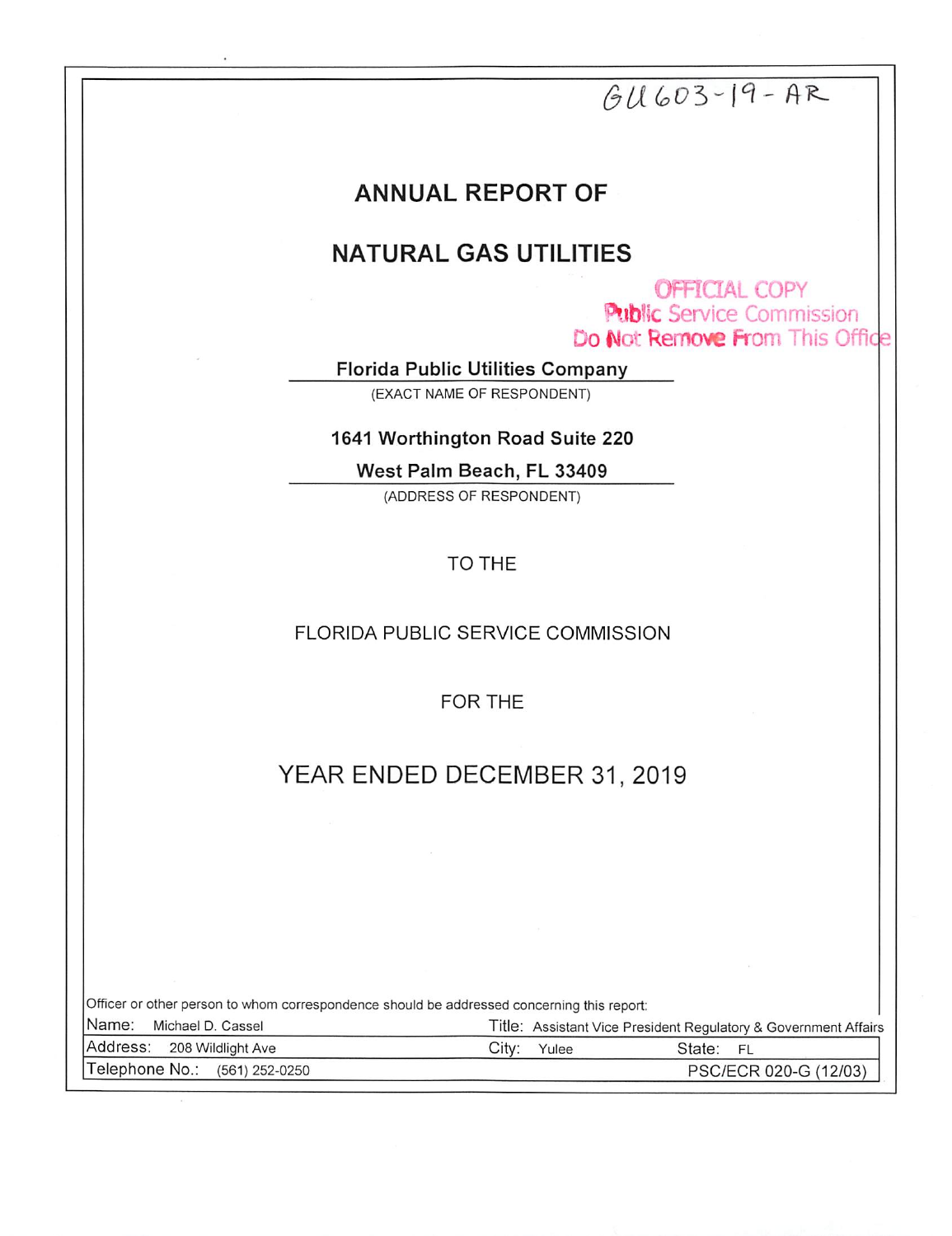GU603-19-AR

# ANNUAL REPORT OF

# NATURAL GAS UTILITIES

OFFICIAL COPY
Public Service Commission
Do Not Remove From This Office

**Florida Public Utilities Company**

(EXACT NAME OF RESPONDENT)

**1641 Worthington Road Suite 220**

**West Palm Beach, FL 33409**

(ADDRESS OF RESPONDENT)

TO THE

FLORIDA PUBLIC SERVICE COMMISSION

FOR THE

## YEAR ENDED DECEMBER 31, 2019

Officer or other person to whom correspondence should be addressed concerning this report:

| | | | |
|---|---|---|---|
| Name: Michael D. Cassel | | Title: Assistant Vice President Regulatory & Government Affairs | |
| Address: 208 Wildlight Ave | City: Yulee | State: FL | |
| Telephone No.: (561) 252-0250 | | | PSC/ECR 020-G (12/03) |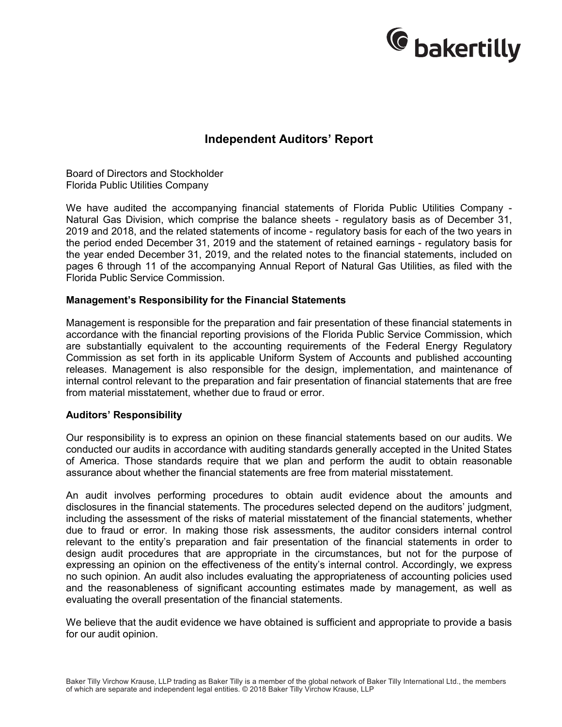# Independent Auditors' Report

Board of Directors and Stockholder
Florida Public Utilities Company

We have audited the accompanying financial statements of Florida Public Utilities Company - Natural Gas Division, which comprise the balance sheets - regulatory basis as of December 31, 2019 and 2018, and the related statements of income - regulatory basis for each of the two years in the period ended December 31, 2019 and the statement of retained earnings - regulatory basis for the year ended December 31, 2019, and the related notes to the financial statements, included on pages 6 through 11 of the accompanying Annual Report of Natural Gas Utilities, as filed with the Florida Public Service Commission.

### Management's Responsibility for the Financial Statements

Management is responsible for the preparation and fair presentation of these financial statements in accordance with the financial reporting provisions of the Florida Public Service Commission, which are substantially equivalent to the accounting requirements of the Federal Energy Regulatory Commission as set forth in its applicable Uniform System of Accounts and published accounting releases. Management is also responsible for the design, implementation, and maintenance of internal control relevant to the preparation and fair presentation of financial statements that are free from material misstatement, whether due to fraud or error.

### Auditors' Responsibility

Our responsibility is to express an opinion on these financial statements based on our audits. We conducted our audits in accordance with auditing standards generally accepted in the United States of America. Those standards require that we plan and perform the audit to obtain reasonable assurance about whether the financial statements are free from material misstatement.

An audit involves performing procedures to obtain audit evidence about the amounts and disclosures in the financial statements. The procedures selected depend on the auditors' judgment, including the assessment of the risks of material misstatement of the financial statements, whether due to fraud or error. In making those risk assessments, the auditor considers internal control relevant to the entity's preparation and fair presentation of the financial statements in order to design audit procedures that are appropriate in the circumstances, but not for the purpose of expressing an opinion on the effectiveness of the entity's internal control. Accordingly, we express no such opinion. An audit also includes evaluating the appropriateness of accounting policies used and the reasonableness of significant accounting estimates made by management, as well as evaluating the overall presentation of the financial statements.

We believe that the audit evidence we have obtained is sufficient and appropriate to provide a basis for our audit opinion.

Baker Tilly Virchow Krause, LLP trading as Baker Tilly is a member of the global network of Baker Tilly International Ltd., the members of which are separate and independent legal entities. © 2018 Baker Tilly Virchow Krause, LLP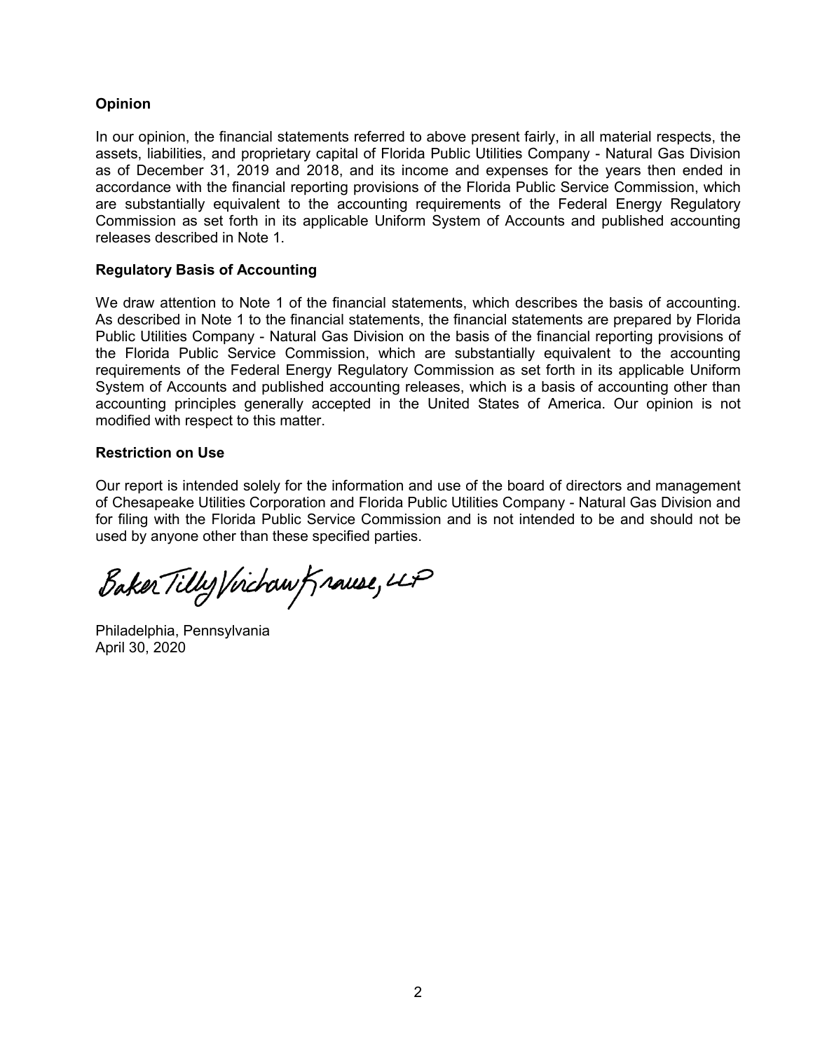### Opinion

In our opinion, the financial statements referred to above present fairly, in all material respects, the assets, liabilities, and proprietary capital of Florida Public Utilities Company - Natural Gas Division as of December 31, 2019 and 2018, and its income and expenses for the years then ended in accordance with the financial reporting provisions of the Florida Public Service Commission, which are substantially equivalent to the accounting requirements of the Federal Energy Regulatory Commission as set forth in its applicable Uniform System of Accounts and published accounting releases described in Note 1.

### Regulatory Basis of Accounting

We draw attention to Note 1 of the financial statements, which describes the basis of accounting. As described in Note 1 to the financial statements, the financial statements are prepared by Florida Public Utilities Company - Natural Gas Division on the basis of the financial reporting provisions of the Florida Public Service Commission, which are substantially equivalent to the accounting requirements of the Federal Energy Regulatory Commission as set forth in its applicable Uniform System of Accounts and published accounting releases, which is a basis of accounting other than accounting principles generally accepted in the United States of America. Our opinion is not modified with respect to this matter.

### Restriction on Use

Our report is intended solely for the information and use of the board of directors and management of Chesapeake Utilities Corporation and Florida Public Utilities Company - Natural Gas Division and for filing with the Florida Public Service Commission and is not intended to be and should not be used by anyone other than these specified parties.

Baker Tilly Virchow Krause, LLP

Philadelphia, Pennsylvania
April 30, 2020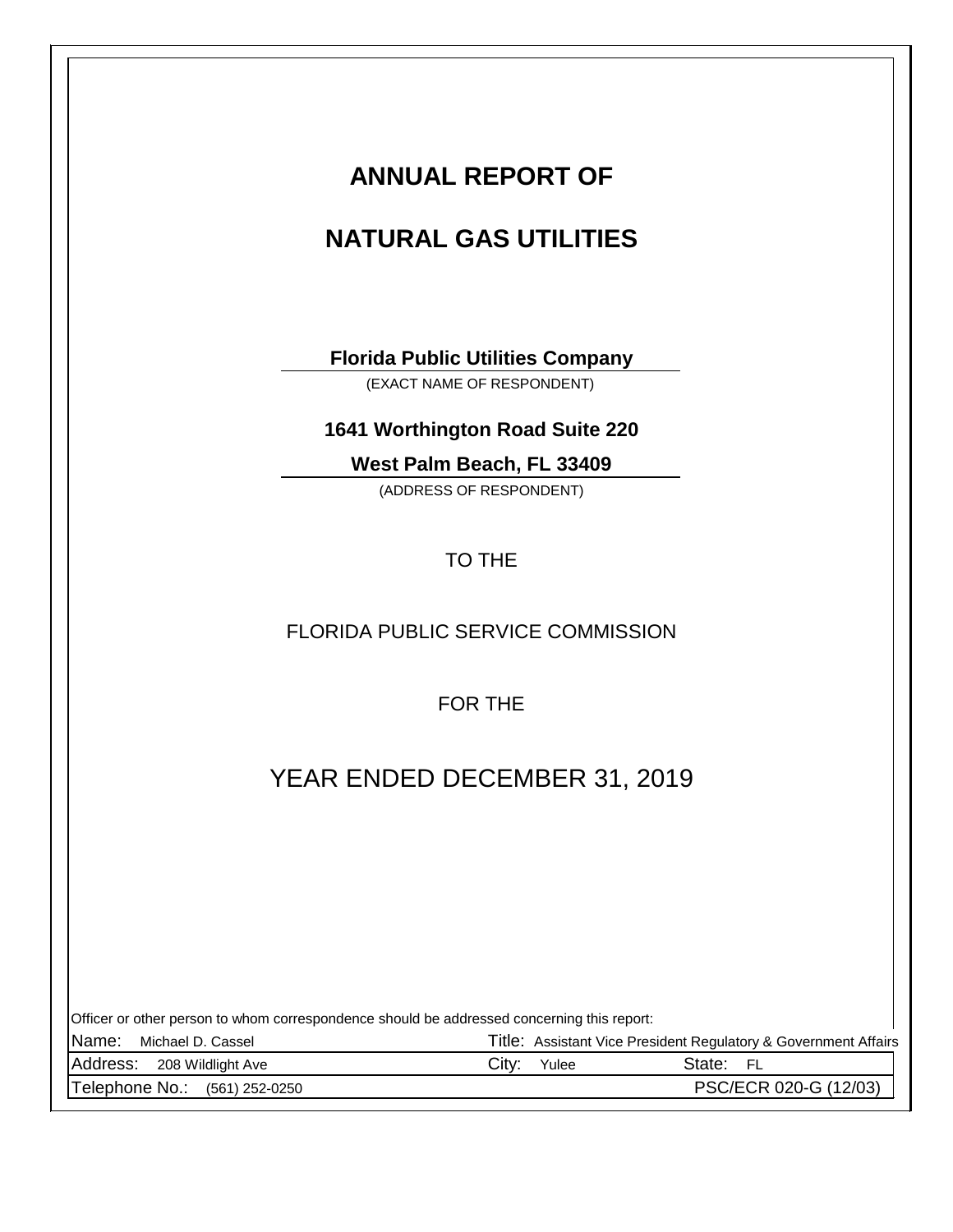# ANNUAL REPORT OF

# NATURAL GAS UTILITIES

**Florida Public Utilities Company**

(EXACT NAME OF RESPONDENT)

**1641 Worthington Road Suite 220**

**West Palm Beach, FL 33409**

(ADDRESS OF RESPONDENT)

TO THE

FLORIDA PUBLIC SERVICE COMMISSION

FOR THE

YEAR ENDED DECEMBER 31, 2019

Officer or other person to whom correspondence should be addressed concerning this report:

| Name: Michael D. Cassel | Title: Assistant Vice President Regulatory & Government Affairs | |
|---|---|---|
| Address: 208 Wildlight Ave | City: Yulee | State: FL |
| Telephone No.: (561) 252-0250 | | PSC/ECR 020-G (12/03) |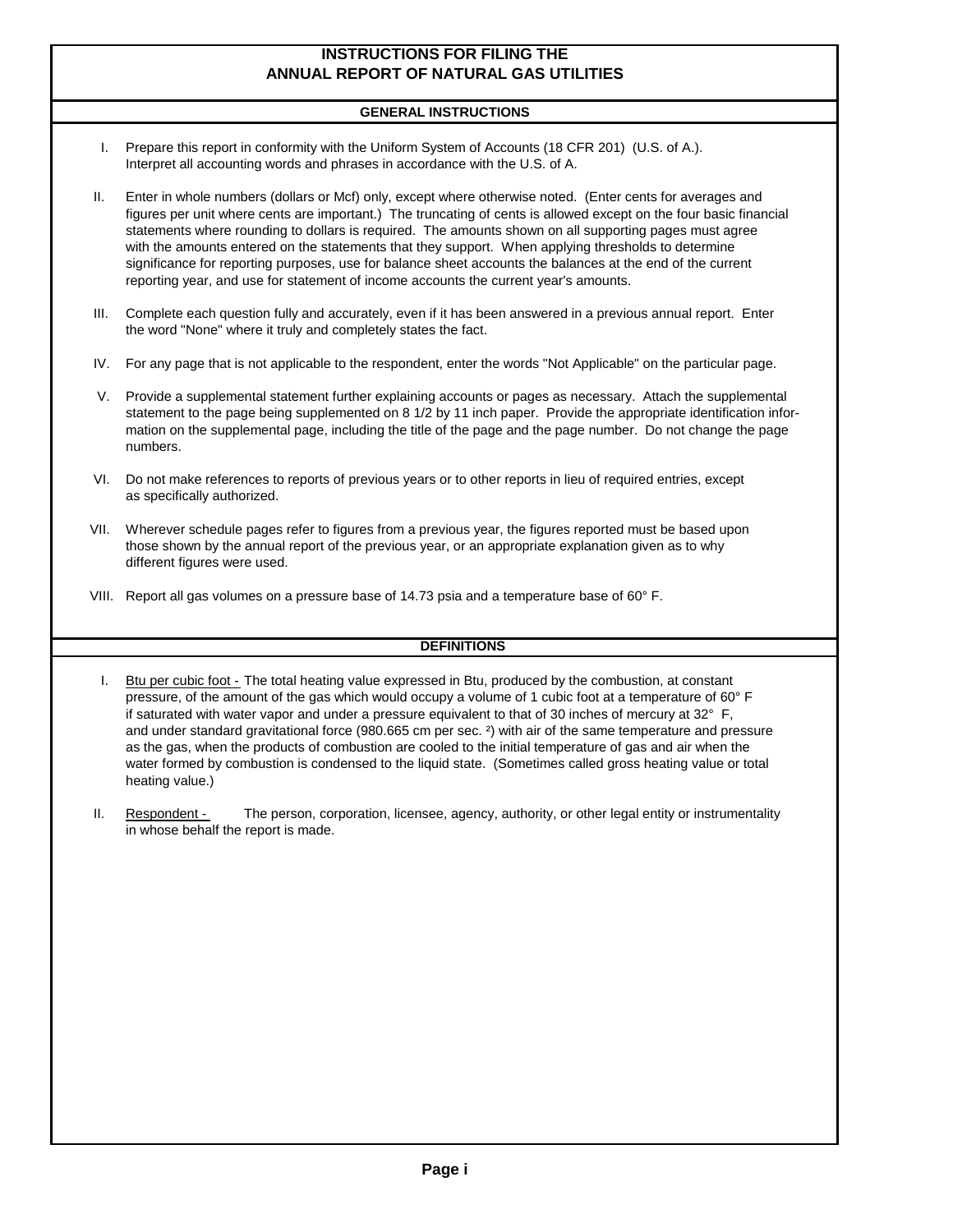# INSTRUCTIONS FOR FILING THE ANNUAL REPORT OF NATURAL GAS UTILITIES

## GENERAL INSTRUCTIONS

I. Prepare this report in conformity with the Uniform System of Accounts (18 CFR 201) (U.S. of A.). Interpret all accounting words and phrases in accordance with the U.S. of A.

II. Enter in whole numbers (dollars or Mcf) only, except where otherwise noted. (Enter cents for averages and figures per unit where cents are important.) The truncating of cents is allowed except on the four basic financial statements where rounding to dollars is required. The amounts shown on all supporting pages must agree with the amounts entered on the statements that they support. When applying thresholds to determine significance for reporting purposes, use for balance sheet accounts the balances at the end of the current reporting year, and use for statement of income accounts the current year's amounts.

III. Complete each question fully and accurately, even if it has been answered in a previous annual report. Enter the word "None" where it truly and completely states the fact.

IV. For any page that is not applicable to the respondent, enter the words "Not Applicable" on the particular page.

V. Provide a supplemental statement further explaining accounts or pages as necessary. Attach the supplemental statement to the page being supplemented on 8 1/2 by 11 inch paper. Provide the appropriate identification information on the supplemental page, including the title of the page and the page number. Do not change the page numbers.

VI. Do not make references to reports of previous years or to other reports in lieu of required entries, except as specifically authorized.

VII. Wherever schedule pages refer to figures from a previous year, the figures reported must be based upon those shown by the annual report of the previous year, or an appropriate explanation given as to why different figures were used.

VIII. Report all gas volumes on a pressure base of 14.73 psia and a temperature base of 60° F.

## DEFINITIONS

I. Btu per cubic foot - The total heating value expressed in Btu, produced by the combustion, at constant pressure, of the amount of the gas which would occupy a volume of 1 cubic foot at a temperature of 60° F if saturated with water vapor and under a pressure equivalent to that of 30 inches of mercury at 32° F, and under standard gravitational force (980.665 cm per sec. $^2$) with air of the same temperature and pressure as the gas, when the products of combustion are cooled to the initial temperature of gas and air when the water formed by combustion is condensed to the liquid state. (Sometimes called gross heating value or total heating value.)

II. Respondent - The person, corporation, licensee, agency, authority, or other legal entity or instrumentality in whose behalf the report is made.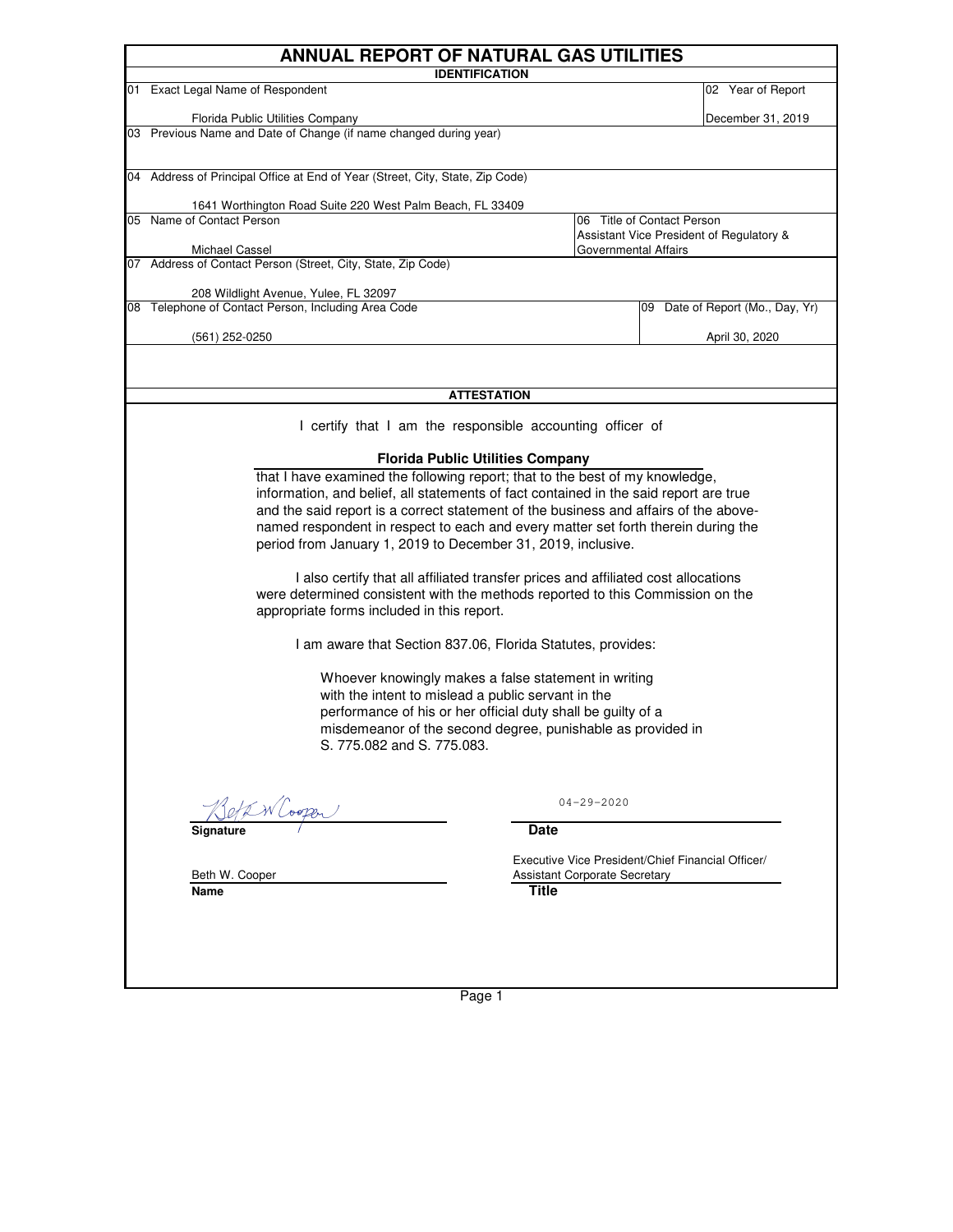# ANNUAL REPORT OF NATURAL GAS UTILITIES

## IDENTIFICATION

| | |
|---|---|
| 01 Exact Legal Name of Respondent<br><br>Florida Public Utilities Company | 02 Year of Report<br><br>December 31, 2019 |
| 03 Previous Name and Date of Change (if name changed during year) | |
| 04 Address of Principal Office at End of Year (Street, City, State, Zip Code)<br><br>1641 Worthington Road Suite 220 West Palm Beach, FL 33409 | |
| 05 Name of Contact Person<br><br>Michael Cassel | 06 Title of Contact Person<br>Assistant Vice President of Regulatory & Governmental Affairs |
| 07 Address of Contact Person (Street, City, State, Zip Code)<br><br>208 Wildlight Avenue, Yulee, FL 32097 | |
| 08 Telephone of Contact Person, Including Area Code<br><br>(561) 252-0250 | 09 Date of Report (Mo., Day, Yr)<br><br>April 30, 2020 |

## ATTESTATION

I certify that I am the responsible accounting officer of

**Florida Public Utilities Company**

that I have examined the following report; that to the best of my knowledge, information, and belief, all statements of fact contained in the said report are true and the said report is a correct statement of the business and affairs of the above-named respondent in respect to each and every matter set forth therein during the period from January 1, 2019 to December 31, 2019, inclusive.

I also certify that all affiliated transfer prices and affiliated cost allocations were determined consistent with the methods reported to this Commission on the appropriate forms included in this report.

I am aware that Section 837.06, Florida Statutes, provides:

> Whoever knowingly makes a false statement in writing with the intent to mislead a public servant in the performance of his or her official duty shall be guilty of a misdemeanor of the second degree, punishable as provided in S. 775.082 and S. 775.083.

| | |
|---|---|
| Beth W Cooper | 04-29-2020 |
| **Signature** | **Date** |
| Beth W. Cooper | Executive Vice President/Chief Financial Officer/ Assistant Corporate Secretary |
| **Name** | **Title** |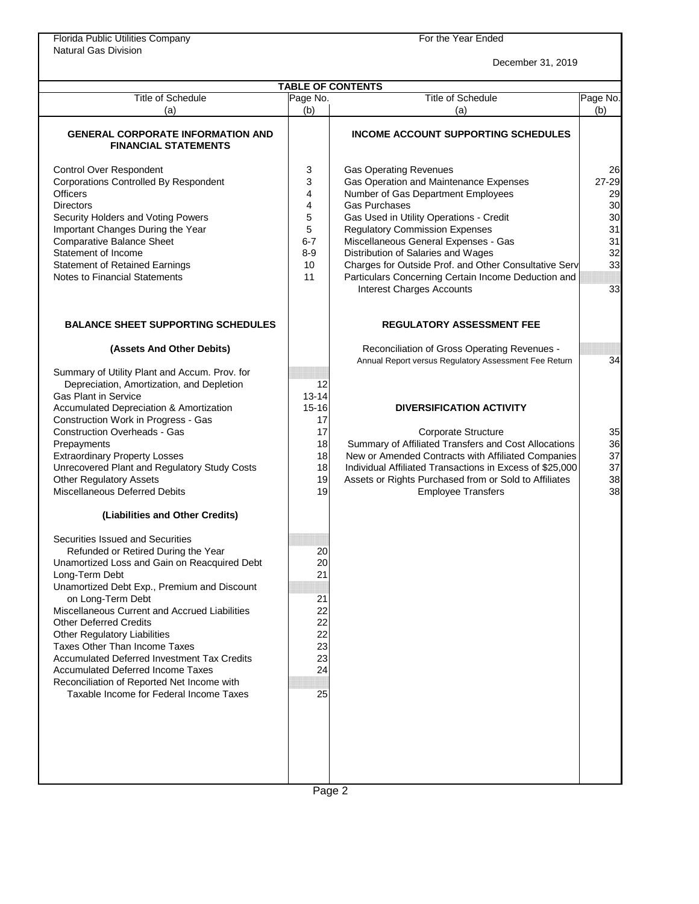Florida Public Utilities Company
Natural Gas Division

For the Year Ended
December 31, 2019

## TABLE OF CONTENTS

| Title of Schedule (a) | Page No. (b) | Title of Schedule (a) | Page No. (b) |
|---|---|---|---|
| **GENERAL CORPORATE INFORMATION AND FINANCIAL STATEMENTS** | | **INCOME ACCOUNT SUPPORTING SCHEDULES** | |
| Control Over Respondent | 3 | Gas Operating Revenues | 26 |
| Corporations Controlled By Respondent | 3 | Gas Operation and Maintenance Expenses | 27-29 |
| Officers | 4 | Number of Gas Department Employees | 29 |
| Directors | 4 | Gas Purchases | 30 |
| Security Holders and Voting Powers | 5 | Gas Used in Utility Operations - Credit | 30 |
| Important Changes During the Year | 5 | Regulatory Commission Expenses | 31 |
| Comparative Balance Sheet | 6-7 | Miscellaneous General Expenses - Gas | 31 |
| Statement of Income | 8-9 | Distribution of Salaries and Wages | 32 |
| Statement of Retained Earnings | 10 | Charges for Outside Prof. and Other Consultative Serv | 33 |
| Notes to Financial Statements | 11 | Particulars Concerning Certain Income Deduction and Interest Charges Accounts | 33 |
| **BALANCE SHEET SUPPORTING SCHEDULES** | | **REGULATORY ASSESSMENT FEE** | |
| **(Assets And Other Debits)** | | Reconciliation of Gross Operating Revenues - Annual Report versus Regulatory Assessment Fee Return | 34 |
| Summary of Utility Plant and Accum. Prov. for Depreciation, Amortization, and Depletion | 12 | | |
| Gas Plant in Service | 13-14 | | |
| Accumulated Depreciation & Amortization | 15-16 | **DIVERSIFICATION ACTIVITY** | |
| Construction Work in Progress - Gas | 17 | | |
| Construction Overheads - Gas | 17 | Corporate Structure | 35 |
| Prepayments | 18 | Summary of Affiliated Transfers and Cost Allocations | 36 |
| Extraordinary Property Losses | 18 | New or Amended Contracts with Affiliated Companies | 37 |
| Unrecovered Plant and Regulatory Study Costs | 18 | Individual Affiliated Transactions in Excess of $25,000 | 37 |
| Other Regulatory Assets | 19 | Assets or Rights Purchased from or Sold to Affiliates | 38 |
| Miscellaneous Deferred Debits | 19 | Employee Transfers | 38 |
| **(Liabilities and Other Credits)** | | | |
| Securities Issued and Securities Refunded or Retired During the Year | 20 | | |
| Unamortized Loss and Gain on Reacquired Debt | 20 | | |
| Long-Term Debt | 21 | | |
| Unamortized Debt Exp., Premium and Discount on Long-Term Debt | 21 | | |
| Miscellaneous Current and Accrued Liabilities | 22 | | |
| Other Deferred Credits | 22 | | |
| Other Regulatory Liabilities | 22 | | |
| Taxes Other Than Income Taxes | 23 | | |
| Accumulated Deferred Investment Tax Credits | 23 | | |
| Accumulated Deferred Income Taxes | 24 | | |
| Reconciliation of Reported Net Income with Taxable Income for Federal Income Taxes | 25 | | |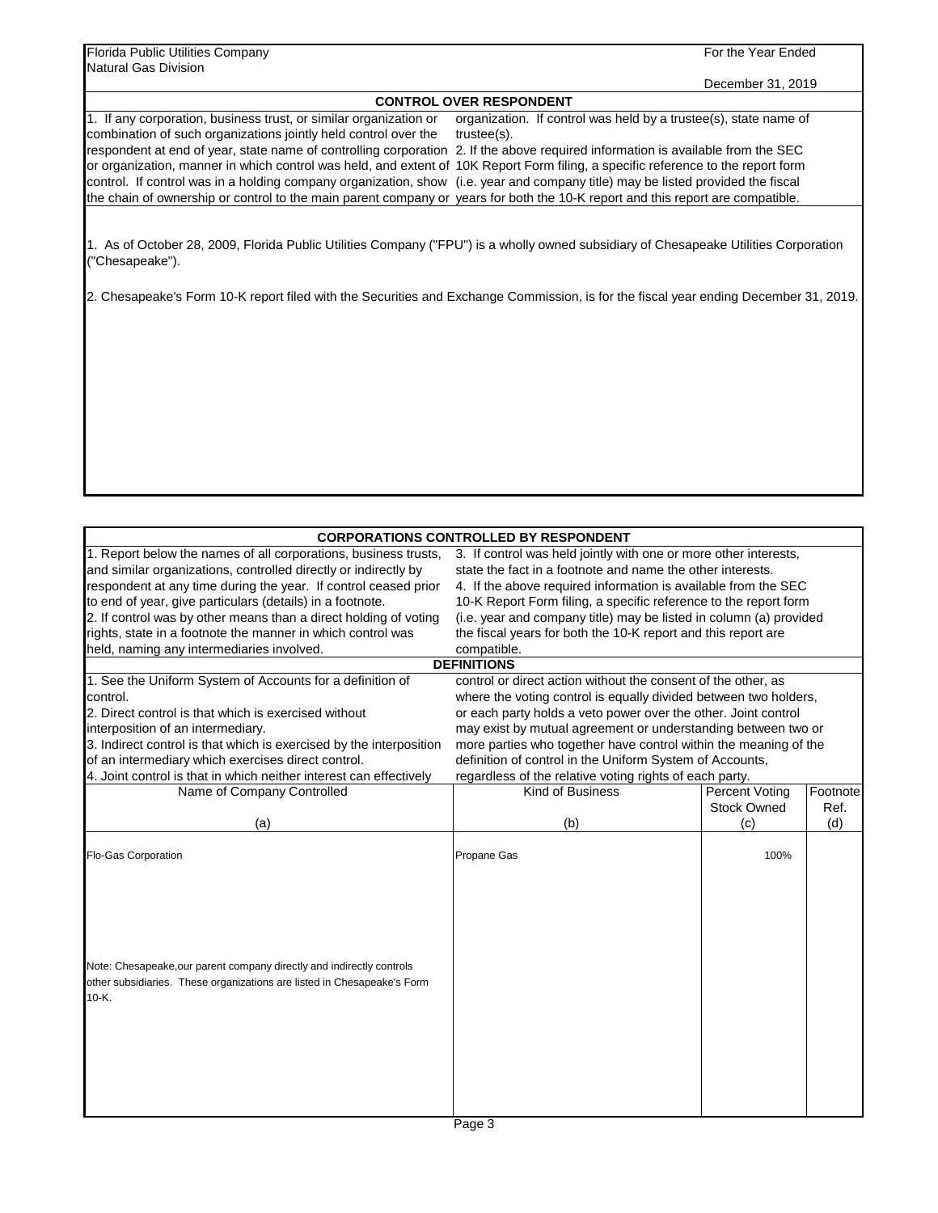Florida Public Utilities Company
Natural Gas Division

For the Year Ended
December 31, 2019

## CONTROL OVER RESPONDENT

1. If any corporation, business trust, or similar organization or combination of such organizations jointly held control over the respondent at end of year, state name of controlling corporation or organization, manner in which control was held, and extent of control. If control was in a holding company organization, show the chain of ownership or control to the main parent company or organization. If control was held by a trustee(s), state name of trustee(s).
2. If the above required information is available from the SEC 10K Report Form filing, a specific reference to the report form (i.e. year and company title) may be listed provided the fiscal years for both the 10-K report and this report are compatible.

1. As of October 28, 2009, Florida Public Utilities Company ("FPU") is a wholly owned subsidiary of Chesapeake Utilities Corporation ("Chesapeake").

2. Chesapeake's Form 10-K report filed with the Securities and Exchange Commission, is for the fiscal year ending December 31, 2019.

## CORPORATIONS CONTROLLED BY RESPONDENT

1. Report below the names of all corporations, business trusts, and similar organizations, controlled directly or indirectly by respondent at any time during the year. If control ceased prior to end of year, give particulars (details) in a footnote.
2. If control was by other means than a direct holding of voting rights, state in a footnote the manner in which control was held, naming any intermediaries involved.
3. If control was held jointly with one or more other interests, state the fact in a footnote and name the other interests.
4. If the above required information is available from the SEC 10-K Report Form filing, a specific reference to the report form (i.e. year and company title) may be listed in column (a) provided the fiscal years for both the 10-K report and this report are compatible.

### DEFINITIONS

1. See the Uniform System of Accounts for a definition of control.
2. Direct control is that which is exercised without interposition of an intermediary.
3. Indirect control is that which is exercised by the interposition of an intermediary which exercises direct control.
4. Joint control is that in which neither interest can effectively control or direct action without the consent of the other, as where the voting control is equally divided between two holders, or each party holds a veto power over the other. Joint control may exist by mutual agreement or understanding between two or more parties who together have control within the meaning of the definition of control in the Uniform System of Accounts, regardless of the relative voting rights of each party.

| Name of Company Controlled<br>(a) | Kind of Business<br>(b) | Percent Voting Stock Owned<br>(c) | Footnote Ref.<br>(d) |
|---|---|---|---|
| Flo-Gas Corporation | Propane Gas | 100% | |
| Note: Chesapeake,our parent company directly and indirectly controls other subsidiaries. These organizations are listed in Chesapeake's Form 10-K. | | | |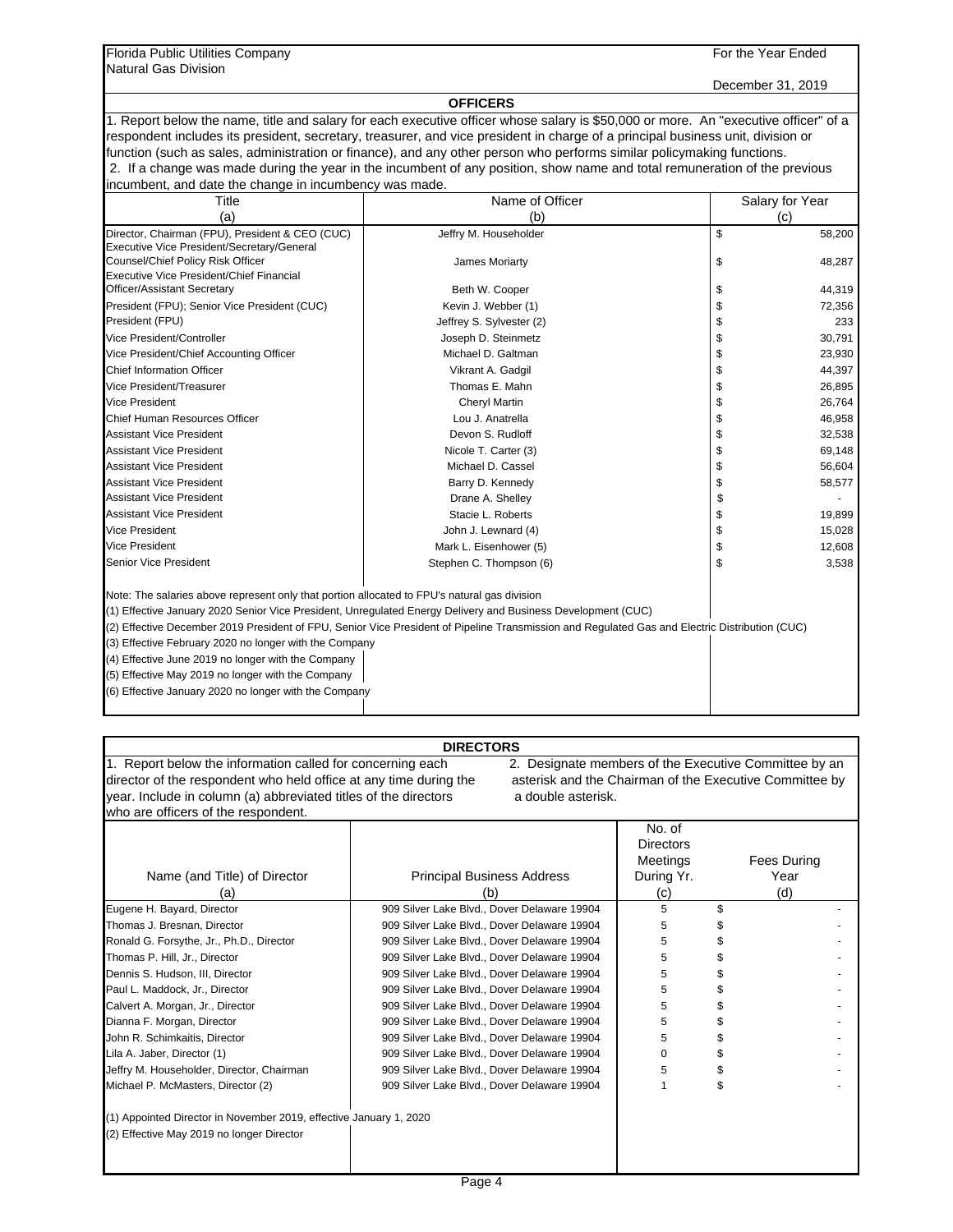Florida Public Utilities Company
Natural Gas Division

For the Year Ended
December 31, 2019

## OFFICERS

1. Report below the name, title and salary for each executive officer whose salary is $50,000 or more. An "executive officer" of a respondent includes its president, secretary, treasurer, and vice president in charge of a principal business unit, division or function (such as sales, administration or finance), and any other person who performs similar policymaking functions.
2. If a change was made during the year in the incumbent of any position, show name and total remuneration of the previous incumbent, and date the change in incumbency was made.

| Title (a) | Name of Officer (b) | Salary for Year (c) |
|---|---|---|
| Director, Chairman (FPU), President & CEO (CUC) | Jeffry M. Householder | $ 58,200 |
| Executive Vice President/Secretary/General Counsel/Chief Policy Risk Officer | James Moriarty | $ 48,287 |
| Executive Vice President/Chief Financial Officer/Assistant Secretary | Beth W. Cooper | $ 44,319 |
| President (FPU); Senior Vice President (CUC) | Kevin J. Webber (1) | $ 72,356 |
| President (FPU) | Jeffrey S. Sylvester (2) | $ 233 |
| Vice President/Controller | Joseph D. Steinmetz | $ 30,791 |
| Vice President/Chief Accounting Officer | Michael D. Galtman | $ 23,930 |
| Chief Information Officer | Vikrant A. Gadgil | $ 44,397 |
| Vice President/Treasurer | Thomas E. Mahn | $ 26,895 |
| Vice President | Cheryl Martin | $ 26,764 |
| Chief Human Resources Officer | Lou J. Anatrella | $ 46,958 |
| Assistant Vice President | Devon S. Rudloff | $ 32,538 |
| Assistant Vice President | Nicole T. Carter (3) | $ 69,148 |
| Assistant Vice President | Michael D. Cassel | $ 56,604 |
| Assistant Vice President | Barry D. Kennedy | $ 58,577 |
| Assistant Vice President | Drane A. Shelley | $ - |
| Assistant Vice President | Stacie L. Roberts | $ 19,899 |
| Vice President | John J. Lewnard (4) | $ 15,028 |
| Vice President | Mark L. Eisenhower (5) | $ 12,608 |
| Senior Vice President | Stephen C. Thompson (6) | $ 3,538 |

Note: The salaries above represent only that portion allocated to FPU's natural gas division

(1) Effective January 2020 Senior Vice President, Unregulated Energy Delivery and Business Development (CUC)

(2) Effective December 2019 President of FPU, Senior Vice President of Pipeline Transmission and Regulated Gas and Electric Distribution (CUC)

(3) Effective February 2020 no longer with the Company

(4) Effective June 2019 no longer with the Company

(5) Effective May 2019 no longer with the Company

(6) Effective January 2020 no longer with the Company

## DIRECTORS

1. Report below the information called for concerning each director of the respondent who held office at any time during the year. Include in column (a) abbreviated titles of the directors who are officers of the respondent.

2. Designate members of the Executive Committee by an asterisk and the Chairman of the Executive Committee by a double asterisk.

| Name (and Title) of Director (a) | Principal Business Address (b) | No. of Directors Meetings During Yr. (c) | Fees During Year (d) |
|---|---|---|---|
| Eugene H. Bayard, Director | 909 Silver Lake Blvd., Dover Delaware 19904 | 5 | $ - |
| Thomas J. Bresnan, Director | 909 Silver Lake Blvd., Dover Delaware 19904 | 5 | $ - |
| Ronald G. Forsythe, Jr., Ph.D., Director | 909 Silver Lake Blvd., Dover Delaware 19904 | 5 | $ - |
| Thomas P. Hill, Jr., Director | 909 Silver Lake Blvd., Dover Delaware 19904 | 5 | $ - |
| Dennis S. Hudson, III, Director | 909 Silver Lake Blvd., Dover Delaware 19904 | 5 | $ - |
| Paul L. Maddock, Jr., Director | 909 Silver Lake Blvd., Dover Delaware 19904 | 5 | $ - |
| Calvert A. Morgan, Jr., Director | 909 Silver Lake Blvd., Dover Delaware 19904 | 5 | $ - |
| Dianna F. Morgan, Director | 909 Silver Lake Blvd., Dover Delaware 19904 | 5 | $ - |
| John R. Schimkaitis, Director | 909 Silver Lake Blvd., Dover Delaware 19904 | 5 | $ - |
| Lila A. Jaber, Director (1) | 909 Silver Lake Blvd., Dover Delaware 19904 | 0 | $ - |
| Jeffry M. Householder, Director, Chairman | 909 Silver Lake Blvd., Dover Delaware 19904 | 5 | $ - |
| Michael P. McMasters, Director (2) | 909 Silver Lake Blvd., Dover Delaware 19904 | 1 | $ - |

(1) Appointed Director in November 2019, effective January 1, 2020

(2) Effective May 2019 no longer Director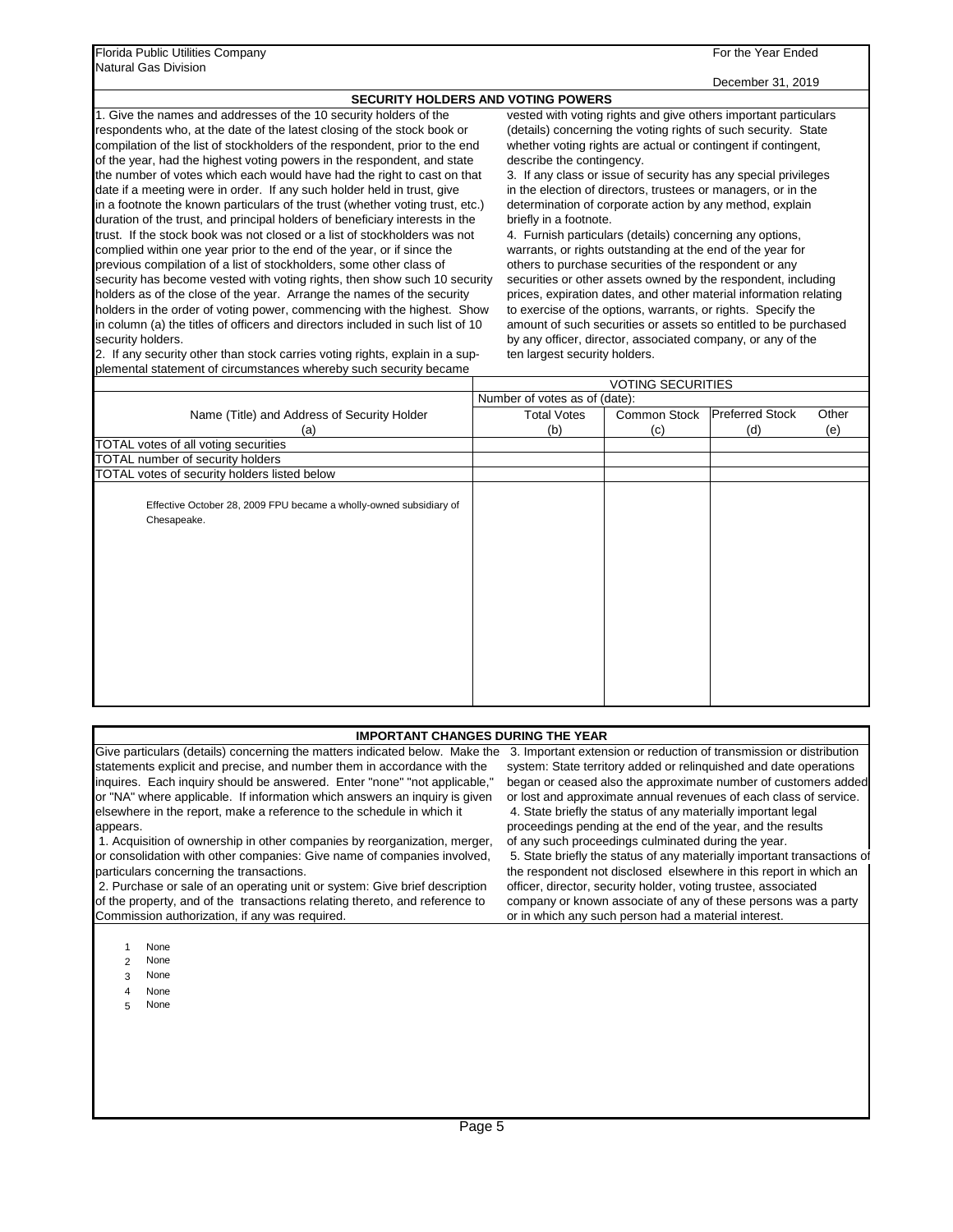Florida Public Utilities Company
Natural Gas Division

For the Year Ended
December 31, 2019

## SECURITY HOLDERS AND VOTING POWERS

1. Give the names and addresses of the 10 security holders of the respondents who, at the date of the latest closing of the stock book or compilation of the list of stockholders of the respondent, prior to the end of the year, had the highest voting powers in the respondent, and state the number of votes which each would have had the right to cast on that date if a meeting were in order. If any such holder held in trust, give in a footnote the known particulars of the trust (whether voting trust, etc.) duration of the trust, and principal holders of beneficiary interests in the trust. If the stock book was not closed or a list of stockholders was not complied within one year prior to the end of the year, or if since the previous compilation of a list of stockholders, some other class of security has become vested with voting rights, then show such 10 security holders as of the close of the year. Arrange the names of the security holders in the order of voting power, commencing with the highest. Show in column (a) the titles of officers and directors included in such list of 10 security holders.

2. If any security other than stock carries voting rights, explain in a supplemental statement of circumstances whereby such security became vested with voting rights and give others important particulars (details) concerning the voting rights of such security. State whether voting rights are actual or contingent if contingent, describe the contingency.

3. If any class or issue of security has any special privileges in the election of directors, trustees or managers, or in the determination of corporate action by any method, explain briefly in a footnote.

4. Furnish particulars (details) concerning any options, warrants, or rights outstanding at the end of the year for others to purchase securities of the respondent or any securities or other assets owned by the respondent, including prices, expiration dates, and other material information relating to exercise of the options, warrants, or rights. Specify the amount of such securities or assets so entitled to be purchased by any officer, director, associated company, or any of the ten largest security holders.

| | VOTING SECURITIES | | | |
|---|---|---|---|---|
| | Number of votes as of (date): | | | |
| Name (Title) and Address of Security Holder<br>(a) | Total Votes<br>(b) | Common Stock<br>(c) | Preferred Stock<br>(d) | Other<br>(e) |
| TOTAL votes of all voting securities | | | | |
| TOTAL number of security holders | | | | |
| TOTAL votes of security holders listed below | | | | |
| Effective October 28, 2009 FPU became a wholly-owned subsidiary of Chesapeake. | | | | |

## IMPORTANT CHANGES DURING THE YEAR

Give particulars (details) concerning the matters indicated below. Make the statements explicit and precise, and number them in accordance with the inquires. Each inquiry should be answered. Enter "none" "not applicable," or "NA" where applicable. If information which answers an inquiry is given elsewhere in the report, make a reference to the schedule in which it appears.

1. Acquisition of ownership in other companies by reorganization, merger, or consolidation with other companies: Give name of companies involved, particulars concerning the transactions.
2. Purchase or sale of an operating unit or system: Give brief description of the property, and of the transactions relating thereto, and reference to Commission authorization, if any was required.
3. Important extension or reduction of transmission or distribution system: State territory added or relinquished and date operations began or ceased also the approximate number of customers added or lost and approximate annual revenues of each class of service.
4. State briefly the status of any materially important legal proceedings pending at the end of the year, and the results of any such proceedings culminated during the year.
5. State briefly the status of any materially important transactions of the respondent not disclosed elsewhere in this report in which an officer, director, security holder, voting trustee, associated company or known associate of any of these persons was a party or in which any such person had a material interest.

1 None
2 None
3 None
4 None
5 None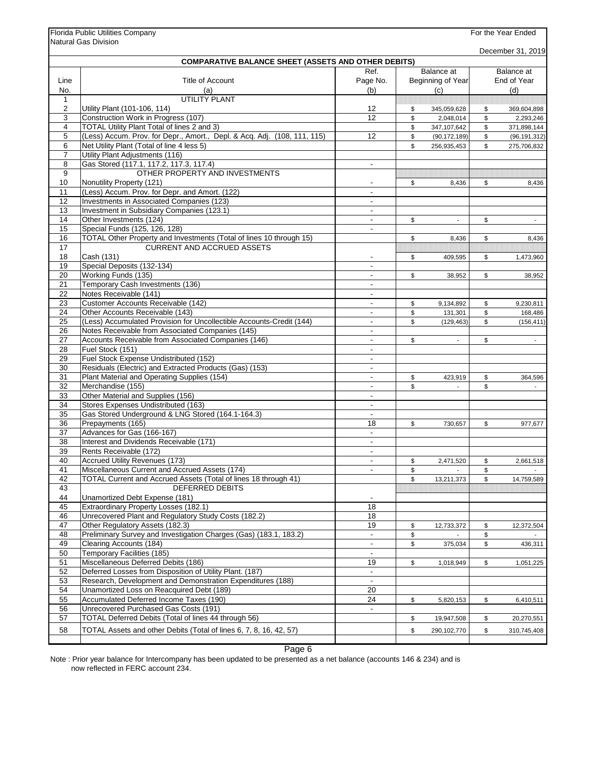Florida Public Utilities Company
Natural Gas Division

For the Year Ended December 31, 2019

## COMPARATIVE BALANCE SHEET (ASSETS AND OTHER DEBITS)

| Line No. | Title of Account (a) | Ref. Page No. (b) | Balance at Beginning of Year (c) | Balance at End of Year (d) |
|---|---|---|---|---|
| 1 | UTILITY PLANT | | | |
| 2 | Utility Plant (101-106, 114) | 12 | $ 345,059,628 | $ 369,604,898 |
| 3 | Construction Work in Progress (107) | 12 | $ 2,048,014 | $ 2,293,246 |
| 4 | TOTAL Utility Plant Total of lines 2 and 3) | | $ 347,107,642 | $ 371,898,144 |
| 5 | (Less) Accum. Prov. for Depr., Amort., Depl. & Acq. Adj. (108, 111, 115) | 12 | $ (90,172,189) | $ (96,191,312) |
| 6 | Net Utility Plant (Total of line 4 less 5) | | $ 256,935,453 | $ 275,706,832 |
| 7 | Utility Plant Adjustments (116) | | | |
| 8 | Gas Stored (117.1, 117.2, 117.3, 117.4) | - | | |
| 9 | OTHER PROPERTY AND INVESTMENTS | | | |
| 10 | Nonutility Property (121) | - | $ 8,436 | $ 8,436 |
| 11 | (Less) Accum. Prov. for Depr. and Amort. (122) | - | | |
| 12 | Investments in Associated Companies (123) | - | | |
| 13 | Investment in Subsidiary Companies (123.1) | - | | |
| 14 | Other Investments (124) | - | $ - | $ - |
| 15 | Special Funds (125, 126, 128) | - | | |
| 16 | TOTAL Other Property and Investments (Total of lines 10 through 15) | | $ 8,436 | $ 8,436 |
| 17 | CURRENT AND ACCRUED ASSETS | | | |
| 18 | Cash (131) | - | $ 409,595 | $ 1,473,960 |
| 19 | Special Deposits (132-134) | - | | |
| 20 | Working Funds (135) | - | $ 38,952 | $ 38,952 |
| 21 | Temporary Cash Investments (136) | - | | |
| 22 | Notes Receivable (141) | - | | |
| 23 | Customer Accounts Receivable (142) | - | $ 9,134,892 | $ 9,230,811 |
| 24 | Other Accounts Receivable (143) | - | $ 131,301 | $ 168,486 |
| 25 | (Less) Accumulated Provision for Uncollectible Accounts-Credit (144) | - | $ (129,463) | $ (156,411) |
| 26 | Notes Receivable from Associated Companies (145) | - | | |
| 27 | Accounts Receivable from Associated Companies (146) | - | $ - | $ - |
| 28 | Fuel Stock (151) | - | | |
| 29 | Fuel Stock Expense Undistributed (152) | - | | |
| 30 | Residuals (Electric) and Extracted Products (Gas) (153) | - | | |
| 31 | Plant Material and Operating Supplies (154) | - | $ 423,919 | $ 364,596 |
| 32 | Merchandise (155) | - | $ - | $ - |
| 33 | Other Material and Supplies (156) | - | | |
| 34 | Stores Expenses Undistributed (163) | - | | |
| 35 | Gas Stored Underground & LNG Stored (164.1-164.3) | - | | |
| 36 | Prepayments (165) | 18 | $ 730,657 | $ 977,677 |
| 37 | Advances for Gas (166-167) | - | | |
| 38 | Interest and Dividends Receivable (171) | - | | |
| 39 | Rents Receivable (172) | - | | |
| 40 | Accrued Utility Revenues (173) | - | $ 2,471,520 | $ 2,661,518 |
| 41 | Miscellaneous Current and Accrued Assets (174) | - | $ - | $ - |
| 42 | TOTAL Current and Accrued Assets (Total of lines 18 through 41) | | $ 13,211,373 | $ 14,759,589 |
| 43 | DEFERRED DEBITS | | | |
| 44 | Unamortized Debt Expense (181) | - | | |
| 45 | Extraordinary Property Losses (182.1) | 18 | | |
| 46 | Unrecovered Plant and Regulatory Study Costs (182.2) | 18 | | |
| 47 | Other Regulatory Assets (182.3) | 19 | $ 12,733,372 | $ 12,372,504 |
| 48 | Preliminary Survey and Investigation Charges (Gas) (183.1, 183.2) | - | $ - | $ - |
| 49 | Clearing Accounts (184) | - | $ 375,034 | $ 436,311 |
| 50 | Temporary Facilities (185) | - | | |
| 51 | Miscellaneous Deferred Debits (186) | 19 | $ 1,018,949 | $ 1,051,225 |
| 52 | Deferred Losses from Disposition of Utility Plant. (187) | - | | |
| 53 | Research, Development and Demonstration Expenditures (188) | - | | |
| 54 | Unamortized Loss on Reacquired Debt (189) | 20 | | |
| 55 | Accumulated Deferred Income Taxes (190) | 24 | $ 5,820,153 | $ 6,410,511 |
| 56 | Unrecovered Purchased Gas Costs (191) | - | | |
| 57 | TOTAL Deferred Debits (Total of lines 44 through 56) | | $ 19,947,508 | $ 20,270,551 |
| 58 | TOTAL Assets and other Debits (Total of lines 6, 7, 8, 16, 42, 57) | | $ 290,102,770 | $ 310,745,408 |

Note : Prior year balance for Intercompany has been updated to be presented as a net balance (accounts 146 & 234) and is now reflected in FERC account 234.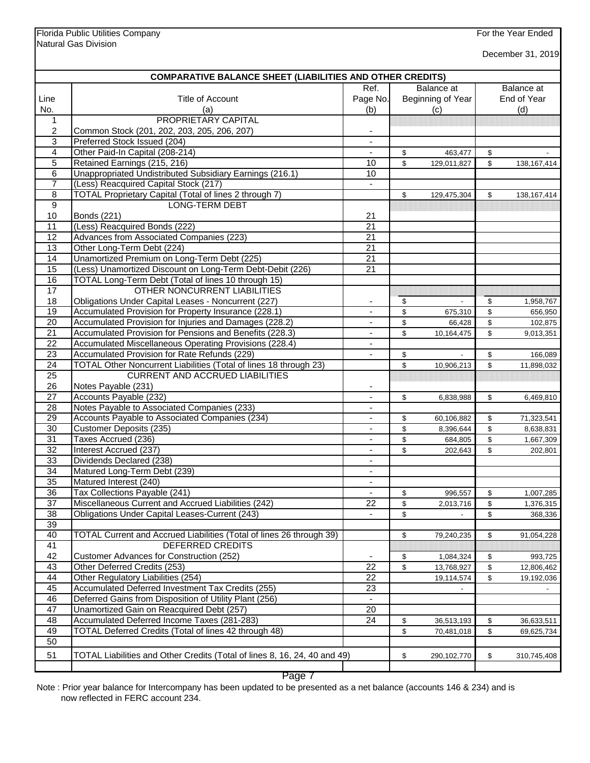Florida Public Utilities Company
Natural Gas Division

For the Year Ended
December 31, 2019

## COMPARATIVE BALANCE SHEET (LIABILITIES AND OTHER CREDITS)

| Line No. | Title of Account (a) | Ref. Page No. (b) | Balance at Beginning of Year (c) | Balance at End of Year (d) |
|---|---|---|---|---|
| 1 | PROPRIETARY CAPITAL | | | |
| 2 | Common Stock (201, 202, 203, 205, 206, 207) | - | | |
| 3 | Preferred Stock Issued (204) | - | | |
| 4 | Other Paid-In Capital (208-214) | - | $ 463,477 | $ - |
| 5 | Retained Earnings (215, 216) | 10 | $ 129,011,827 | $ 138,167,414 |
| 6 | Unappropriated Undistributed Subsidiary Earnings (216.1) | 10 | | |
| 7 | (Less) Reacquired Capital Stock (217) | - | | |
| 8 | TOTAL Proprietary Capital (Total of lines 2 through 7) | | $ 129,475,304 | $ 138,167,414 |
| 9 | LONG-TERM DEBT | | | |
| 10 | Bonds (221) | 21 | | |
| 11 | (Less) Reacquired Bonds (222) | 21 | | |
| 12 | Advances from Associated Companies (223) | 21 | | |
| 13 | Other Long-Term Debt (224) | 21 | | |
| 14 | Unamortized Premium on Long-Term Debt (225) | 21 | | |
| 15 | (Less) Unamortized Discount on Long-Term Debt-Debit (226) | 21 | | |
| 16 | TOTAL Long-Term Debt (Total of lines 10 through 15) | | | |
| 17 | OTHER NONCURRENT LIABILITIES | | | |
| 18 | Obligations Under Capital Leases - Noncurrent (227) | - | $ - | $ 1,958,767 |
| 19 | Accumulated Provision for Property Insurance (228.1) | - | $ 675,310 | $ 656,950 |
| 20 | Accumulated Provision for Injuries and Damages (228.2) | - | $ 66,428 | $ 102,875 |
| 21 | Accumulated Provision for Pensions and Benefits (228.3) | - | $ 10,164,475 | $ 9,013,351 |
| 22 | Accumulated Miscellaneous Operating Provisions (228.4) | - | | |
| 23 | Accumulated Provision for Rate Refunds (229) | - | $ - | $ 166,089 |
| 24 | TOTAL Other Noncurrent Liabilities (Total of lines 18 through 23) | | $ 10,906,213 | $ 11,898,032 |
| 25 | CURRENT AND ACCRUED LIABILITIES | | | |
| 26 | Notes Payable (231) | - | | |
| 27 | Accounts Payable (232) | - | $ 6,838,988 | $ 6,469,810 |
| 28 | Notes Payable to Associated Companies (233) | - | | |
| 29 | Accounts Payable to Associated Companies (234) | - | $ 60,106,882 | $ 71,323,541 |
| 30 | Customer Deposits (235) | - | $ 8,396,644 | $ 8,638,831 |
| 31 | Taxes Accrued (236) | - | $ 684,805 | $ 1,667,309 |
| 32 | Interest Accrued (237) | - | $ 202,643 | $ 202,801 |
| 33 | Dividends Declared (238) | - | | |
| 34 | Matured Long-Term Debt (239) | - | | |
| 35 | Matured Interest (240) | - | | |
| 36 | Tax Collections Payable (241) | - | $ 996,557 | $ 1,007,285 |
| 37 | Miscellaneous Current and Accrued Liabilities (242) | 22 | $ 2,013,716 | $ 1,376,315 |
| 38 | Obligations Under Capital Leases-Current (243) | - | $ - | $ 368,336 |
| 39 | | | | |
| 40 | TOTAL Current and Accrued Liabilities (Total of lines 26 through 39) | | $ 79,240,235 | $ 91,054,228 |
| 41 | DEFERRED CREDITS | | | |
| 42 | Customer Advances for Construction (252) | - | $ 1,084,324 | $ 993,725 |
| 43 | Other Deferred Credits (253) | 22 | $ 13,768,927 | $ 12,806,462 |
| 44 | Other Regulatory Liabilities (254) | 22 | 19,114,574 | $ 19,192,036 |
| 45 | Accumulated Deferred Investment Tax Credits (255) | 23 | - | - |
| 46 | Deferred Gains from Disposition of Utility Plant (256) | - | | |
| 47 | Unamortized Gain on Reacquired Debt (257) | 20 | | |
| 48 | Accumulated Deferred Income Taxes (281-283) | 24 | $ 36,513,193 | $ 36,633,511 |
| 49 | TOTAL Deferred Credits (Total of lines 42 through 48) | | $ 70,481,018 | $ 69,625,734 |
| 50 | | | | |
| 51 | TOTAL Liabilities and Other Credits (Total of lines 8, 16, 24, 40 and 49) | | $ 290,102,770 | $ 310,745,408 |

Note : Prior year balance for Intercompany has been updated to be presented as a net balance (accounts 146 & 234) and is now reflected in FERC account 234.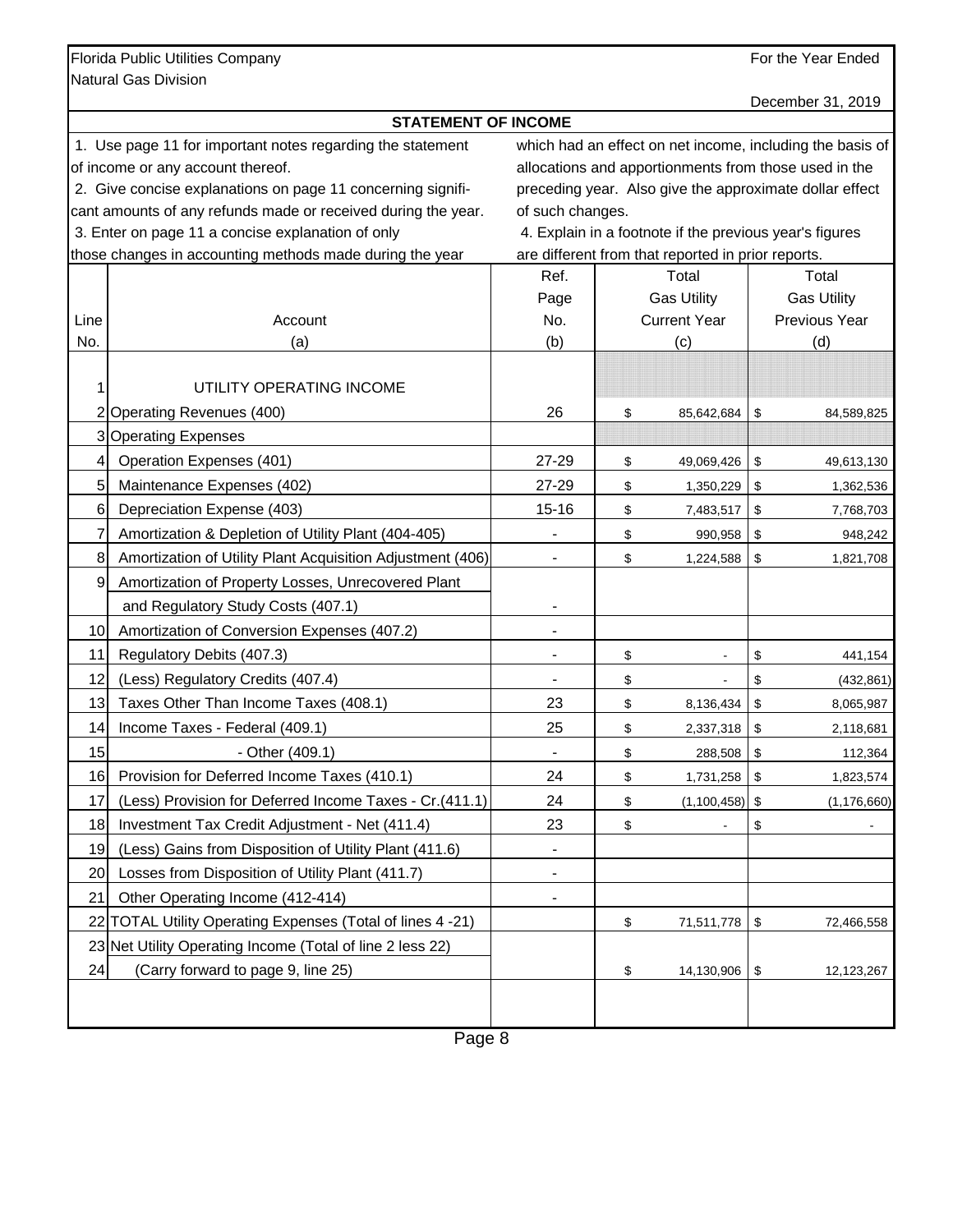Florida Public Utilities Company
Natural Gas Division

For the Year Ended
December 31, 2019

## STATEMENT OF INCOME

1. Use page 11 for important notes regarding the statement of income or any account thereof.
2. Give concise explanations on page 11 concerning significant amounts of any refunds made or received during the year.
3. Enter on page 11 a concise explanation of only those changes in accounting methods made during the year which had an effect on net income, including the basis of allocations and apportionments from those used in the preceding year. Also give the approximate dollar effect of such changes.
4. Explain in a footnote if the previous year's figures are different from that reported in prior reports.

| Line No. | Account (a) | Ref. Page No. (b) | Total Gas Utility Current Year (c) | Total Gas Utility Previous Year (d) |
|---|---|---|---|---|
| 1 | UTILITY OPERATING INCOME | | | |
| 2 | Operating Revenues (400) | 26 | $ 85,642,684 | $ 84,589,825 |
| 3 | Operating Expenses | | | |
| 4 | Operation Expenses (401) | 27-29 | $ 49,069,426 | $ 49,613,130 |
| 5 | Maintenance Expenses (402) | 27-29 | $ 1,350,229 | $ 1,362,536 |
| 6 | Depreciation Expense (403) | 15-16 | $ 7,483,517 | $ 7,768,703 |
| 7 | Amortization & Depletion of Utility Plant (404-405) | - | $ 990,958 | $ 948,242 |
| 8 | Amortization of Utility Plant Acquisition Adjustment (406) | - | $ 1,224,588 | $ 1,821,708 |
| 9 | Amortization of Property Losses, Unrecovered Plant and Regulatory Study Costs (407.1) | - | | |
| 10 | Amortization of Conversion Expenses (407.2) | - | | |
| 11 | Regulatory Debits (407.3) | - | $ - | $ 441,154 |
| 12 | (Less) Regulatory Credits (407.4) | - | $ - | $ (432,861) |
| 13 | Taxes Other Than Income Taxes (408.1) | 23 | $ 8,136,434 | $ 8,065,987 |
| 14 | Income Taxes - Federal (409.1) | 25 | $ 2,337,318 | $ 2,118,681 |
| 15 | - Other (409.1) | - | $ 288,508 | $ 112,364 |
| 16 | Provision for Deferred Income Taxes (410.1) | 24 | $ 1,731,258 | $ 1,823,574 |
| 17 | (Less) Provision for Deferred Income Taxes - Cr.(411.1) | 24 | $ (1,100,458) | $ (1,176,660) |
| 18 | Investment Tax Credit Adjustment - Net (411.4) | 23 | $ - | $ - |
| 19 | (Less) Gains from Disposition of Utility Plant (411.6) | - | | |
| 20 | Losses from Disposition of Utility Plant (411.7) | - | | |
| 21 | Other Operating Income (412-414) | - | | |
| 22 | TOTAL Utility Operating Expenses (Total of lines 4 -21) | | $ 71,511,778 | $ 72,466,558 |
| 23 | Net Utility Operating Income (Total of line 2 less 22) | | | |
| 24 | (Carry forward to page 9, line 25) | | $ 14,130,906 | $ 12,123,267 |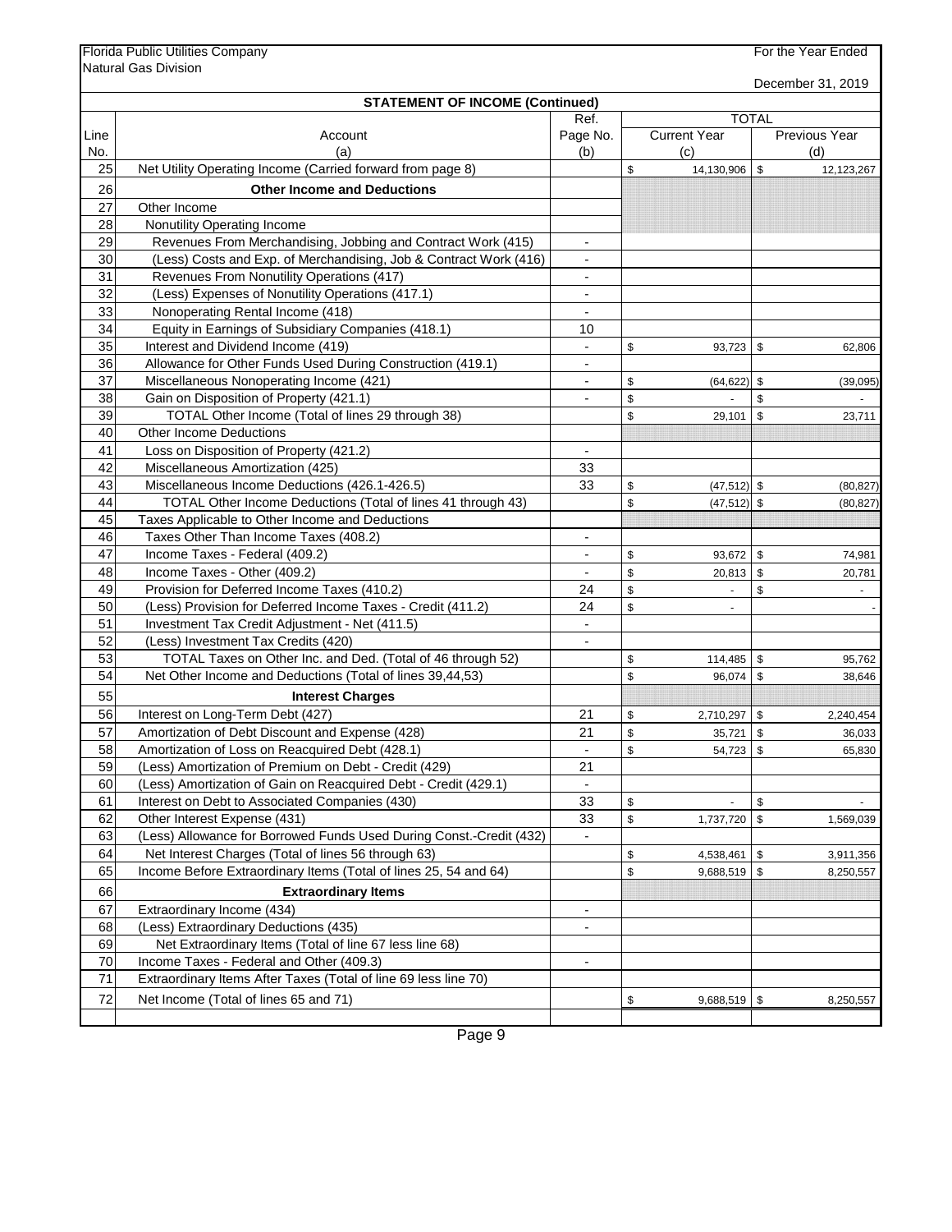Florida Public Utilities Company
Natural Gas Division

For the Year Ended
December 31, 2019

## STATEMENT OF INCOME (Continued)

| Line No. | Account (a) | Ref. Page No. (b) | TOTAL Current Year (c) | TOTAL Previous Year (d) |
|---|---|---|---|---|
| 25 | Net Utility Operating Income (Carried forward from page 8) | | $ 14,130,906 | $ 12,123,267 |
| 26 | **Other Income and Deductions** | | | |
| 27 | Other Income | | | |
| 28 | Nonutility Operating Income | | | |
| 29 | Revenues From Merchandising, Jobbing and Contract Work (415) | - | | |
| 30 | (Less) Costs and Exp. of Merchandising, Job & Contract Work (416) | - | | |
| 31 | Revenues From Nonutility Operations (417) | - | | |
| 32 | (Less) Expenses of Nonutility Operations (417.1) | - | | |
| 33 | Nonoperating Rental Income (418) | - | | |
| 34 | Equity in Earnings of Subsidiary Companies (418.1) | 10 | | |
| 35 | Interest and Dividend Income (419) | - | $ 93,723 | $ 62,806 |
| 36 | Allowance for Other Funds Used During Construction (419.1) | - | | |
| 37 | Miscellaneous Nonoperating Income (421) | - | $ (64,622) | $ (39,095) |
| 38 | Gain on Disposition of Property (421.1) | - | $ - | $ - |
| 39 | TOTAL Other Income (Total of lines 29 through 38) | | $ 29,101 | $ 23,711 |
| 40 | Other Income Deductions | | | |
| 41 | Loss on Disposition of Property (421.2) | - | | |
| 42 | Miscellaneous Amortization (425) | 33 | | |
| 43 | Miscellaneous Income Deductions (426.1-426.5) | 33 | $ (47,512) | $ (80,827) |
| 44 | TOTAL Other Income Deductions (Total of lines 41 through 43) | | $ (47,512) | $ (80,827) |
| 45 | Taxes Applicable to Other Income and Deductions | | | |
| 46 | Taxes Other Than Income Taxes (408.2) | - | | |
| 47 | Income Taxes - Federal (409.2) | - | $ 93,672 | $ 74,981 |
| 48 | Income Taxes - Other (409.2) | - | $ 20,813 | $ 20,781 |
| 49 | Provision for Deferred Income Taxes (410.2) | 24 | $ - | $ - |
| 50 | (Less) Provision for Deferred Income Taxes - Credit (411.2) | 24 | $ - | - |
| 51 | Investment Tax Credit Adjustment - Net (411.5) | - | | |
| 52 | (Less) Investment Tax Credits (420) | - | | |
| 53 | TOTAL Taxes on Other Inc. and Ded. (Total of 46 through 52) | | $ 114,485 | $ 95,762 |
| 54 | Net Other Income and Deductions (Total of lines 39,44,53) | | $ 96,074 | $ 38,646 |
| 55 | **Interest Charges** | | | |
| 56 | Interest on Long-Term Debt (427) | 21 | $ 2,710,297 | $ 2,240,454 |
| 57 | Amortization of Debt Discount and Expense (428) | 21 | $ 35,721 | $ 36,033 |
| 58 | Amortization of Loss on Reacquired Debt (428.1) | - | $ 54,723 | $ 65,830 |
| 59 | (Less) Amortization of Premium on Debt - Credit (429) | 21 | | |
| 60 | (Less) Amortization of Gain on Reacquired Debt - Credit (429.1) | - | | |
| 61 | Interest on Debt to Associated Companies (430) | 33 | $ - | $ - |
| 62 | Other Interest Expense (431) | 33 | $ 1,737,720 | $ 1,569,039 |
| 63 | (Less) Allowance for Borrowed Funds Used During Const.-Credit (432) | - | | |
| 64 | Net Interest Charges (Total of lines 56 through 63) | | $ 4,538,461 | $ 3,911,356 |
| 65 | Income Before Extraordinary Items (Total of lines 25, 54 and 64) | | $ 9,688,519 | $ 8,250,557 |
| 66 | **Extraordinary Items** | | | |
| 67 | Extraordinary Income (434) | - | | |
| 68 | (Less) Extraordinary Deductions (435) | - | | |
| 69 | Net Extraordinary Items (Total of line 67 less line 68) | | | |
| 70 | Income Taxes - Federal and Other (409.3) | - | | |
| 71 | Extraordinary Items After Taxes (Total of line 69 less line 70) | | | |
| 72 | Net Income (Total of lines 65 and 71) | | $ 9,688,519 | $ 8,250,557 |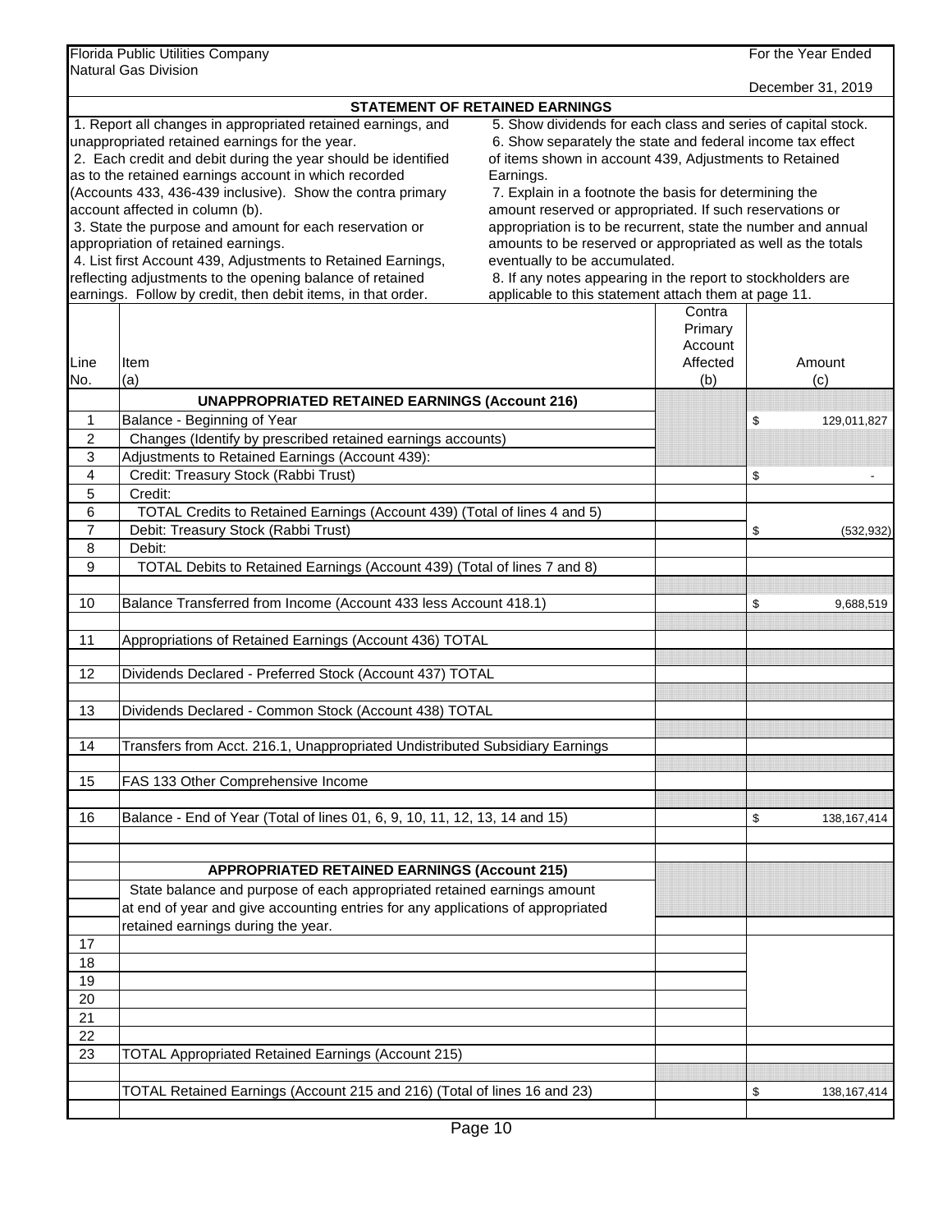Florida Public Utilities Company
Natural Gas Division

For the Year Ended December 31, 2019

## STATEMENT OF RETAINED EARNINGS

1. Report all changes in appropriated retained earnings, and unappropriated retained earnings for the year.
2. Each credit and debit during the year should be identified as to the retained earnings account in which recorded (Accounts 433, 436-439 inclusive). Show the contra primary account affected in column (b).
3. State the purpose and amount for each reservation or appropriation of retained earnings.
4. List first Account 439, Adjustments to Retained Earnings, reflecting adjustments to the opening balance of retained earnings. Follow by credit, then debit items, in that order.
5. Show dividends for each class and series of capital stock.
6. Show separately the state and federal income tax effect of items shown in account 439, Adjustments to Retained Earnings.
7. Explain in a footnote the basis for determining the amount reserved or appropriated. If such reservations or appropriation is to be recurrent, state the number and annual amounts to be reserved or appropriated as well as the totals eventually to be accumulated.
8. If any notes appearing in the report to stockholders are applicable to this statement attach them at page 11.

| Line No. | Item (a) | Contra Primary Account Affected (b) | Amount (c) |
|---|---|---|---|
| | **UNAPPROPRIATED RETAINED EARNINGS (Account 216)** | | |
| 1 | Balance - Beginning of Year | | $ 129,011,827 |
| 2 | Changes (Identify by prescribed retained earnings accounts) | | |
| 3 | Adjustments to Retained Earnings (Account 439): | | |
| 4 | Credit: Treasury Stock (Rabbi Trust) | | $ - |
| 5 | Credit: | | |
| 6 | TOTAL Credits to Retained Earnings (Account 439) (Total of lines 4 and 5) | | |
| 7 | Debit: Treasury Stock (Rabbi Trust) | | $ (532,932) |
| 8 | Debit: | | |
| 9 | TOTAL Debits to Retained Earnings (Account 439) (Total of lines 7 and 8) | | |
| 10 | Balance Transferred from Income (Account 433 less Account 418.1) | | $ 9,688,519 |
| 11 | Appropriations of Retained Earnings (Account 436) TOTAL | | |
| 12 | Dividends Declared - Preferred Stock (Account 437) TOTAL | | |
| 13 | Dividends Declared - Common Stock (Account 438) TOTAL | | |
| 14 | Transfers from Acct. 216.1, Unappropriated Undistributed Subsidiary Earnings | | |
| 15 | FAS 133 Other Comprehensive Income | | |
| 16 | Balance - End of Year (Total of lines 01, 6, 9, 10, 11, 12, 13, 14 and 15) | | $ 138,167,414 |
| | **APPROPRIATED RETAINED EARNINGS (Account 215)** | | |
| | State balance and purpose of each appropriated retained earnings amount at end of year and give accounting entries for any applications of appropriated retained earnings during the year. | | |
| 17 | | | |
| 18 | | | |
| 19 | | | |
| 20 | | | |
| 21 | | | |
| 22 | | | |
| 23 | TOTAL Appropriated Retained Earnings (Account 215) | | |
| | TOTAL Retained Earnings (Account 215 and 216) (Total of lines 16 and 23) | | $ 138,167,414 |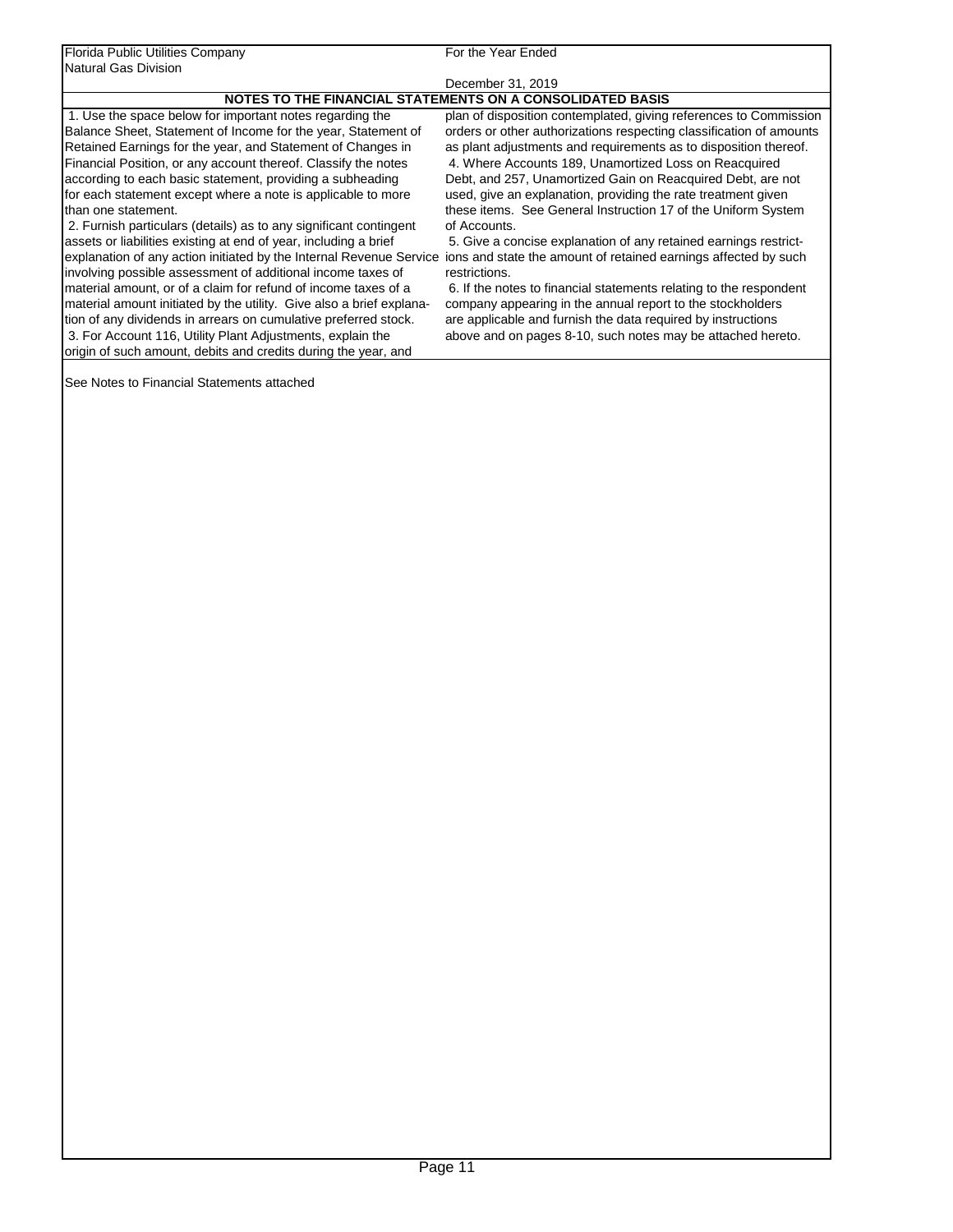Florida Public Utilities Company
Natural Gas Division

For the Year Ended
December 31, 2019

## NOTES TO THE FINANCIAL STATEMENTS ON A CONSOLIDATED BASIS

1. Use the space below for important notes regarding the Balance Sheet, Statement of Income for the year, Statement of Retained Earnings for the year, and Statement of Changes in Financial Position, or any account thereof. Classify the notes according to each basic statement, providing a subheading for each statement except where a note is applicable to more than one statement.

2. Furnish particulars (details) as to any significant contingent assets or liabilities existing at end of year, including a brief explanation of any action initiated by the Internal Revenue Service involving possible assessment of additional income taxes of material amount, or of a claim for refund of income taxes of a material amount initiated by the utility. Give also a brief explanation of any dividends in arrears on cumulative preferred stock.

3. For Account 116, Utility Plant Adjustments, explain the origin of such amount, debits and credits during the year, and plan of disposition contemplated, giving references to Commission orders or other authorizations respecting classification of amounts as plant adjustments and requirements as to disposition thereof.

4. Where Accounts 189, Unamortized Loss on Reacquired Debt, and 257, Unamortized Gain on Reacquired Debt, are not used, give an explanation, providing the rate treatment given these items. See General Instruction 17 of the Uniform System of Accounts.

5. Give a concise explanation of any retained earnings restrictions and state the amount of retained earnings affected by such restrictions.

6. If the notes to financial statements relating to the respondent company appearing in the annual report to the stockholders are applicable and furnish the data required by instructions above and on pages 8-10, such notes may be attached hereto.

See Notes to Financial Statements attached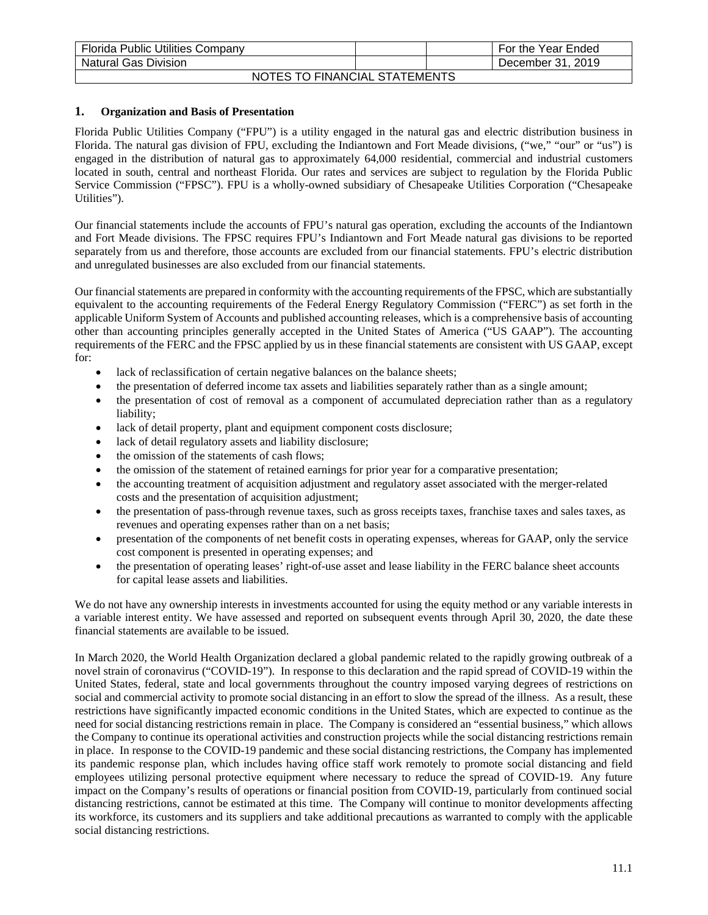| Florida Public Utilities Company | | | For the Year Ended |
|---|---|---|---|
| Natural Gas Division | | | December 31, 2019 |
| NOTES TO FINANCIAL STATEMENTS | | | |

## 1. Organization and Basis of Presentation

Florida Public Utilities Company ("FPU") is a utility engaged in the natural gas and electric distribution business in Florida. The natural gas division of FPU, excluding the Indiantown and Fort Meade divisions, ("we," "our" or "us") is engaged in the distribution of natural gas to approximately 64,000 residential, commercial and industrial customers located in south, central and northeast Florida. Our rates and services are subject to regulation by the Florida Public Service Commission ("FPSC"). FPU is a wholly-owned subsidiary of Chesapeake Utilities Corporation ("Chesapeake Utilities").

Our financial statements include the accounts of FPU's natural gas operation, excluding the accounts of the Indiantown and Fort Meade divisions. The FPSC requires FPU's Indiantown and Fort Meade natural gas divisions to be reported separately from us and therefore, those accounts are excluded from our financial statements. FPU's electric distribution and unregulated businesses are also excluded from our financial statements.

Our financial statements are prepared in conformity with the accounting requirements of the FPSC, which are substantially equivalent to the accounting requirements of the Federal Energy Regulatory Commission ("FERC") as set forth in the applicable Uniform System of Accounts and published accounting releases, which is a comprehensive basis of accounting other than accounting principles generally accepted in the United States of America ("US GAAP"). The accounting requirements of the FERC and the FPSC applied by us in these financial statements are consistent with US GAAP, except for:

- lack of reclassification of certain negative balances on the balance sheets;
- the presentation of deferred income tax assets and liabilities separately rather than as a single amount;
- the presentation of cost of removal as a component of accumulated depreciation rather than as a regulatory liability;
- lack of detail property, plant and equipment component costs disclosure;
- lack of detail regulatory assets and liability disclosure;
- the omission of the statements of cash flows;
- the omission of the statement of retained earnings for prior year for a comparative presentation;
- the accounting treatment of acquisition adjustment and regulatory asset associated with the merger-related costs and the presentation of acquisition adjustment;
- the presentation of pass-through revenue taxes, such as gross receipts taxes, franchise taxes and sales taxes, as revenues and operating expenses rather than on a net basis;
- presentation of the components of net benefit costs in operating expenses, whereas for GAAP, only the service cost component is presented in operating expenses; and
- the presentation of operating leases' right-of-use asset and lease liability in the FERC balance sheet accounts for capital lease assets and liabilities.

We do not have any ownership interests in investments accounted for using the equity method or any variable interests in a variable interest entity. We have assessed and reported on subsequent events through April 30, 2020, the date these financial statements are available to be issued.

In March 2020, the World Health Organization declared a global pandemic related to the rapidly growing outbreak of a novel strain of coronavirus ("COVID-19"). In response to this declaration and the rapid spread of COVID-19 within the United States, federal, state and local governments throughout the country imposed varying degrees of restrictions on social and commercial activity to promote social distancing in an effort to slow the spread of the illness. As a result, these restrictions have significantly impacted economic conditions in the United States, which are expected to continue as the need for social distancing restrictions remain in place. The Company is considered an "essential business," which allows the Company to continue its operational activities and construction projects while the social distancing restrictions remain in place. In response to the COVID-19 pandemic and these social distancing restrictions, the Company has implemented its pandemic response plan, which includes having office staff work remotely to promote social distancing and field employees utilizing personal protective equipment where necessary to reduce the spread of COVID-19. Any future impact on the Company's results of operations or financial position from COVID-19, particularly from continued social distancing restrictions, cannot be estimated at this time. The Company will continue to monitor developments affecting its workforce, its customers and its suppliers and take additional precautions as warranted to comply with the applicable social distancing restrictions.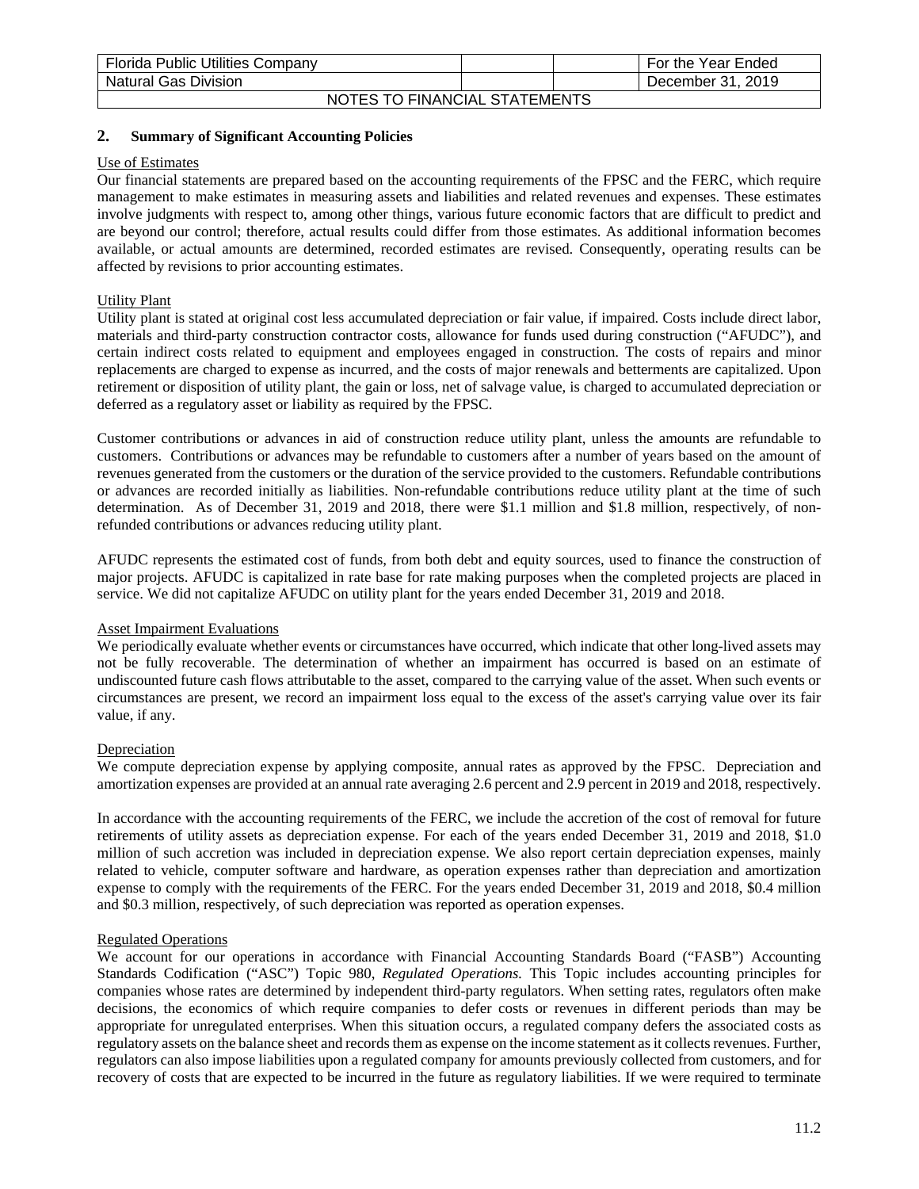## 2. Summary of Significant Accounting Policies

Use of Estimates

Our financial statements are prepared based on the accounting requirements of the FPSC and the FERC, which require management to make estimates in measuring assets and liabilities and related revenues and expenses. These estimates involve judgments with respect to, among other things, various future economic factors that are difficult to predict and are beyond our control; therefore, actual results could differ from those estimates. As additional information becomes available, or actual amounts are determined, recorded estimates are revised. Consequently, operating results can be affected by revisions to prior accounting estimates.

Utility Plant

Utility plant is stated at original cost less accumulated depreciation or fair value, if impaired. Costs include direct labor, materials and third-party construction contractor costs, allowance for funds used during construction ("AFUDC"), and certain indirect costs related to equipment and employees engaged in construction. The costs of repairs and minor replacements are charged to expense as incurred, and the costs of major renewals and betterments are capitalized. Upon retirement or disposition of utility plant, the gain or loss, net of salvage value, is charged to accumulated depreciation or deferred as a regulatory asset or liability as required by the FPSC.

Customer contributions or advances in aid of construction reduce utility plant, unless the amounts are refundable to customers. Contributions or advances may be refundable to customers after a number of years based on the amount of revenues generated from the customers or the duration of the service provided to the customers. Refundable contributions or advances are recorded initially as liabilities. Non-refundable contributions reduce utility plant at the time of such determination. As of December 31, 2019 and 2018, there were $1.1 million and $1.8 million, respectively, of non-refunded contributions or advances reducing utility plant.

AFUDC represents the estimated cost of funds, from both debt and equity sources, used to finance the construction of major projects. AFUDC is capitalized in rate base for rate making purposes when the completed projects are placed in service. We did not capitalize AFUDC on utility plant for the years ended December 31, 2019 and 2018.

Asset Impairment Evaluations

We periodically evaluate whether events or circumstances have occurred, which indicate that other long-lived assets may not be fully recoverable. The determination of whether an impairment has occurred is based on an estimate of undiscounted future cash flows attributable to the asset, compared to the carrying value of the asset. When such events or circumstances are present, we record an impairment loss equal to the excess of the asset's carrying value over its fair value, if any.

Depreciation

We compute depreciation expense by applying composite, annual rates as approved by the FPSC. Depreciation and amortization expenses are provided at an annual rate averaging 2.6 percent and 2.9 percent in 2019 and 2018, respectively.

In accordance with the accounting requirements of the FERC, we include the accretion of the cost of removal for future retirements of utility assets as depreciation expense. For each of the years ended December 31, 2019 and 2018, $1.0 million of such accretion was included in depreciation expense. We also report certain depreciation expenses, mainly related to vehicle, computer software and hardware, as operation expenses rather than depreciation and amortization expense to comply with the requirements of the FERC. For the years ended December 31, 2019 and 2018, $0.4 million and $0.3 million, respectively, of such depreciation was reported as operation expenses.

Regulated Operations

We account for our operations in accordance with Financial Accounting Standards Board ("FASB") Accounting Standards Codification ("ASC") Topic 980, *Regulated Operations.* This Topic includes accounting principles for companies whose rates are determined by independent third-party regulators. When setting rates, regulators often make decisions, the economics of which require companies to defer costs or revenues in different periods than may be appropriate for unregulated enterprises. When this situation occurs, a regulated company defers the associated costs as regulatory assets on the balance sheet and records them as expense on the income statement as it collects revenues. Further, regulators can also impose liabilities upon a regulated company for amounts previously collected from customers, and for recovery of costs that are expected to be incurred in the future as regulatory liabilities. If we were required to terminate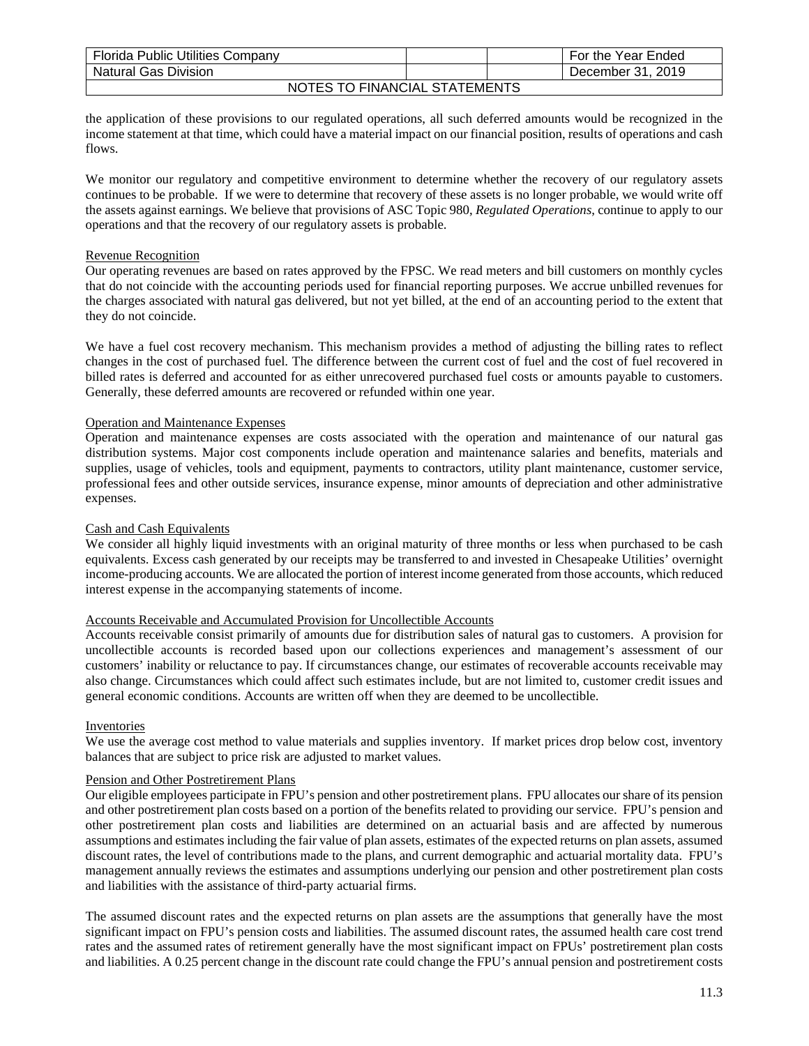the application of these provisions to our regulated operations, all such deferred amounts would be recognized in the income statement at that time, which could have a material impact on our financial position, results of operations and cash flows.

We monitor our regulatory and competitive environment to determine whether the recovery of our regulatory assets continues to be probable. If we were to determine that recovery of these assets is no longer probable, we would write off the assets against earnings. We believe that provisions of ASC Topic 980, *Regulated Operations*, continue to apply to our operations and that the recovery of our regulatory assets is probable.

Revenue Recognition

Our operating revenues are based on rates approved by the FPSC. We read meters and bill customers on monthly cycles that do not coincide with the accounting periods used for financial reporting purposes. We accrue unbilled revenues for the charges associated with natural gas delivered, but not yet billed, at the end of an accounting period to the extent that they do not coincide.

We have a fuel cost recovery mechanism. This mechanism provides a method of adjusting the billing rates to reflect changes in the cost of purchased fuel. The difference between the current cost of fuel and the cost of fuel recovered in billed rates is deferred and accounted for as either unrecovered purchased fuel costs or amounts payable to customers. Generally, these deferred amounts are recovered or refunded within one year.

Operation and Maintenance Expenses

Operation and maintenance expenses are costs associated with the operation and maintenance of our natural gas distribution systems. Major cost components include operation and maintenance salaries and benefits, materials and supplies, usage of vehicles, tools and equipment, payments to contractors, utility plant maintenance, customer service, professional fees and other outside services, insurance expense, minor amounts of depreciation and other administrative expenses.

Cash and Cash Equivalents

We consider all highly liquid investments with an original maturity of three months or less when purchased to be cash equivalents. Excess cash generated by our receipts may be transferred to and invested in Chesapeake Utilities' overnight income-producing accounts. We are allocated the portion of interest income generated from those accounts, which reduced interest expense in the accompanying statements of income.

Accounts Receivable and Accumulated Provision for Uncollectible Accounts

Accounts receivable consist primarily of amounts due for distribution sales of natural gas to customers. A provision for uncollectible accounts is recorded based upon our collections experiences and management's assessment of our customers' inability or reluctance to pay. If circumstances change, our estimates of recoverable accounts receivable may also change. Circumstances which could affect such estimates include, but are not limited to, customer credit issues and general economic conditions. Accounts are written off when they are deemed to be uncollectible.

Inventories

We use the average cost method to value materials and supplies inventory. If market prices drop below cost, inventory balances that are subject to price risk are adjusted to market values.

Pension and Other Postretirement Plans

Our eligible employees participate in FPU's pension and other postretirement plans. FPU allocates our share of its pension and other postretirement plan costs based on a portion of the benefits related to providing our service. FPU's pension and other postretirement plan costs and liabilities are determined on an actuarial basis and are affected by numerous assumptions and estimates including the fair value of plan assets, estimates of the expected returns on plan assets, assumed discount rates, the level of contributions made to the plans, and current demographic and actuarial mortality data. FPU's management annually reviews the estimates and assumptions underlying our pension and other postretirement plan costs and liabilities with the assistance of third-party actuarial firms.

The assumed discount rates and the expected returns on plan assets are the assumptions that generally have the most significant impact on FPU's pension costs and liabilities. The assumed discount rates, the assumed health care cost trend rates and the assumed rates of retirement generally have the most significant impact on FPUs' postretirement plan costs and liabilities. A 0.25 percent change in the discount rate could change the FPU's annual pension and postretirement costs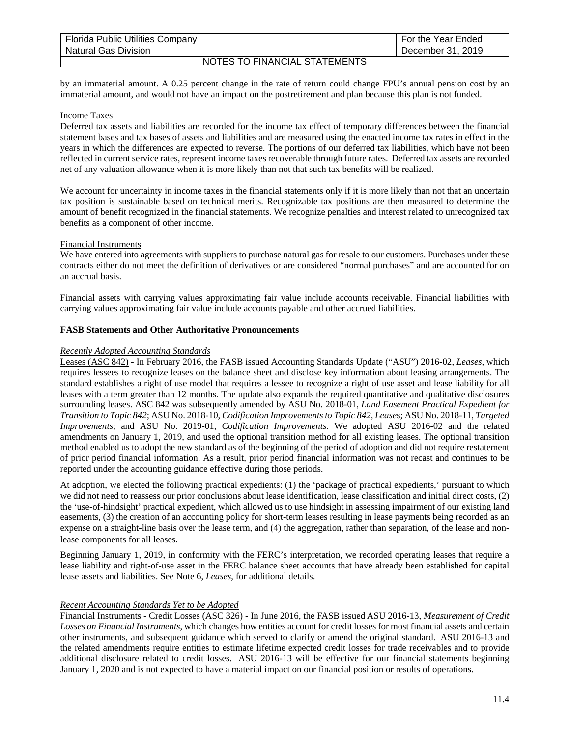by an immaterial amount. A 0.25 percent change in the rate of return could change FPU's annual pension cost by an immaterial amount, and would not have an impact on the postretirement and plan because this plan is not funded.

Income Taxes

Deferred tax assets and liabilities are recorded for the income tax effect of temporary differences between the financial statement bases and tax bases of assets and liabilities and are measured using the enacted income tax rates in effect in the years in which the differences are expected to reverse. The portions of our deferred tax liabilities, which have not been reflected in current service rates, represent income taxes recoverable through future rates. Deferred tax assets are recorded net of any valuation allowance when it is more likely than not that such tax benefits will be realized.

We account for uncertainty in income taxes in the financial statements only if it is more likely than not that an uncertain tax position is sustainable based on technical merits. Recognizable tax positions are then measured to determine the amount of benefit recognized in the financial statements. We recognize penalties and interest related to unrecognized tax benefits as a component of other income.

Financial Instruments

We have entered into agreements with suppliers to purchase natural gas for resale to our customers. Purchases under these contracts either do not meet the definition of derivatives or are considered "normal purchases" and are accounted for on an accrual basis.

Financial assets with carrying values approximating fair value include accounts receivable. Financial liabilities with carrying values approximating fair value include accounts payable and other accrued liabilities.

**FASB Statements and Other Authoritative Pronouncements**

*Recently Adopted Accounting Standards*

Leases (ASC 842) - In February 2016, the FASB issued Accounting Standards Update ("ASU") 2016-02, *Leases*, which requires lessees to recognize leases on the balance sheet and disclose key information about leasing arrangements. The standard establishes a right of use model that requires a lessee to recognize a right of use asset and lease liability for all leases with a term greater than 12 months. The update also expands the required quantitative and qualitative disclosures surrounding leases. ASC 842 was subsequently amended by ASU No. 2018-01, *Land Easement Practical Expedient for Transition to Topic 842*; ASU No. 2018-10, *Codification Improvements to Topic 842, Leases*; ASU No. 2018-11, *Targeted Improvements*; and ASU No. 2019-01, *Codification Improvements*. We adopted ASU 2016-02 and the related amendments on January 1, 2019, and used the optional transition method for all existing leases. The optional transition method enabled us to adopt the new standard as of the beginning of the period of adoption and did not require restatement of prior period financial information. As a result, prior period financial information was not recast and continues to be reported under the accounting guidance effective during those periods.

At adoption, we elected the following practical expedients: (1) the 'package of practical expedients,' pursuant to which we did not need to reassess our prior conclusions about lease identification, lease classification and initial direct costs, (2) the 'use-of-hindsight' practical expedient, which allowed us to use hindsight in assessing impairment of our existing land easements, (3) the creation of an accounting policy for short-term leases resulting in lease payments being recorded as an expense on a straight-line basis over the lease term, and (4) the aggregation, rather than separation, of the lease and non-lease components for all leases.

Beginning January 1, 2019, in conformity with the FERC's interpretation, we recorded operating leases that require a lease liability and right-of-use asset in the FERC balance sheet accounts that have already been established for capital lease assets and liabilities. See Note 6, *Leases*, for additional details.

*Recent Accounting Standards Yet to be Adopted*

Financial Instruments - Credit Losses (ASC 326) - In June 2016, the FASB issued ASU 2016-13, *Measurement of Credit Losses on Financial Instruments*, which changes how entities account for credit losses for most financial assets and certain other instruments, and subsequent guidance which served to clarify or amend the original standard. ASU 2016-13 and the related amendments require entities to estimate lifetime expected credit losses for trade receivables and to provide additional disclosure related to credit losses. ASU 2016-13 will be effective for our financial statements beginning January 1, 2020 and is not expected to have a material impact on our financial position or results of operations.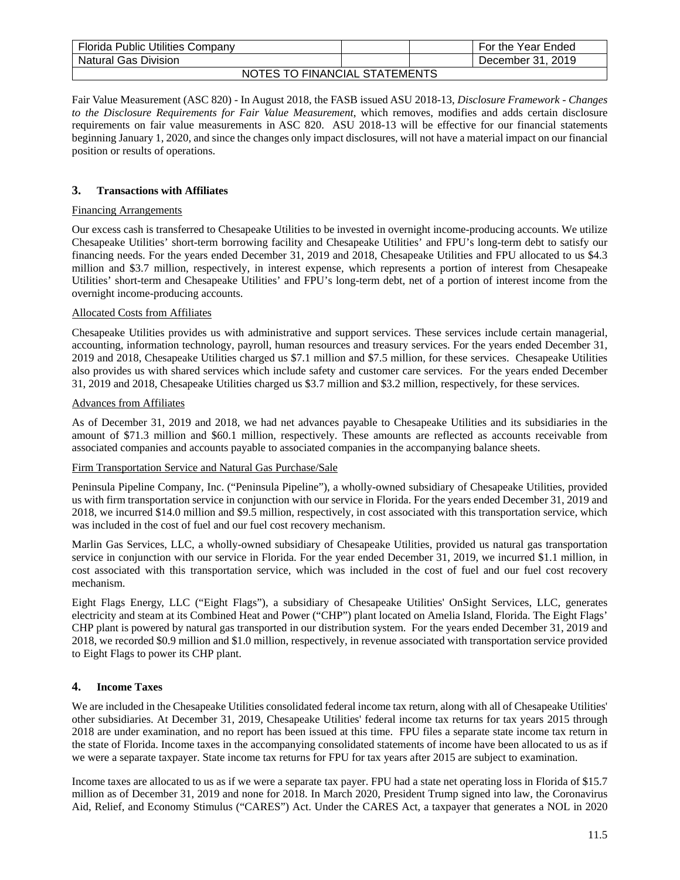Fair Value Measurement (ASC 820) - In August 2018, the FASB issued ASU 2018-13, *Disclosure Framework - Changes to the Disclosure Requirements for Fair Value Measurement*, which removes, modifies and adds certain disclosure requirements on fair value measurements in ASC 820. ASU 2018-13 will be effective for our financial statements beginning January 1, 2020, and since the changes only impact disclosures, will not have a material impact on our financial position or results of operations.

## 3. Transactions with Affiliates

Financing Arrangements

Our excess cash is transferred to Chesapeake Utilities to be invested in overnight income-producing accounts. We utilize Chesapeake Utilities' short-term borrowing facility and Chesapeake Utilities' and FPU's long-term debt to satisfy our financing needs. For the years ended December 31, 2019 and 2018, Chesapeake Utilities and FPU allocated to us $4.3 million and $3.7 million, respectively, in interest expense, which represents a portion of interest from Chesapeake Utilities' short-term and Chesapeake Utilities' and FPU's long-term debt, net of a portion of interest income from the overnight income-producing accounts.

Allocated Costs from Affiliates

Chesapeake Utilities provides us with administrative and support services. These services include certain managerial, accounting, information technology, payroll, human resources and treasury services. For the years ended December 31, 2019 and 2018, Chesapeake Utilities charged us $7.1 million and $7.5 million, for these services. Chesapeake Utilities also provides us with shared services which include safety and customer care services. For the years ended December 31, 2019 and 2018, Chesapeake Utilities charged us $3.7 million and $3.2 million, respectively, for these services.

Advances from Affiliates

As of December 31, 2019 and 2018, we had net advances payable to Chesapeake Utilities and its subsidiaries in the amount of $71.3 million and $60.1 million, respectively. These amounts are reflected as accounts receivable from associated companies and accounts payable to associated companies in the accompanying balance sheets.

Firm Transportation Service and Natural Gas Purchase/Sale

Peninsula Pipeline Company, Inc. ("Peninsula Pipeline"), a wholly-owned subsidiary of Chesapeake Utilities, provided us with firm transportation service in conjunction with our service in Florida. For the years ended December 31, 2019 and 2018, we incurred $14.0 million and $9.5 million, respectively, in cost associated with this transportation service, which was included in the cost of fuel and our fuel cost recovery mechanism.

Marlin Gas Services, LLC, a wholly-owned subsidiary of Chesapeake Utilities, provided us natural gas transportation service in conjunction with our service in Florida. For the year ended December 31, 2019, we incurred $1.1 million, in cost associated with this transportation service, which was included in the cost of fuel and our fuel cost recovery mechanism.

Eight Flags Energy, LLC ("Eight Flags"), a subsidiary of Chesapeake Utilities' OnSight Services, LLC, generates electricity and steam at its Combined Heat and Power ("CHP") plant located on Amelia Island, Florida. The Eight Flags' CHP plant is powered by natural gas transported in our distribution system. For the years ended December 31, 2019 and 2018, we recorded $0.9 million and $1.0 million, respectively, in revenue associated with transportation service provided to Eight Flags to power its CHP plant.

## 4. Income Taxes

We are included in the Chesapeake Utilities consolidated federal income tax return, along with all of Chesapeake Utilities' other subsidiaries. At December 31, 2019, Chesapeake Utilities' federal income tax returns for tax years 2015 through 2018 are under examination, and no report has been issued at this time. FPU files a separate state income tax return in the state of Florida. Income taxes in the accompanying consolidated statements of income have been allocated to us as if we were a separate taxpayer. State income tax returns for FPU for tax years after 2015 are subject to examination.

Income taxes are allocated to us as if we were a separate tax payer. FPU had a state net operating loss in Florida of $15.7 million as of December 31, 2019 and none for 2018. In March 2020, President Trump signed into law, the Coronavirus Aid, Relief, and Economy Stimulus ("CARES") Act. Under the CARES Act, a taxpayer that generates a NOL in 2020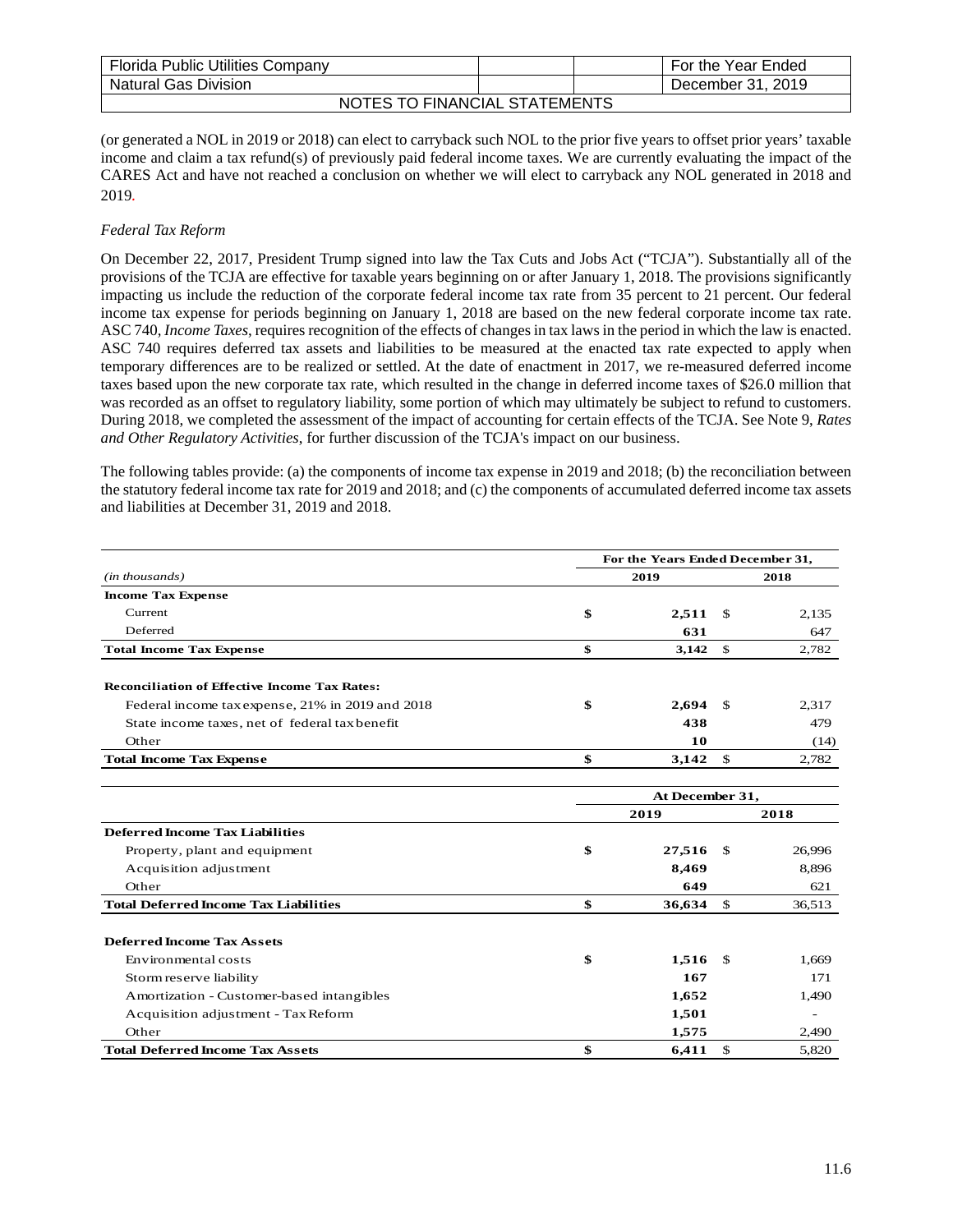(or generated a NOL in 2019 or 2018) can elect to carryback such NOL to the prior five years to offset prior years' taxable income and claim a tax refund(s) of previously paid federal income taxes. We are currently evaluating the impact of the CARES Act and have not reached a conclusion on whether we will elect to carryback any NOL generated in 2018 and 2019.

*Federal Tax Reform*

On December 22, 2017, President Trump signed into law the Tax Cuts and Jobs Act ("TCJA"). Substantially all of the provisions of the TCJA are effective for taxable years beginning on or after January 1, 2018. The provisions significantly impacting us include the reduction of the corporate federal income tax rate from 35 percent to 21 percent. Our federal income tax expense for periods beginning on January 1, 2018 are based on the new federal corporate income tax rate. ASC 740, *Income Taxes*, requires recognition of the effects of changes in tax laws in the period in which the law is enacted. ASC 740 requires deferred tax assets and liabilities to be measured at the enacted tax rate expected to apply when temporary differences are to be realized or settled. At the date of enactment in 2017, we re-measured deferred income taxes based upon the new corporate tax rate, which resulted in the change in deferred income taxes of $26.0 million that was recorded as an offset to regulatory liability, some portion of which may ultimately be subject to refund to customers. During 2018, we completed the assessment of the impact of accounting for certain effects of the TCJA. See Note 9, *Rates and Other Regulatory Activities*, for further discussion of the TCJA's impact on our business.

The following tables provide: (a) the components of income tax expense in 2019 and 2018; (b) the reconciliation between the statutory federal income tax rate for 2019 and 2018; and (c) the components of accumulated deferred income tax assets and liabilities at December 31, 2019 and 2018.

| | For the Years Ended December 31, | |
|---|---|---|
| *(in thousands)* | 2019 | 2018 |
| **Income Tax Expense** | | |
| Current | $ 2,511 | $ 2,135 |
| Deferred | 631 | 647 |
| **Total Income Tax Expense** | $ 3,142 | $ 2,782 |
| | | |
| **Reconciliation of Effective Income Tax Rates:** | | |
| Federal income tax expense, 21% in 2019 and 2018 | $ 2,694 | $ 2,317 |
| State income taxes, net of federal tax benefit | 438 | 479 |
| Other | 10 | (14) |
| **Total Income Tax Expense** | $ 3,142 | $ 2,782 |

| | At December 31, | |
|---|---|---|
| | 2019 | 2018 |
| **Deferred Income Tax Liabilities** | | |
| Property, plant and equipment | $ 27,516 | $ 26,996 |
| Acquisition adjustment | 8,469 | 8,896 |
| Other | 649 | 621 |
| **Total Deferred Income Tax Liabilities** | $ 36,634 | $ 36,513 |
| | | |
| **Deferred Income Tax Assets** | | |
| Environmental costs | $ 1,516 | $ 1,669 |
| Storm reserve liability | 167 | 171 |
| Amortization - Customer-based intangibles | 1,652 | 1,490 |
| Acquisition adjustment - Tax Reform | 1,501 | - |
| Other | 1,575 | 2,490 |
| **Total Deferred Income Tax Assets** | $ 6,411 | $ 5,820 |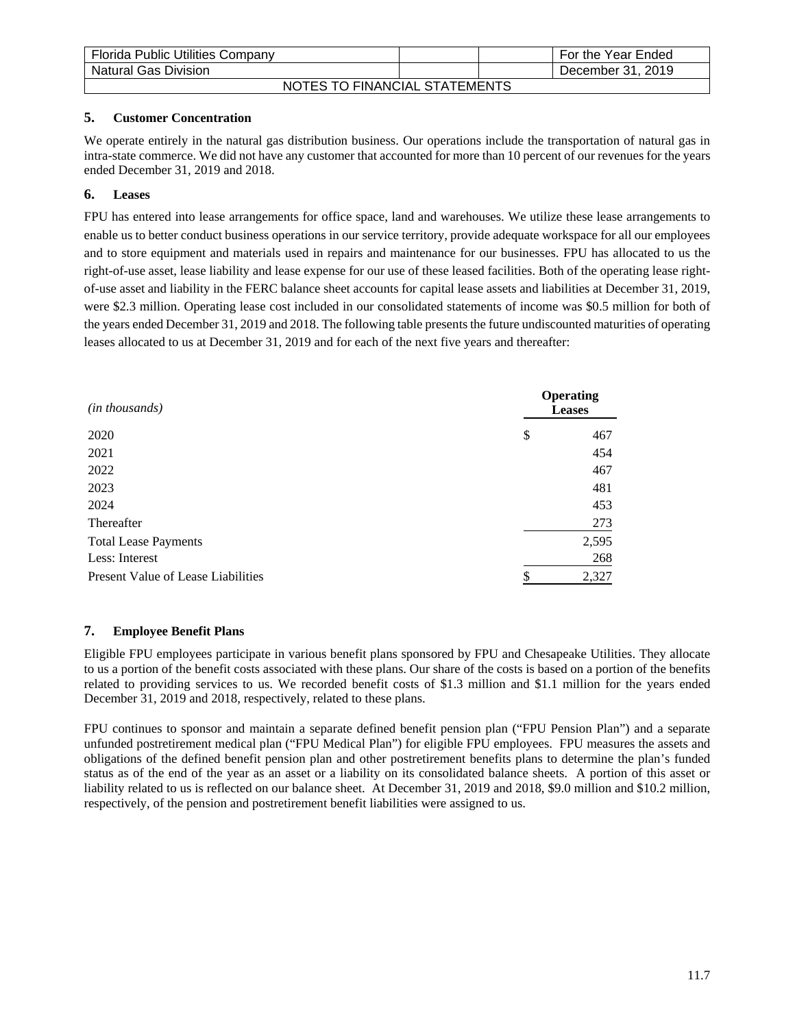## 5. Customer Concentration

We operate entirely in the natural gas distribution business. Our operations include the transportation of natural gas in intra-state commerce. We did not have any customer that accounted for more than 10 percent of our revenues for the years ended December 31, 2019 and 2018.

## 6. Leases

FPU has entered into lease arrangements for office space, land and warehouses. We utilize these lease arrangements to enable us to better conduct business operations in our service territory, provide adequate workspace for all our employees and to store equipment and materials used in repairs and maintenance for our businesses. FPU has allocated to us the right-of-use asset, lease liability and lease expense for our use of these leased facilities. Both of the operating lease right-of-use asset and liability in the FERC balance sheet accounts for capital lease assets and liabilities at December 31, 2019, were $2.3 million. Operating lease cost included in our consolidated statements of income was $0.5 million for both of the years ended December 31, 2019 and 2018. The following table presents the future undiscounted maturities of operating leases allocated to us at December 31, 2019 and for each of the next five years and thereafter:

| *(in thousands)* | Operating Leases |
|---|---|
| 2020 | $ 467 |
| 2021 | 454 |
| 2022 | 467 |
| 2023 | 481 |
| 2024 | 453 |
| Thereafter | 273 |
| Total Lease Payments | 2,595 |
| Less: Interest | 268 |
| Present Value of Lease Liabilities | $ 2,327 |

## 7. Employee Benefit Plans

Eligible FPU employees participate in various benefit plans sponsored by FPU and Chesapeake Utilities. They allocate to us a portion of the benefit costs associated with these plans. Our share of the costs is based on a portion of the benefits related to providing services to us. We recorded benefit costs of $1.3 million and $1.1 million for the years ended December 31, 2019 and 2018, respectively, related to these plans.

FPU continues to sponsor and maintain a separate defined benefit pension plan ("FPU Pension Plan") and a separate unfunded postretirement medical plan ("FPU Medical Plan") for eligible FPU employees. FPU measures the assets and obligations of the defined benefit pension plan and other postretirement benefits plans to determine the plan's funded status as of the end of the year as an asset or a liability on its consolidated balance sheets. A portion of this asset or liability related to us is reflected on our balance sheet. At December 31, 2019 and 2018, $9.0 million and $10.2 million, respectively, of the pension and postretirement benefit liabilities were assigned to us.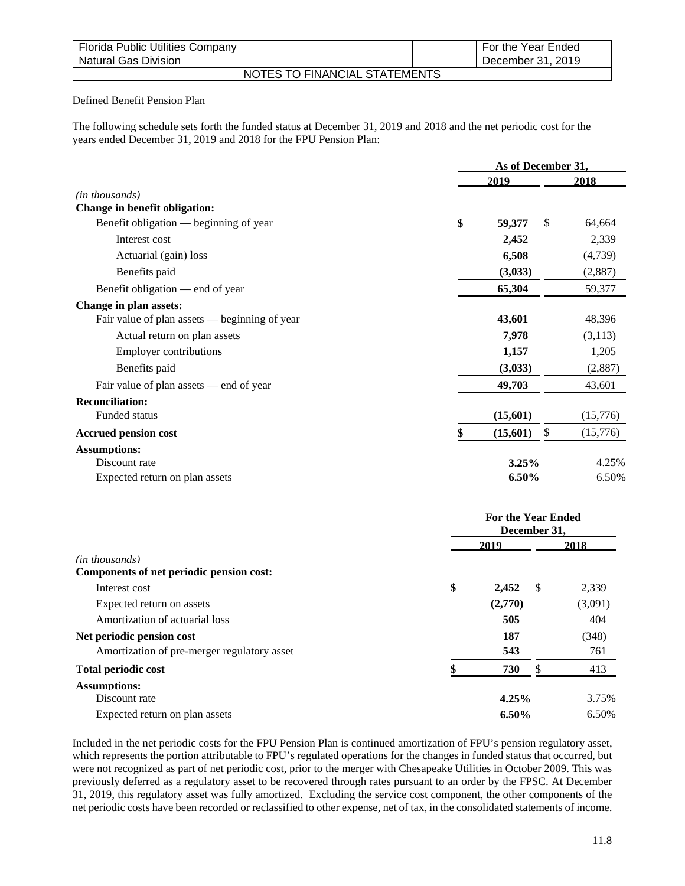Defined Benefit Pension Plan

The following schedule sets forth the funded status at December 31, 2019 and 2018 and the net periodic cost for the years ended December 31, 2019 and 2018 for the FPU Pension Plan:

| | As of December 31, | |
|---|---|---|
| | **2019** | **2018** |
| *(in thousands)* | | |
| **Change in benefit obligation:** | | |
| Benefit obligation — beginning of year | **$ 59,377** | $ 64,664 |
| Interest cost | **2,452** | 2,339 |
| Actuarial (gain) loss | **6,508** | (4,739) |
| Benefits paid | **(3,033)** | (2,887) |
| Benefit obligation — end of year | **65,304** | 59,377 |
| **Change in plan assets:** | | |
| Fair value of plan assets — beginning of year | **43,601** | 48,396 |
| Actual return on plan assets | **7,978** | (3,113) |
| Employer contributions | **1,157** | 1,205 |
| Benefits paid | **(3,033)** | (2,887) |
| Fair value of plan assets — end of year | **49,703** | 43,601 |
| **Reconciliation:** | | |
| Funded status | **(15,601)** | (15,776) |
| **Accrued pension cost** | **$ (15,601)** | $ (15,776) |
| **Assumptions:** | | |
| Discount rate | **3.25%** | 4.25% |
| Expected return on plan assets | **6.50%** | 6.50% |

| | For the Year Ended December 31, | |
|---|---|---|
| | **2019** | **2018** |
| *(in thousands)* | | |
| **Components of net periodic pension cost:** | | |
| Interest cost | **$ 2,452** | $ 2,339 |
| Expected return on assets | **(2,770)** | (3,091) |
| Amortization of actuarial loss | **505** | 404 |
| **Net periodic pension cost** | **187** | (348) |
| Amortization of pre-merger regulatory asset | **543** | 761 |
| **Total periodic cost** | **$ 730** | $ 413 |
| **Assumptions:** | | |
| Discount rate | **4.25%** | 3.75% |
| Expected return on plan assets | **6.50%** | 6.50% |

Included in the net periodic costs for the FPU Pension Plan is continued amortization of FPU's pension regulatory asset, which represents the portion attributable to FPU's regulated operations for the changes in funded status that occurred, but were not recognized as part of net periodic cost, prior to the merger with Chesapeake Utilities in October 2009. This was previously deferred as a regulatory asset to be recovered through rates pursuant to an order by the FPSC. At December 31, 2019, this regulatory asset was fully amortized. Excluding the service cost component, the other components of the net periodic costs have been recorded or reclassified to other expense, net of tax, in the consolidated statements of income.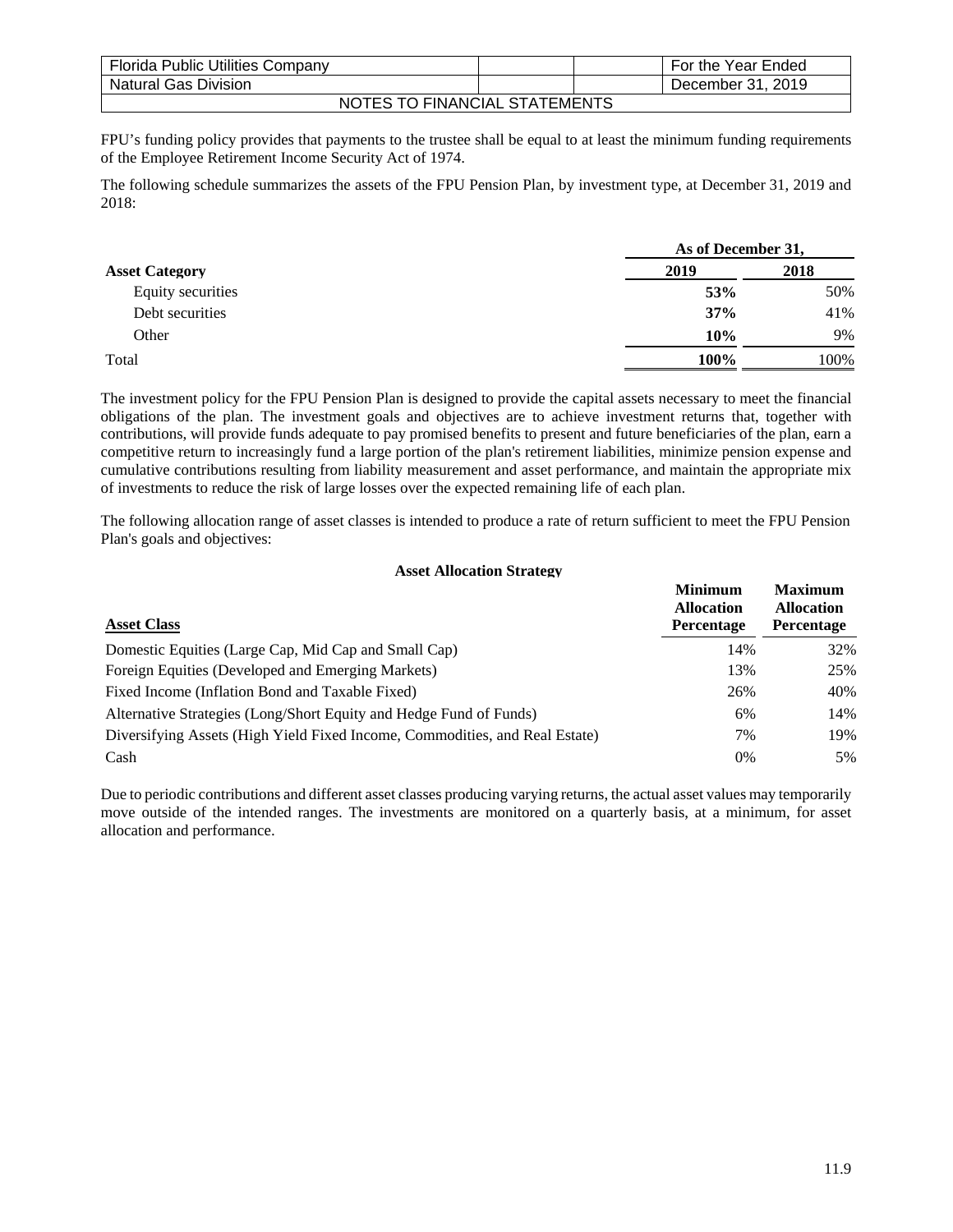FPU's funding policy provides that payments to the trustee shall be equal to at least the minimum funding requirements of the Employee Retirement Income Security Act of 1974.

The following schedule summarizes the assets of the FPU Pension Plan, by investment type, at December 31, 2019 and 2018:

| | As of December 31, | |
|---|---|---|
| **Asset Category** | **2019** | **2018** |
| Equity securities | **53%** | 50% |
| Debt securities | **37%** | 41% |
| Other | **10%** | 9% |
| Total | **100%** | 100% |

The investment policy for the FPU Pension Plan is designed to provide the capital assets necessary to meet the financial obligations of the plan. The investment goals and objectives are to achieve investment returns that, together with contributions, will provide funds adequate to pay promised benefits to present and future beneficiaries of the plan, earn a competitive return to increasingly fund a large portion of the plan's retirement liabilities, minimize pension expense and cumulative contributions resulting from liability measurement and asset performance, and maintain the appropriate mix of investments to reduce the risk of large losses over the expected remaining life of each plan.

The following allocation range of asset classes is intended to produce a rate of return sufficient to meet the FPU Pension Plan's goals and objectives:

**Asset Allocation Strategy**

| Asset Class | Minimum Allocation Percentage | Maximum Allocation Percentage |
|---|---|---|
| Domestic Equities (Large Cap, Mid Cap and Small Cap) | 14% | 32% |
| Foreign Equities (Developed and Emerging Markets) | 13% | 25% |
| Fixed Income (Inflation Bond and Taxable Fixed) | 26% | 40% |
| Alternative Strategies (Long/Short Equity and Hedge Fund of Funds) | 6% | 14% |
| Diversifying Assets (High Yield Fixed Income, Commodities, and Real Estate) | 7% | 19% |
| Cash | 0% | 5% |

Due to periodic contributions and different asset classes producing varying returns, the actual asset values may temporarily move outside of the intended ranges. The investments are monitored on a quarterly basis, at a minimum, for asset allocation and performance.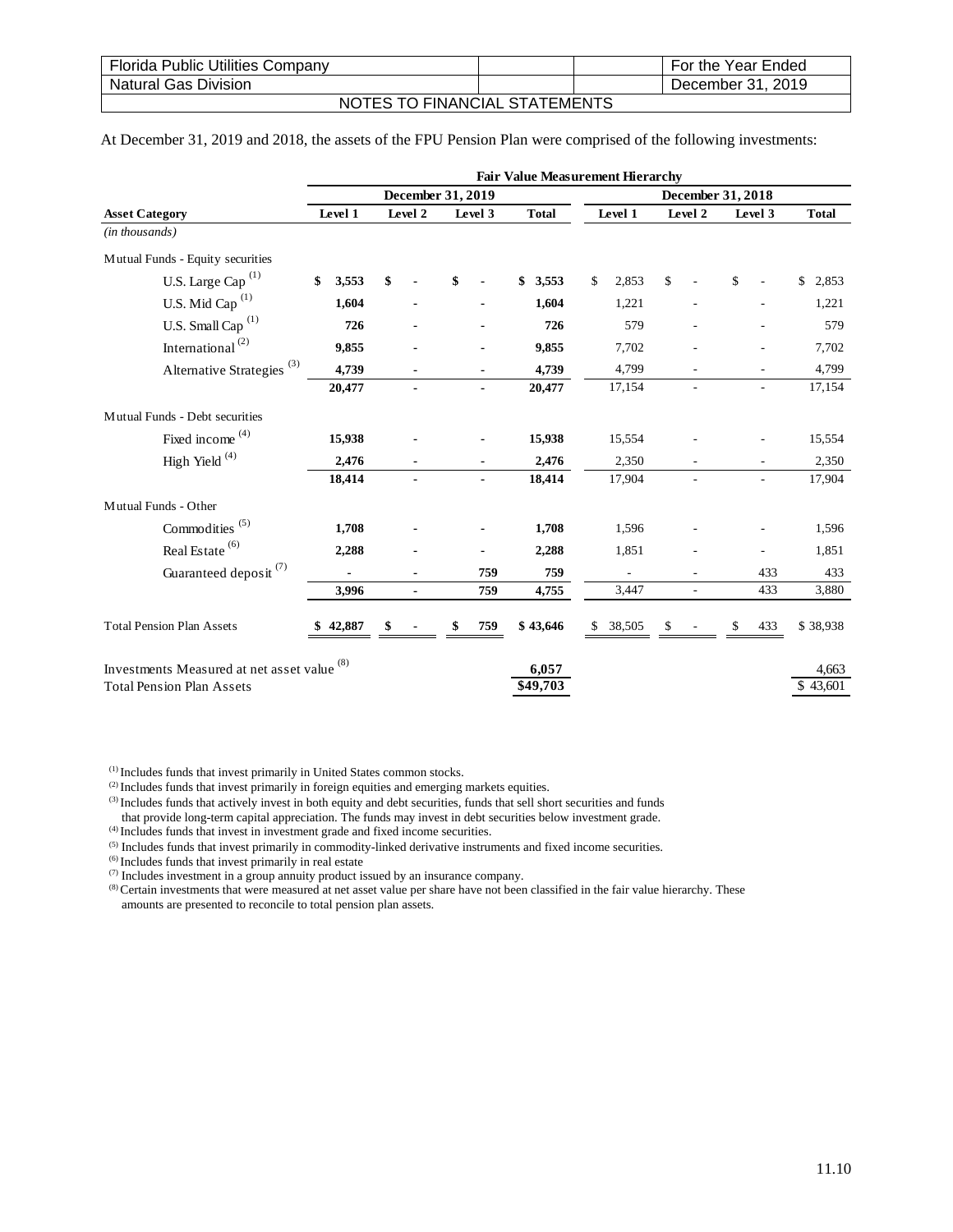| Florida Public Utilities Company | | | For the Year Ended |
|---|---|---|---|
| Natural Gas Division | | | December 31, 2019 |

NOTES TO FINANCIAL STATEMENTS

At December 31, 2019 and 2018, the assets of the FPU Pension Plan were comprised of the following investments:

| | Fair Value Measurement Hierarchy | | | | | | | |
|---|---|---|---|---|---|---|---|---|
| | December 31, 2019 | | | | December 31, 2018 | | | |
| **Asset Category** | **Level 1** | **Level 2** | **Level 3** | **Total** | **Level 1** | **Level 2** | **Level 3** | **Total** |
| *(in thousands)* | | | | | | | | |
| Mutual Funds - Equity securities | | | | | | | | |
| U.S. Large Cap [(1)] | $ 3,553 | $ - | $ - | $ 3,553 | $ 2,853 | $ - | $ - | $ 2,853 |
| U.S. Mid Cap [(1)] | 1,604 | - | - | 1,604 | 1,221 | - | - | 1,221 |
| U.S. Small Cap [(1)] | 726 | - | - | 726 | 579 | - | - | 579 |
| International [(2)] | 9,855 | - | - | 9,855 | 7,702 | - | - | 7,702 |
| Alternative Strategies [(3)] | 4,739 | - | - | 4,739 | 4,799 | - | - | 4,799 |
| | 20,477 | - | - | 20,477 | 17,154 | - | - | 17,154 |
| Mutual Funds - Debt securities | | | | | | | | |
| Fixed income [(4)] | 15,938 | - | - | 15,938 | 15,554 | - | - | 15,554 |
| High Yield [(4)] | 2,476 | - | - | 2,476 | 2,350 | - | - | 2,350 |
| | 18,414 | - | - | 18,414 | 17,904 | - | - | 17,904 |
| Mutual Funds - Other | | | | | | | | |
| Commodities [(5)] | 1,708 | - | - | 1,708 | 1,596 | - | - | 1,596 |
| Real Estate [(6)] | 2,288 | - | - | 2,288 | 1,851 | - | - | 1,851 |
| Guaranteed deposit [(7)] | - | - | 759 | 759 | - | - | 433 | 433 |
| | 3,996 | - | 759 | 4,755 | 3,447 | - | 433 | 3,880 |
| Total Pension Plan Assets | $ 42,887 | $ - | $ 759 | $ 43,646 | $ 38,505 | $ - | $ 433 | $ 38,938 |
| Investments Measured at net asset value [(8)] | | | | 6,057 | | | | 4,663 |
| Total Pension Plan Assets | | | | $49,703 | | | | $ 43,601 |

[(1)] Includes funds that invest primarily in United States common stocks.
[(2)] Includes funds that invest primarily in foreign equities and emerging markets equities.
[(3)] Includes funds that actively invest in both equity and debt securities, funds that sell short securities and funds that provide long-term capital appreciation. The funds may invest in debt securities below investment grade.
[(4)] Includes funds that invest in investment grade and fixed income securities.
[(5)] Includes funds that invest primarily in commodity-linked derivative instruments and fixed income securities.
[(6)] Includes funds that invest primarily in real estate
[(7)] Includes investment in a group annuity product issued by an insurance company.
[(8)] Certain investments that were measured at net asset value per share have not been classified in the fair value hierarchy. These amounts are presented to reconcile to total pension plan assets.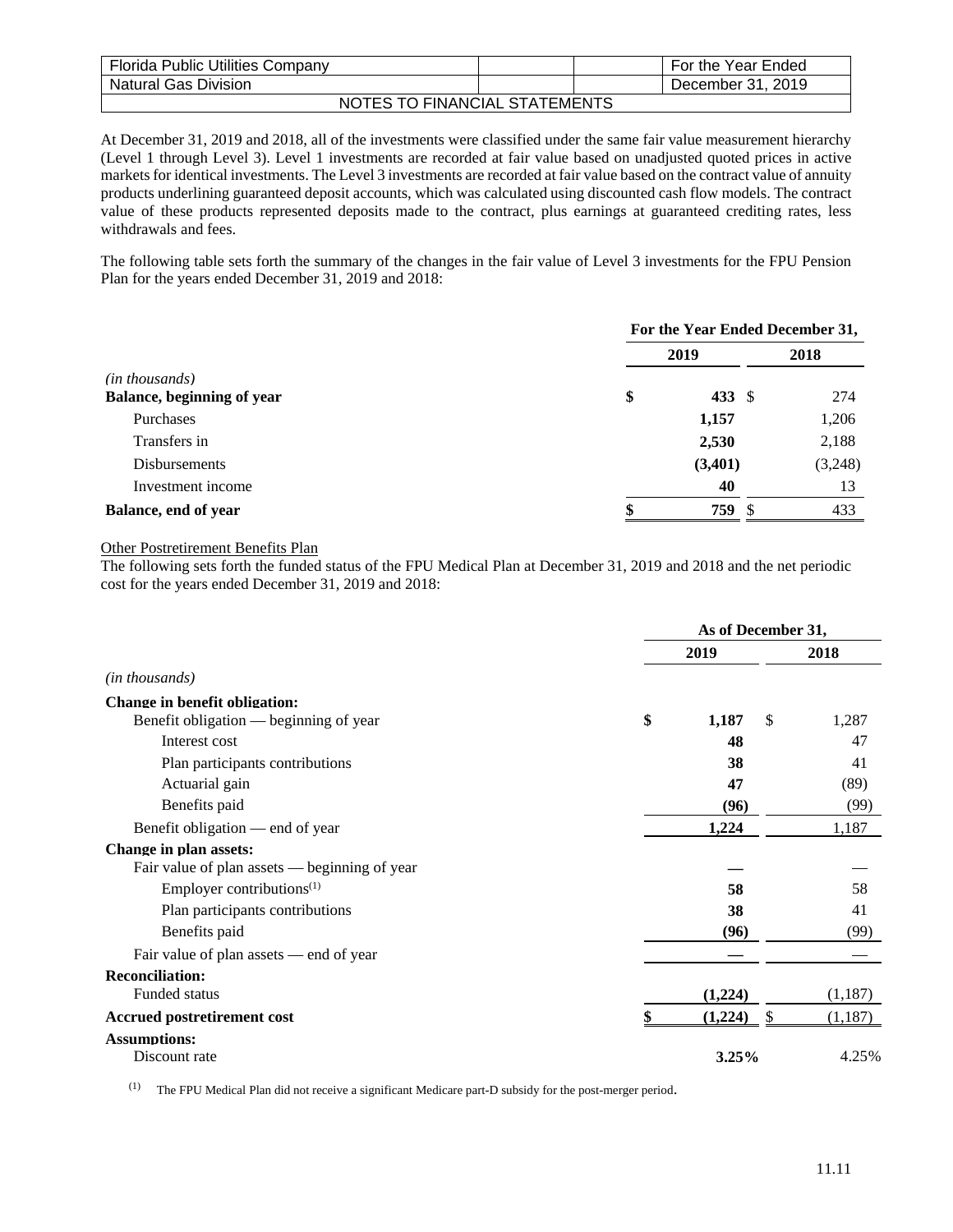At December 31, 2019 and 2018, all of the investments were classified under the same fair value measurement hierarchy (Level 1 through Level 3). Level 1 investments are recorded at fair value based on unadjusted quoted prices in active markets for identical investments. The Level 3 investments are recorded at fair value based on the contract value of annuity products underlining guaranteed deposit accounts, which was calculated using discounted cash flow models. The contract value of these products represented deposits made to the contract, plus earnings at guaranteed crediting rates, less withdrawals and fees.

The following table sets forth the summary of the changes in the fair value of Level 3 investments for the FPU Pension Plan for the years ended December 31, 2019 and 2018:

| | For the Year Ended December 31, | |
|---|---|---|
| | **2019** | **2018** |
| *(in thousands)* | | |
| **Balance, beginning of year** | **$ 433** | $ 274 |
| Purchases | **1,157** | 1,206 |
| Transfers in | **2,530** | 2,188 |
| Disbursements | **(3,401)** | (3,248) |
| Investment income | **40** | 13 |
| **Balance, end of year** | **$ 759** | $ 433 |

Other Postretirement Benefits Plan

The following sets forth the funded status of the FPU Medical Plan at December 31, 2019 and 2018 and the net periodic cost for the years ended December 31, 2019 and 2018:

| | As of December 31, | |
|---|---|---|
| | **2019** | **2018** |
| *(in thousands)* | | |
| **Change in benefit obligation:** | | |
| Benefit obligation — beginning of year | **$ 1,187** | $ 1,287 |
| Interest cost | **48** | 47 |
| Plan participants contributions | **38** | 41 |
| Actuarial gain | **47** | (89) |
| Benefits paid | **(96)** | (99) |
| Benefit obligation — end of year | **1,224** | 1,187 |
| **Change in plan assets:** | | |
| Fair value of plan assets — beginning of year | **—** | — |
| Employer contributions[(1)] | **58** | 58 |
| Plan participants contributions | **38** | 41 |
| Benefits paid | **(96)** | (99) |
| Fair value of plan assets — end of year | **—** | — |
| **Reconciliation:** | | |
| Funded status | **(1,224)** | (1,187) |
| **Accrued postretirement cost** | **$ (1,224)** | $ (1,187) |
| **Assumptions:** | | |
| Discount rate | **3.25%** | 4.25% |

(1) The FPU Medical Plan did not receive a significant Medicare part-D subsidy for the post-merger period.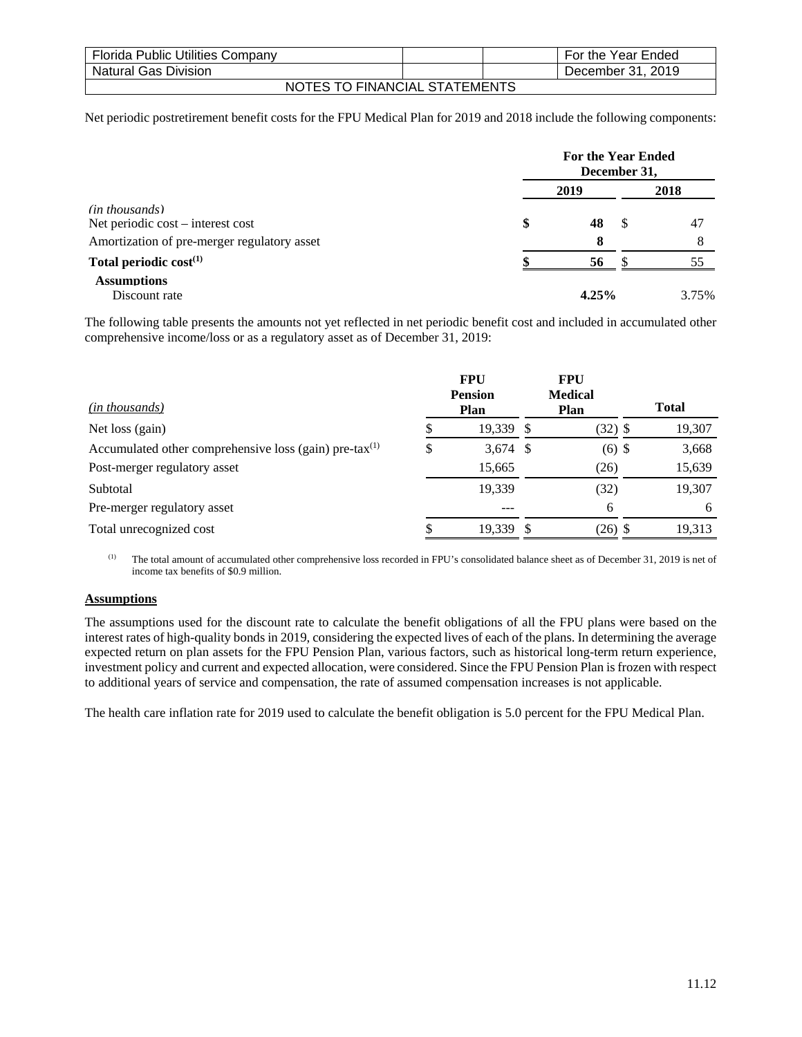Net periodic postretirement benefit costs for the FPU Medical Plan for 2019 and 2018 include the following components:

| *(in thousands)* | For the Year Ended December 31, 2019 | 2018 |
|---|---|---|
| Net periodic cost – interest cost | **$ 48** | $ 47 |
| Amortization of pre-merger regulatory asset | **8** | 8 |
| **Total periodic cost[1]** | **$ 56** | $ 55 |
| **Assumptions** | | |
| Discount rate | **4.25%** | 3.75% |

The following table presents the amounts not yet reflected in net periodic benefit cost and included in accumulated other comprehensive income/loss or as a regulatory asset as of December 31, 2019:

| *(in thousands)* | FPU Pension Plan | FPU Medical Plan | Total |
|---|---|---|---|
| Net loss (gain) | $ 19,339 | $ (32) | $ 19,307 |
| Accumulated other comprehensive loss (gain) pre-tax[1] | $ 3,674 | $ (6) | $ 3,668 |
| Post-merger regulatory asset | 15,665 | (26) | 15,639 |
| Subtotal | 19,339 | (32) | 19,307 |
| Pre-merger regulatory asset | --- | 6 | 6 |
| Total unrecognized cost | $ 19,339 | $ (26) | $ 19,313 |

[1] The total amount of accumulated other comprehensive loss recorded in FPU's consolidated balance sheet as of December 31, 2019 is net of income tax benefits of $0.9 million.

## Assumptions

The assumptions used for the discount rate to calculate the benefit obligations of all the FPU plans were based on the interest rates of high-quality bonds in 2019, considering the expected lives of each of the plans. In determining the average expected return on plan assets for the FPU Pension Plan, various factors, such as historical long-term return experience, investment policy and current and expected allocation, were considered. Since the FPU Pension Plan is frozen with respect to additional years of service and compensation, the rate of assumed compensation increases is not applicable.

The health care inflation rate for 2019 used to calculate the benefit obligation is 5.0 percent for the FPU Medical Plan.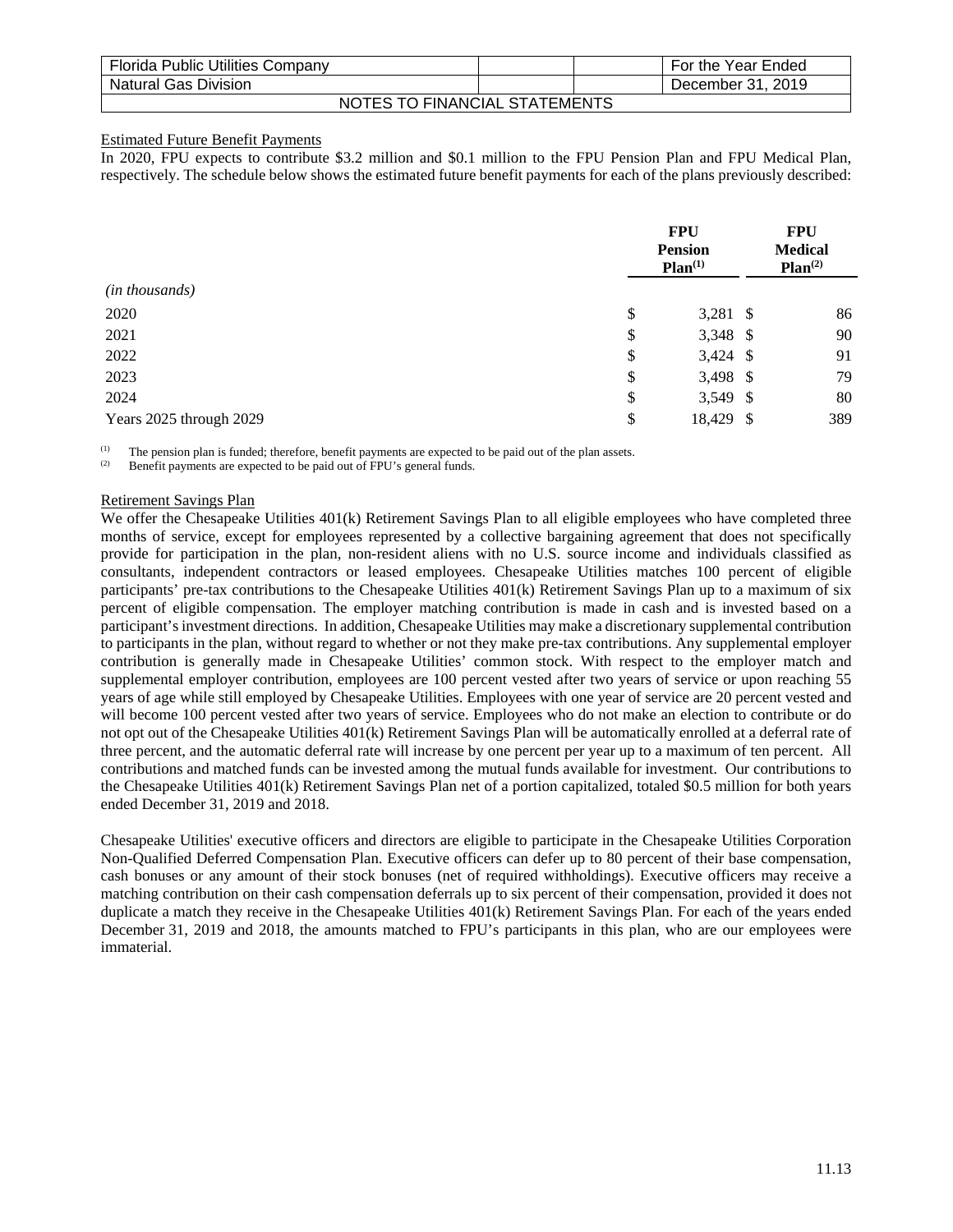| Florida Public Utilities Company | | | For the Year Ended |
|---|---|---|---|
| Natural Gas Division | | | December 31, 2019 |
| NOTES TO FINANCIAL STATEMENTS | | | |

Estimated Future Benefit Payments

In 2020, FPU expects to contribute $3.2 million and $0.1 million to the FPU Pension Plan and FPU Medical Plan, respectively. The schedule below shows the estimated future benefit payments for each of the plans previously described:

| *(in thousands)* | FPU Pension Plan[1] | FPU Medical Plan[2] |
|---|---|---|
| 2020 | $ 3,281 | $ 86 |
| 2021 | $ 3,348 | $ 90 |
| 2022 | $ 3,424 | $ 91 |
| 2023 | $ 3,498 | $ 79 |
| 2024 | $ 3,549 | $ 80 |
| Years 2025 through 2029 | $ 18,429 | $ 389 |

[1] The pension plan is funded; therefore, benefit payments are expected to be paid out of the plan assets.
[2] Benefit payments are expected to be paid out of FPU's general funds.

Retirement Savings Plan

We offer the Chesapeake Utilities 401(k) Retirement Savings Plan to all eligible employees who have completed three months of service, except for employees represented by a collective bargaining agreement that does not specifically provide for participation in the plan, non-resident aliens with no U.S. source income and individuals classified as consultants, independent contractors or leased employees. Chesapeake Utilities matches 100 percent of eligible participants' pre-tax contributions to the Chesapeake Utilities 401(k) Retirement Savings Plan up to a maximum of six percent of eligible compensation. The employer matching contribution is made in cash and is invested based on a participant's investment directions. In addition, Chesapeake Utilities may make a discretionary supplemental contribution to participants in the plan, without regard to whether or not they make pre-tax contributions. Any supplemental employer contribution is generally made in Chesapeake Utilities' common stock. With respect to the employer match and supplemental employer contribution, employees are 100 percent vested after two years of service or upon reaching 55 years of age while still employed by Chesapeake Utilities. Employees with one year of service are 20 percent vested and will become 100 percent vested after two years of service. Employees who do not make an election to contribute or do not opt out of the Chesapeake Utilities 401(k) Retirement Savings Plan will be automatically enrolled at a deferral rate of three percent, and the automatic deferral rate will increase by one percent per year up to a maximum of ten percent. All contributions and matched funds can be invested among the mutual funds available for investment. Our contributions to the Chesapeake Utilities 401(k) Retirement Savings Plan net of a portion capitalized, totaled $0.5 million for both years ended December 31, 2019 and 2018.

Chesapeake Utilities' executive officers and directors are eligible to participate in the Chesapeake Utilities Corporation Non-Qualified Deferred Compensation Plan. Executive officers can defer up to 80 percent of their base compensation, cash bonuses or any amount of their stock bonuses (net of required withholdings). Executive officers may receive a matching contribution on their cash compensation deferrals up to six percent of their compensation, provided it does not duplicate a match they receive in the Chesapeake Utilities 401(k) Retirement Savings Plan. For each of the years ended December 31, 2019 and 2018, the amounts matched to FPU's participants in this plan, who are our employees were immaterial.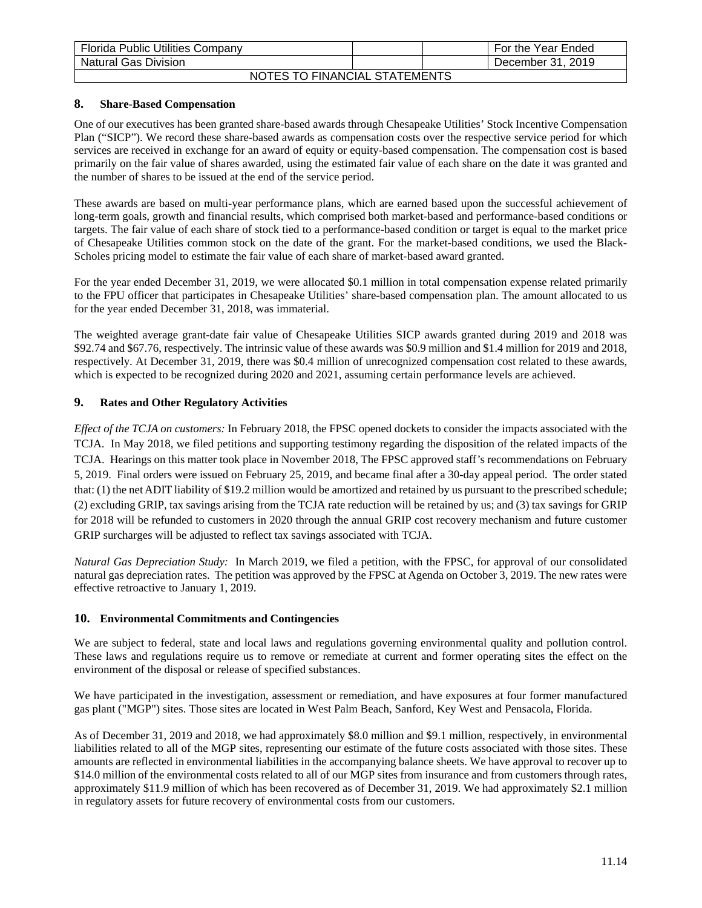## 8. Share-Based Compensation

One of our executives has been granted share-based awards through Chesapeake Utilities' Stock Incentive Compensation Plan ("SICP"). We record these share-based awards as compensation costs over the respective service period for which services are received in exchange for an award of equity or equity-based compensation. The compensation cost is based primarily on the fair value of shares awarded, using the estimated fair value of each share on the date it was granted and the number of shares to be issued at the end of the service period.

These awards are based on multi-year performance plans, which are earned based upon the successful achievement of long-term goals, growth and financial results, which comprised both market-based and performance-based conditions or targets. The fair value of each share of stock tied to a performance-based condition or target is equal to the market price of Chesapeake Utilities common stock on the date of the grant. For the market-based conditions, we used the Black-Scholes pricing model to estimate the fair value of each share of market-based award granted.

For the year ended December 31, 2019, we were allocated $0.1 million in total compensation expense related primarily to the FPU officer that participates in Chesapeake Utilities' share-based compensation plan. The amount allocated to us for the year ended December 31, 2018, was immaterial.

The weighted average grant-date fair value of Chesapeake Utilities SICP awards granted during 2019 and 2018 was $92.74 and $67.76, respectively. The intrinsic value of these awards was $0.9 million and $1.4 million for 2019 and 2018, respectively. At December 31, 2019, there was $0.4 million of unrecognized compensation cost related to these awards, which is expected to be recognized during 2020 and 2021, assuming certain performance levels are achieved.

## 9. Rates and Other Regulatory Activities

*Effect of the TCJA on customers:* In February 2018, the FPSC opened dockets to consider the impacts associated with the TCJA. In May 2018, we filed petitions and supporting testimony regarding the disposition of the related impacts of the TCJA. Hearings on this matter took place in November 2018, The FPSC approved staff's recommendations on February 5, 2019. Final orders were issued on February 25, 2019, and became final after a 30-day appeal period. The order stated that: (1) the net ADIT liability of $19.2 million would be amortized and retained by us pursuant to the prescribed schedule; (2) excluding GRIP, tax savings arising from the TCJA rate reduction will be retained by us; and (3) tax savings for GRIP for 2018 will be refunded to customers in 2020 through the annual GRIP cost recovery mechanism and future customer GRIP surcharges will be adjusted to reflect tax savings associated with TCJA.

*Natural Gas Depreciation Study:* In March 2019, we filed a petition, with the FPSC, for approval of our consolidated natural gas depreciation rates. The petition was approved by the FPSC at Agenda on October 3, 2019. The new rates were effective retroactive to January 1, 2019.

## 10. Environmental Commitments and Contingencies

We are subject to federal, state and local laws and regulations governing environmental quality and pollution control. These laws and regulations require us to remove or remediate at current and former operating sites the effect on the environment of the disposal or release of specified substances.

We have participated in the investigation, assessment or remediation, and have exposures at four former manufactured gas plant ("MGP") sites. Those sites are located in West Palm Beach, Sanford, Key West and Pensacola, Florida.

As of December 31, 2019 and 2018, we had approximately $8.0 million and $9.1 million, respectively, in environmental liabilities related to all of the MGP sites, representing our estimate of the future costs associated with those sites. These amounts are reflected in environmental liabilities in the accompanying balance sheets. We have approval to recover up to $14.0 million of the environmental costs related to all of our MGP sites from insurance and from customers through rates, approximately $11.9 million of which has been recovered as of December 31, 2019. We had approximately $2.1 million in regulatory assets for future recovery of environmental costs from our customers.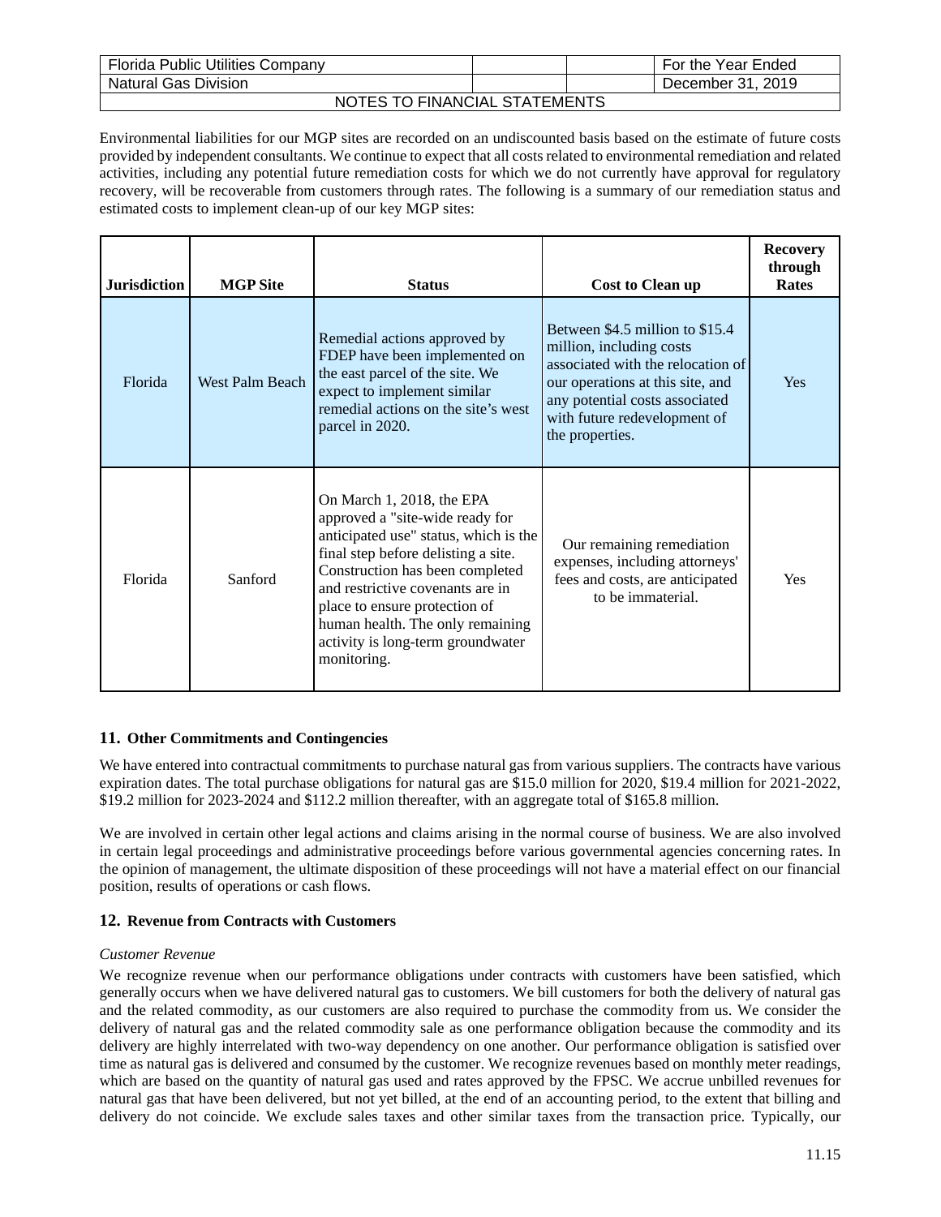Environmental liabilities for our MGP sites are recorded on an undiscounted basis based on the estimate of future costs provided by independent consultants. We continue to expect that all costs related to environmental remediation and related activities, including any potential future remediation costs for which we do not currently have approval for regulatory recovery, will be recoverable from customers through rates. The following is a summary of our remediation status and estimated costs to implement clean-up of our key MGP sites:

| Jurisdiction | MGP Site | Status | Cost to Clean up | Recovery through Rates |
|---|---|---|---|---|
| Florida | West Palm Beach | Remedial actions approved by FDEP have been implemented on the east parcel of the site. We expect to implement similar remedial actions on the site's west parcel in 2020. | Between $4.5 million to $15.4 million, including costs associated with the relocation of our operations at this site, and any potential costs associated with future redevelopment of the properties. | Yes |
| Florida | Sanford | On March 1, 2018, the EPA approved a "site-wide ready for anticipated use" status, which is the final step before delisting a site. Construction has been completed and restrictive covenants are in place to ensure protection of human health. The only remaining activity is long-term groundwater monitoring. | Our remaining remediation expenses, including attorneys' fees and costs, are anticipated to be immaterial. | Yes |

## 11. Other Commitments and Contingencies

We have entered into contractual commitments to purchase natural gas from various suppliers. The contracts have various expiration dates. The total purchase obligations for natural gas are $15.0 million for 2020, $19.4 million for 2021-2022, $19.2 million for 2023-2024 and $112.2 million thereafter, with an aggregate total of $165.8 million.

We are involved in certain other legal actions and claims arising in the normal course of business. We are also involved in certain legal proceedings and administrative proceedings before various governmental agencies concerning rates. In the opinion of management, the ultimate disposition of these proceedings will not have a material effect on our financial position, results of operations or cash flows.

## 12. Revenue from Contracts with Customers

*Customer Revenue*

We recognize revenue when our performance obligations under contracts with customers have been satisfied, which generally occurs when we have delivered natural gas to customers. We bill customers for both the delivery of natural gas and the related commodity, as our customers are also required to purchase the commodity from us. We consider the delivery of natural gas and the related commodity sale as one performance obligation because the commodity and its delivery are highly interrelated with two-way dependency on one another. Our performance obligation is satisfied over time as natural gas is delivered and consumed by the customer. We recognize revenues based on monthly meter readings, which are based on the quantity of natural gas used and rates approved by the FPSC. We accrue unbilled revenues for natural gas that have been delivered, but not yet billed, at the end of an accounting period, to the extent that billing and delivery do not coincide. We exclude sales taxes and other similar taxes from the transaction price. Typically, our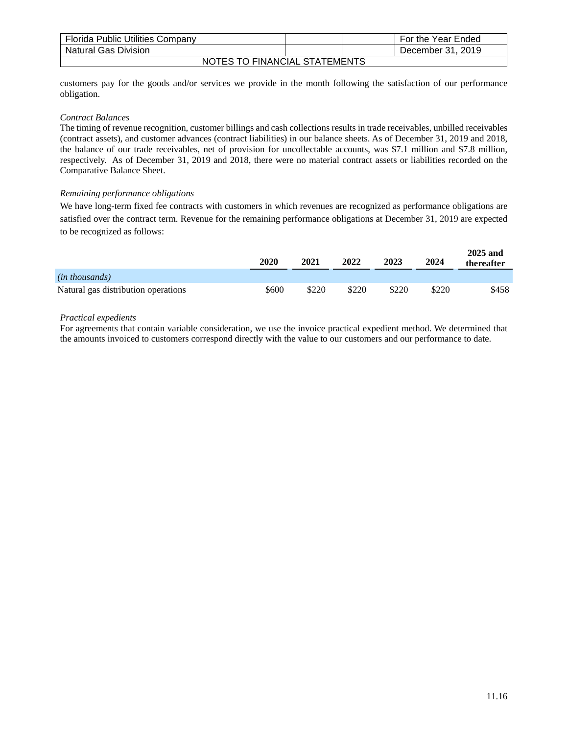customers pay for the goods and/or services we provide in the month following the satisfaction of our performance obligation.

*Contract Balances*

The timing of revenue recognition, customer billings and cash collections results in trade receivables, unbilled receivables (contract assets), and customer advances (contract liabilities) in our balance sheets. As of December 31, 2019 and 2018, the balance of our trade receivables, net of provision for uncollectable accounts, was $7.1 million and $7.8 million, respectively. As of December 31, 2019 and 2018, there were no material contract assets or liabilities recorded on the Comparative Balance Sheet.

*Remaining performance obligations*

We have long-term fixed fee contracts with customers in which revenues are recognized as performance obligations are satisfied over the contract term. Revenue for the remaining performance obligations at December 31, 2019 are expected to be recognized as follows:

| | 2020 | 2021 | 2022 | 2023 | 2024 | 2025 and thereafter |
|---|---|---|---|---|---|---|
| *(in thousands)* | | | | | | |
| Natural gas distribution operations | $600 | $220 | $220 | $220 | $220 | $458 |

*Practical expedients*

For agreements that contain variable consideration, we use the invoice practical expedient method. We determined that the amounts invoiced to customers correspond directly with the value to our customers and our performance to date.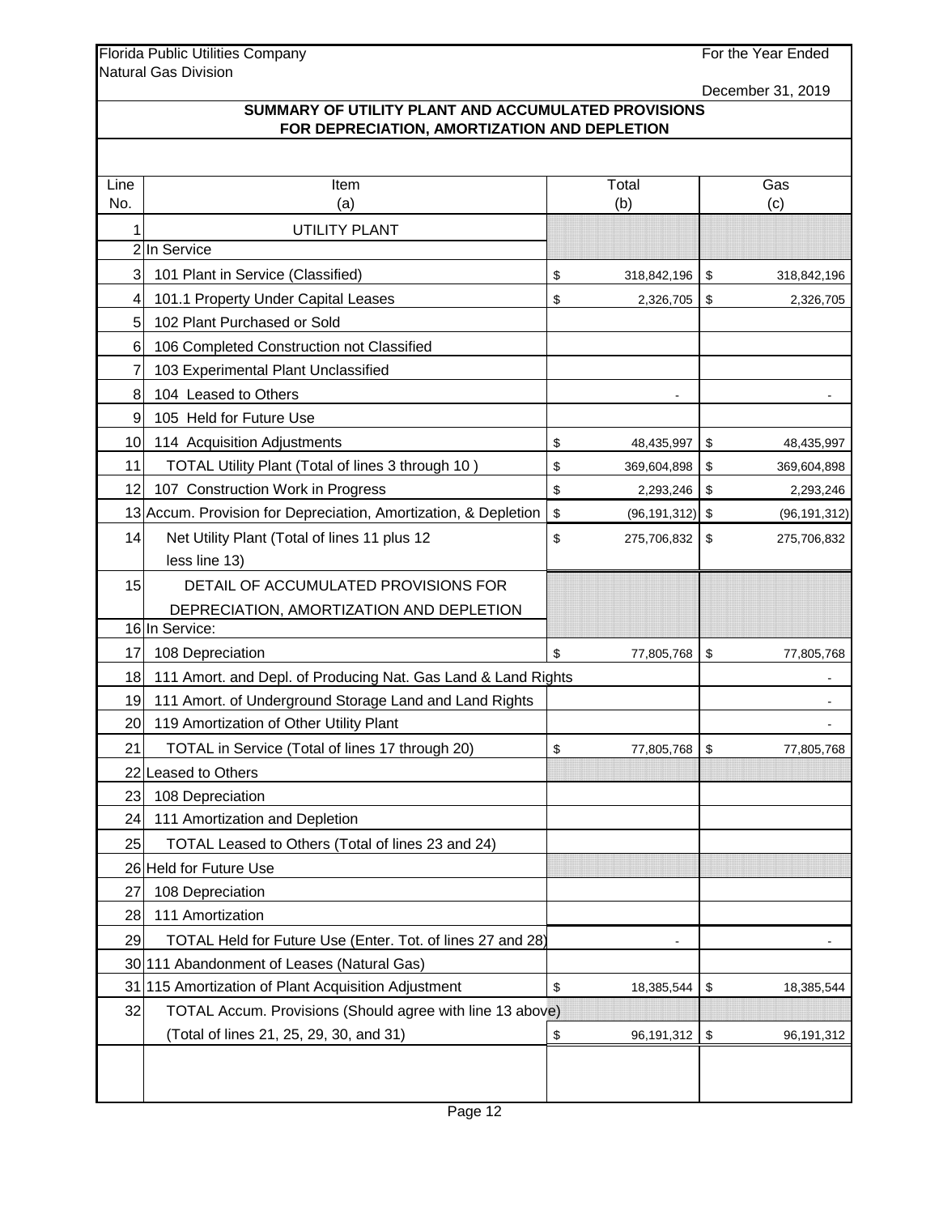Florida Public Utilities Company
Natural Gas Division

For the Year Ended
December 31, 2019

## SUMMARY OF UTILITY PLANT AND ACCUMULATED PROVISIONS FOR DEPRECIATION, AMORTIZATION AND DEPLETION

| Line No. | Item (a) | Total (b) | Gas (c) |
|---|---|---|---|
| 1 | UTILITY PLANT | | |
| 2 | In Service | | |
| 3 | 101 Plant in Service (Classified) | $ 318,842,196 | $ 318,842,196 |
| 4 | 101.1 Property Under Capital Leases | $ 2,326,705 | $ 2,326,705 |
| 5 | 102 Plant Purchased or Sold | | |
| 6 | 106 Completed Construction not Classified | | |
| 7 | 103 Experimental Plant Unclassified | | |
| 8 | 104 Leased to Others | - | - |
| 9 | 105 Held for Future Use | | |
| 10 | 114 Acquisition Adjustments | $ 48,435,997 | $ 48,435,997 |
| 11 | TOTAL Utility Plant (Total of lines 3 through 10 ) | $ 369,604,898 | $ 369,604,898 |
| 12 | 107 Construction Work in Progress | $ 2,293,246 | $ 2,293,246 |
| 13 | Accum. Provision for Depreciation, Amortization, & Depletion | $ (96,191,312) | $ (96,191,312) |
| 14 | Net Utility Plant (Total of lines 11 plus 12 less line 13) | $ 275,706,832 | $ 275,706,832 |
| 15 | DETAIL OF ACCUMULATED PROVISIONS FOR DEPRECIATION, AMORTIZATION AND DEPLETION | | |
| 16 | In Service: | | |
| 17 | 108 Depreciation | $ 77,805,768 | $ 77,805,768 |
| 18 | 111 Amort. and Depl. of Producing Nat. Gas Land & Land Rights | | - |
| 19 | 111 Amort. of Underground Storage Land and Land Rights | | - |
| 20 | 119 Amortization of Other Utility Plant | | - |
| 21 | TOTAL in Service (Total of lines 17 through 20) | $ 77,805,768 | $ 77,805,768 |
| 22 | Leased to Others | | |
| 23 | 108 Depreciation | | |
| 24 | 111 Amortization and Depletion | | |
| 25 | TOTAL Leased to Others (Total of lines 23 and 24) | | |
| 26 | Held for Future Use | | |
| 27 | 108 Depreciation | | |
| 28 | 111 Amortization | | |
| 29 | TOTAL Held for Future Use (Enter. Tot. of lines 27 and 28) | - | - |
| 30 | 111 Abandonment of Leases (Natural Gas) | | |
| 31 | 115 Amortization of Plant Acquisition Adjustment | $ 18,385,544 | $ 18,385,544 |
| 32 | TOTAL Accum. Provisions (Should agree with line 13 above) (Total of lines 21, 25, 29, 30, and 31) | $ 96,191,312 | $ 96,191,312 |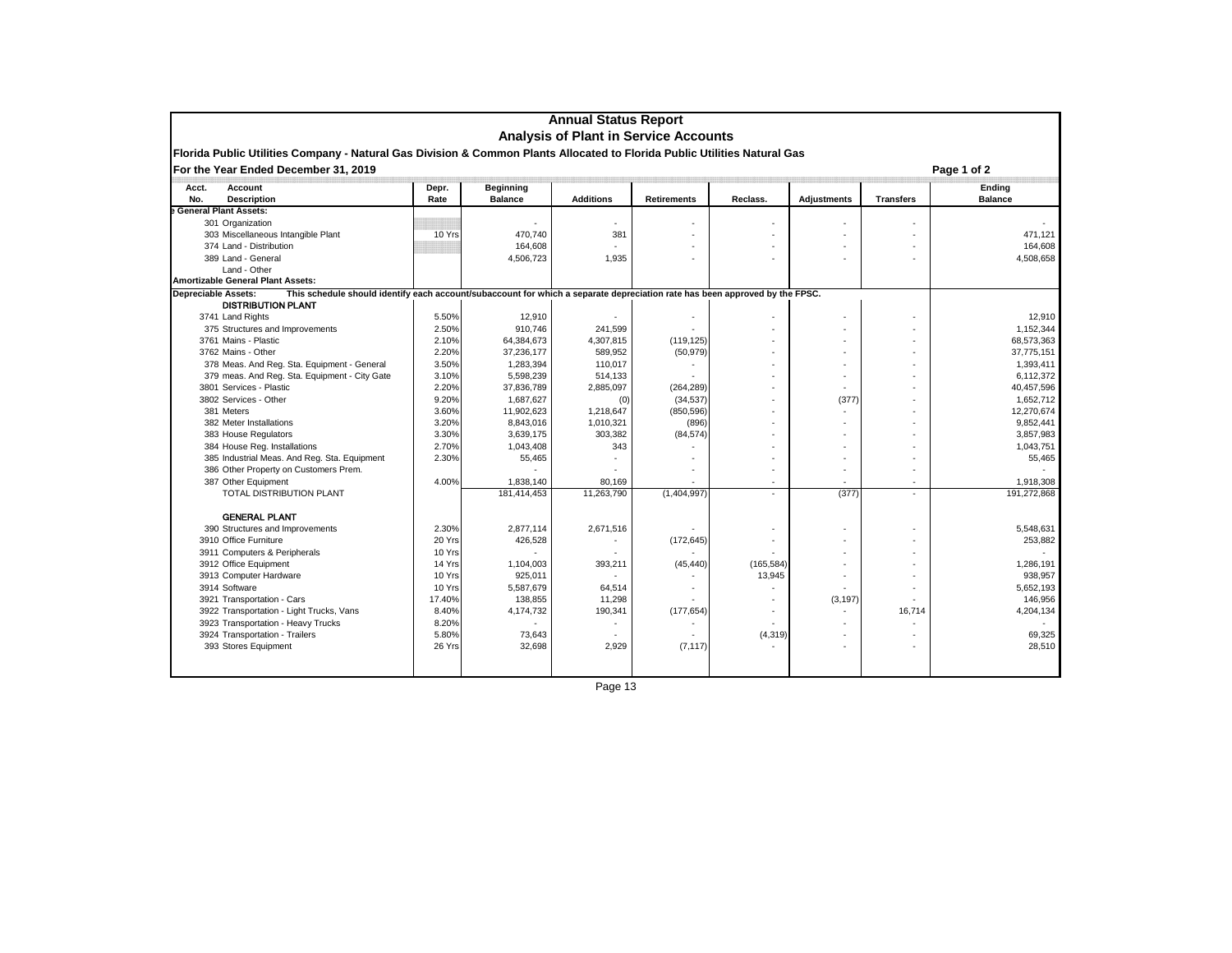# Annual Status Report

## Analysis of Plant in Service Accounts

**Florida Public Utilities Company - Natural Gas Division & Common Plants Allocated to Florida Public Utilities Natural Gas**

**For the Year Ended December 31, 2019**

**Page 1 of 2**

| Acct. No. | Account Description | Depr. Rate | Beginning Balance | Additions | Retirements | Reclass. | Adjustments | Transfers | Ending Balance |
|---|---|---|---|---|---|---|---|---|---|
| | **e General Plant Assets:** | | | | | | | | |
| 301 | Organization | | - | - | - | - | - | - | - |
| 303 | Miscellaneous Intangible Plant | 10 Yrs | 470,740 | 381 | - | - | - | - | 471,121 |
| 374 | Land - Distribution | | 164,608 | - | - | - | - | - | 164,608 |
| 389 | Land - General | | 4,506,723 | 1,935 | - | - | - | - | 4,508,658 |
| | Land - Other | | | | | | | | |
| | **Amortizable General Plant Assets:** | | | | | | | | |
| | **Depreciable Assets:** This schedule should identify each account/subaccount for which a separate depreciation rate has been approved by the FPSC. | | | | | | | | |
| | **DISTRIBUTION PLANT** | | | | | | | | |
| 3741 | Land Rights | 5.50% | 12,910 | - | - | - | - | - | 12,910 |
| 375 | Structures and Improvements | 2.50% | 910,746 | 241,599 | - | - | - | - | 1,152,344 |
| 3761 | Mains - Plastic | 2.10% | 64,384,673 | 4,307,815 | (119,125) | - | - | - | 68,573,363 |
| 3762 | Mains - Other | 2.20% | 37,236,177 | 589,952 | (50,979) | - | - | - | 37,775,151 |
| 378 | Meas. And Reg. Sta. Equipment - General | 3.50% | 1,283,394 | 110,017 | - | - | - | - | 1,393,411 |
| 379 | meas. And Reg. Sta. Equipment - City Gate | 3.10% | 5,598,239 | 514,133 | - | - | - | - | 6,112,372 |
| 3801 | Services - Plastic | 2.20% | 37,836,789 | 2,885,097 | (264,289) | - | - | - | 40,457,596 |
| 3802 | Services - Other | 9.20% | 1,687,627 | (0) | (34,537) | - | (377) | - | 1,652,712 |
| 381 | Meters | 3.60% | 11,902,623 | 1,218,647 | (850,596) | - | - | - | 12,270,674 |
| 382 | Meter Installations | 3.20% | 8,843,016 | 1,010,321 | (896) | - | - | - | 9,852,441 |
| 383 | House Regulators | 3.30% | 3,639,175 | 303,382 | (84,574) | - | - | - | 3,857,983 |
| 384 | House Reg. Installations | 2.70% | 1,043,408 | 343 | - | - | - | - | 1,043,751 |
| 385 | Industrial Meas. And Reg. Sta. Equipment | 2.30% | 55,465 | - | - | - | - | - | 55,465 |
| 386 | Other Property on Customers Prem. | | - | - | - | - | - | - | - |
| 387 | Other Equipment | 4.00% | 1,838,140 | 80,169 | - | - | - | - | 1,918,308 |
| | TOTAL DISTRIBUTION PLANT | | 181,414,453 | 11,263,790 | (1,404,997) | - | (377) | - | 191,272,868 |
| | **GENERAL PLANT** | | | | | | | | |
| 390 | Structures and Improvements | 2.30% | 2,877,114 | 2,671,516 | - | - | - | - | 5,548,631 |
| 3910 | Office Furniture | 20 Yrs | 426,528 | - | (172,645) | - | - | - | 253,882 |
| 3911 | Computers & Peripherals | 10 Yrs | - | - | - | - | - | - | - |
| 3912 | Office Equipment | 14 Yrs | 1,104,003 | 393,211 | (45,440) | (165,584) | - | - | 1,286,191 |
| 3913 | Computer Hardware | 10 Yrs | 925,011 | - | - | 13,945 | - | - | 938,957 |
| 3914 | Software | 10 Yrs | 5,587,679 | 64,514 | - | - | - | - | 5,652,193 |
| 3921 | Transportation - Cars | 17.40% | 138,855 | 11,298 | - | - | (3,197) | - | 146,956 |
| 3922 | Transportation - Light Trucks, Vans | 8.40% | 4,174,732 | 190,341 | (177,654) | - | - | 16,714 | 4,204,134 |
| 3923 | Transportation - Heavy Trucks | 8.20% | - | - | - | - | - | - | - |
| 3924 | Transportation - Trailers | 5.80% | 73,643 | - | - | (4,319) | - | - | 69,325 |
| 393 | Stores Equipment | 26 Yrs | 32,698 | 2,929 | (7,117) | - | - | - | 28,510 |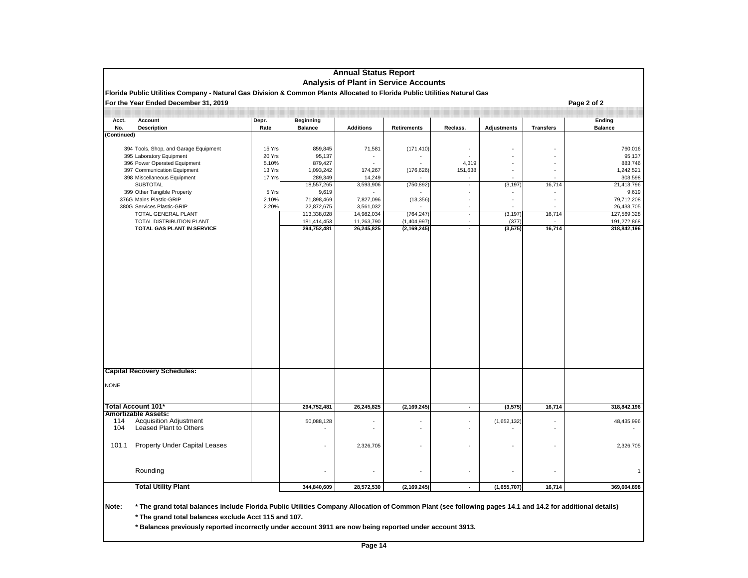# Annual Status Report

## Analysis of Plant in Service Accounts

**Florida Public Utilities Company - Natural Gas Division & Common Plants Allocated to Florida Public Utilities Natural Gas**

**For the Year Ended December 31, 2019**

**Page 2 of 2**

| Acct. No. | Account Description | Depr. Rate | Beginning Balance | Additions | Retirements | Reclass. | Adjustments | Transfers | Ending Balance |
|---|---|---|---|---|---|---|---|---|---|
| (Continued) | | | | | | | | | |
| 394 | Tools, Shop, and Garage Equipment | 15 Yrs | 859,845 | 71,581 | (171,410) | - | - | - | 760,016 |
| 395 | Laboratory Equipment | 20 Yrs | 95,137 | - | - | - | - | - | 95,137 |
| 396 | Power Operated Equipment | 5.10% | 879,427 | - | - | 4,319 | - | - | 883,746 |
| 397 | Communication Equipment | 13 Yrs | 1,093,242 | 174,267 | (176,626) | 151,638 | - | - | 1,242,521 |
| 398 | Miscellaneous Equipment | 17 Yrs | 289,349 | 14,249 | - | - | - | - | 303,598 |
| | SUBTOTAL | | 18,557,265 | 3,593,906 | (750,892) | - | (3,197) | 16,714 | 21,413,796 |
| 399 | Other Tangible Property | 5 Yrs | 9,619 | - | - | - | - | - | 9,619 |
| 376G | Mains Plastic-GRIP | 2.10% | 71,898,469 | 7,827,096 | (13,356) | - | - | - | 79,712,208 |
| 380G | Services Plastic-GRIP | 2.20% | 22,872,675 | 3,561,032 | - | - | - | - | 26,433,705 |
| | TOTAL GENERAL PLANT | | 113,338,028 | 14,982,034 | (764,247) | - | (3,197) | 16,714 | 127,569,328 |
| | TOTAL DISTRIBUTION PLANT | | 181,414,453 | 11,263,790 | (1,404,997) | - | (377) | - | 191,272,868 |
| | **TOTAL GAS PLANT IN SERVICE** | | **294,752,481** | **26,245,825** | **(2,169,245)** | **-** | **(3,575)** | **16,714** | **318,842,196** |
| **Capital Recovery Schedules:** | | | | | | | | | |
| NONE | | | | | | | | | |
| **Total Account 101*** | | | **294,752,481** | **26,245,825** | **(2,169,245)** | **-** | **(3,575)** | **16,714** | **318,842,196** |
| **Amortizable Assets:** | | | | | | | | | |
| 114 | Acquisition Adjustment | | 50,088,128 | - | - | - | (1,652,132) | - | 48,435,996 |
| 104 | Leased Plant to Others | | - | - | - | - | - | - | - |
| 101.1 | Property Under Capital Leases | | - | 2,326,705 | - | - | - | - | 2,326,705 |
| | Rounding | | - | - | - | - | - | - | 1 |
| | **Total Utility Plant** | | **344,840,609** | **28,572,530** | **(2,169,245)** | **-** | **(1,655,707)** | **16,714** | **369,604,898** |

**Note:** **\* The grand total balances include Florida Public Utilities Company Allocation of Common Plant (see following pages 14.1 and 14.2 for additional details)**

**\* The grand total balances exclude Acct 115 and 107.**

**\* Balances previously reported incorrectly under account 3911 are now being reported under account 3913.**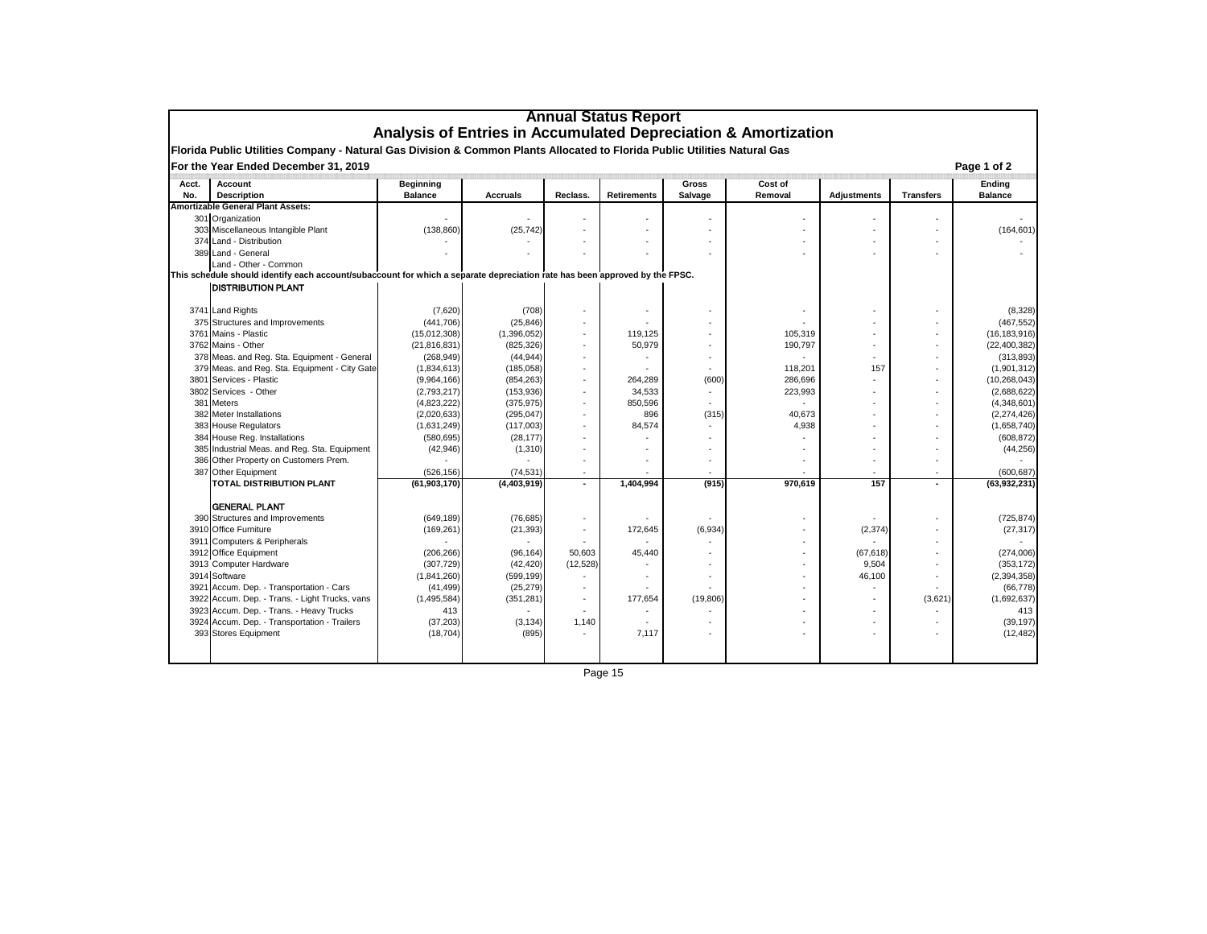# Annual Status Report

## Analysis of Entries in Accumulated Depreciation & Amortization

**Florida Public Utilities Company - Natural Gas Division & Common Plants Allocated to Florida Public Utilities Natural Gas**

**For the Year Ended December 31, 2019**

**Page 1 of 2**

| Acct. No. | Account Description | Beginning Balance | Accruals | Reclass. | Retirements | Gross Salvage | Cost of Removal | Adjustments | Transfers | Ending Balance |
|---|---|---|---|---|---|---|---|---|---|---|
| | **Amortizable General Plant Assets:** | | | | | | | | | |
| 301 | Organization | - | - | - | - | - | - | - | - | - |
| 303 | Miscellaneous Intangible Plant | (138,860) | (25,742) | - | - | - | - | - | - | (164,601) |
| 374 | Land - Distribution | - | - | - | - | - | - | - | - | - |
| 389 | Land - General | - | - | - | - | - | - | - | - | - |
| | Land - Other - Common | | | | | | | | | |
| | **This schedule should identify each account/subaccount for which a separate depreciation rate has been approved by the FPSC.** | | | | | | | | | |
| | **DISTRIBUTION PLANT** | | | | | | | | | |
| 3741 | Land Rights | (7,620) | (708) | - | - | - | - | - | - | (8,328) |
| 375 | Structures and Improvements | (441,706) | (25,846) | - | - | - | - | - | - | (467,552) |
| 3761 | Mains - Plastic | (15,012,308) | (1,396,052) | - | 119,125 | - | 105,319 | - | - | (16,183,916) |
| 3762 | Mains - Other | (21,816,831) | (825,326) | - | 50,979 | - | 190,797 | - | - | (22,400,382) |
| 378 | Meas. and Reg. Sta. Equipment - General | (268,949) | (44,944) | - | - | - | - | - | - | (313,893) |
| 379 | Meas. and Reg. Sta. Equipment - City Gate | (1,834,613) | (185,058) | - | - | - | 118,201 | 157 | - | (1,901,312) |
| 3801 | Services - Plastic | (9,964,166) | (854,263) | - | 264,289 | (600) | 286,696 | - | - | (10,268,043) |
| 3802 | Services - Other | (2,793,217) | (153,936) | - | 34,533 | - | 223,993 | - | - | (2,688,622) |
| 381 | Meters | (4,823,222) | (375,975) | - | 850,596 | - | - | - | - | (4,348,601) |
| 382 | Meter Installations | (2,020,633) | (295,047) | - | 896 | (315) | 40,673 | - | - | (2,274,426) |
| 383 | House Regulators | (1,631,249) | (117,003) | - | 84,574 | - | 4,938 | - | - | (1,658,740) |
| 384 | House Reg. Installations | (580,695) | (28,177) | - | - | - | - | - | - | (608,872) |
| 385 | Industrial Meas. and Reg. Sta. Equipment | (42,946) | (1,310) | - | - | - | - | - | - | (44,256) |
| 386 | Other Property on Customers Prem. | - | - | - | - | - | - | - | - | - |
| 387 | Other Equipment | (526,156) | (74,531) | - | - | - | - | - | - | (600,687) |
| | **TOTAL DISTRIBUTION PLANT** | **(61,903,170)** | **(4,403,919)** | **-** | **1,404,994** | **(915)** | **970,619** | **157** | **-** | **(63,932,231)** |
| | **GENERAL PLANT** | | | | | | | | | |
| 390 | Structures and Improvements | (649,189) | (76,685) | - | - | - | - | - | - | (725,874) |
| 3910 | Office Furniture | (169,261) | (21,393) | - | 172,645 | (6,934) | - | (2,374) | - | (27,317) |
| 3911 | Computers & Peripherals | - | - | - | - | - | - | - | - | - |
| 3912 | Office Equipment | (206,266) | (96,164) | 50,603 | 45,440 | - | - | (67,618) | - | (274,006) |
| 3913 | Computer Hardware | (307,729) | (42,420) | (12,528) | - | - | - | 9,504 | - | (353,172) |
| 3914 | Software | (1,841,260) | (599,199) | - | - | - | - | 46,100 | - | (2,394,358) |
| 3921 | Accum. Dep. - Transportation - Cars | (41,499) | (25,279) | - | - | - | - | - | - | (66,778) |
| 3922 | Accum. Dep. - Trans. - Light Trucks, vans | (1,495,584) | (351,281) | - | 177,654 | (19,806) | - | - | (3,621) | (1,692,637) |
| 3923 | Accum. Dep. - Trans. - Heavy Trucks | 413 | - | - | - | - | - | - | - | 413 |
| 3924 | Accum. Dep. - Transportation - Trailers | (37,203) | (3,134) | 1,140 | - | - | - | - | - | (39,197) |
| 393 | Stores Equipment | (18,704) | (895) | - | 7,117 | - | - | - | - | (12,482) |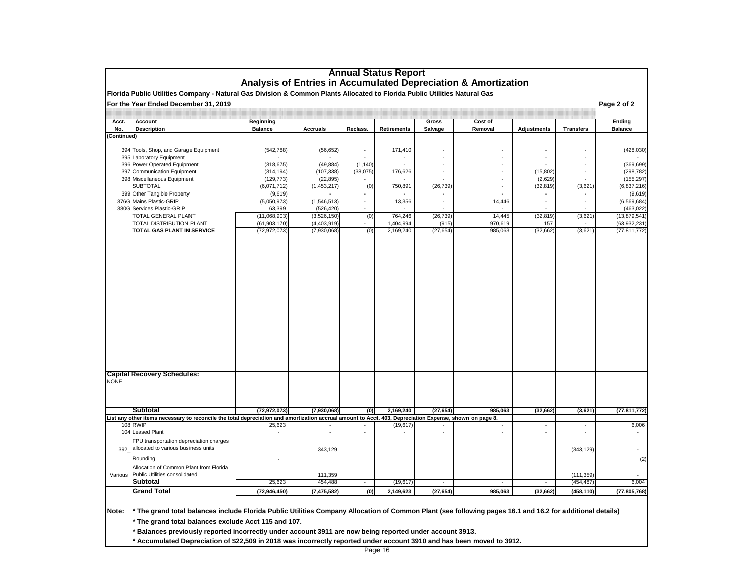# Annual Status Report

## Analysis of Entries in Accumulated Depreciation & Amortization

**Florida Public Utilities Company - Natural Gas Division & Common Plants Allocated to Florida Public Utilities Natural Gas**

**For the Year Ended December 31, 2019** — **Page 2 of 2**

| Acct. No. | Account Description | Beginning Balance | Accruals | Reclass. | Retirements | Gross Salvage | Cost of Removal | Adjustments | Transfers | Ending Balance |
|---|---|---|---|---|---|---|---|---|---|---|
| **(Continued)** | | | | | | | | | | |
| 394 | Tools, Shop, and Garage Equipment | (542,788) | (56,652) | - | 171,410 | - | - | - | - | (428,030) |
| 395 | Laboratory Equipment | - | - | - | - | - | - | - | - | - |
| 396 | Power Operated Equipment | (318,675) | (49,884) | (1,140) | - | - | - | - | - | (369,699) |
| 397 | Communication Equipment | (314,194) | (107,338) | (38,075) | 176,626 | - | - | (15,802) | - | (298,782) |
| 398 | Miscellaneous Equipment | (129,773) | (22,895) | - | - | - | - | (2,629) | - | (155,297) |
| | SUBTOTAL | (6,071,712) | (1,453,217) | (0) | 750,891 | (26,739) | - | (32,819) | (3,621) | (6,837,216) |
| 399 | Other Tangible Property | (9,619) | - | - | - | - | - | - | - | (9,619) |
| 376G | Mains Plastic-GRIP | (5,050,973) | (1,546,513) | - | 13,356 | - | 14,446 | - | - | (6,569,684) |
| 380G | Services Plastic-GRIP | 63,399 | (526,420) | - | - | - | - | - | - | (463,022) |
| | TOTAL GENERAL PLANT | (11,068,903) | (3,526,150) | (0) | 764,246 | (26,739) | 14,445 | (32,819) | (3,621) | (13,879,541) |
| | TOTAL DISTRIBUTION PLANT | (61,903,170) | (4,403,919) | - | 1,404,994 | (915) | 970,619 | 157 | - | (63,932,231) |
| | **TOTAL GAS PLANT IN SERVICE** | (72,972,073) | (7,930,068) | (0) | 2,169,240 | (27,654) | 985,063 | (32,662) | (3,621) | (77,811,772) |
| | **Capital Recovery Schedules:** | | | | | | | | | |
| | NONE | | | | | | | | | |
| | **Subtotal** | **(72,972,073)** | **(7,930,068)** | **(0)** | **2,169,240** | **(27,654)** | **985,063** | **(32,662)** | **(3,621)** | **(77,811,772)** |
| | **List any other items necessary to reconcile the total depreciation and amortization accrual amount to Acct. 403, Depreciation Expense, shown on page 8.** | | | | | | | | | |
| 108 | RWIP | 25,623 | - | - | (19,617) | - | - | - | - | 6,006 |
| 104 | Leased Plant | - | - | - | - | - | - | - | - | - |
| 392_ | FPU transportation depreciation charges allocated to various business units | | 343,129 | | | | | | (343,129) | - |
| | Rounding | - | | | | | | | | (2) |
| Various | Allocation of Common Plant from Florida Public Utilities consolidated | | 111,359 | | | | | | (111,359) | - |
| | **Subtotal** | 25,623 | 454,488 | - | (19,617) | - | - | - | (454,487) | 6,004 |
| | **Grand Total** | **(72,946,450)** | **(7,475,582)** | **(0)** | **2,149,623** | **(27,654)** | **985,063** | **(32,662)** | **(458,110)** | **(77,805,768)** |

**Note:** **\* The grand total balances include Florida Public Utilities Company Allocation of Common Plant (see following pages 16.1 and 16.2 for additional details)**

**\* The grand total balances exclude Acct 115 and 107.**

**\* Balances previously reported incorrectly under account 3911 are now being reported under account 3913.**

**\* Accumulated Depreciation of $22,509 in 2018 was incorrectly reported under account 3910 and has been moved to 3912.**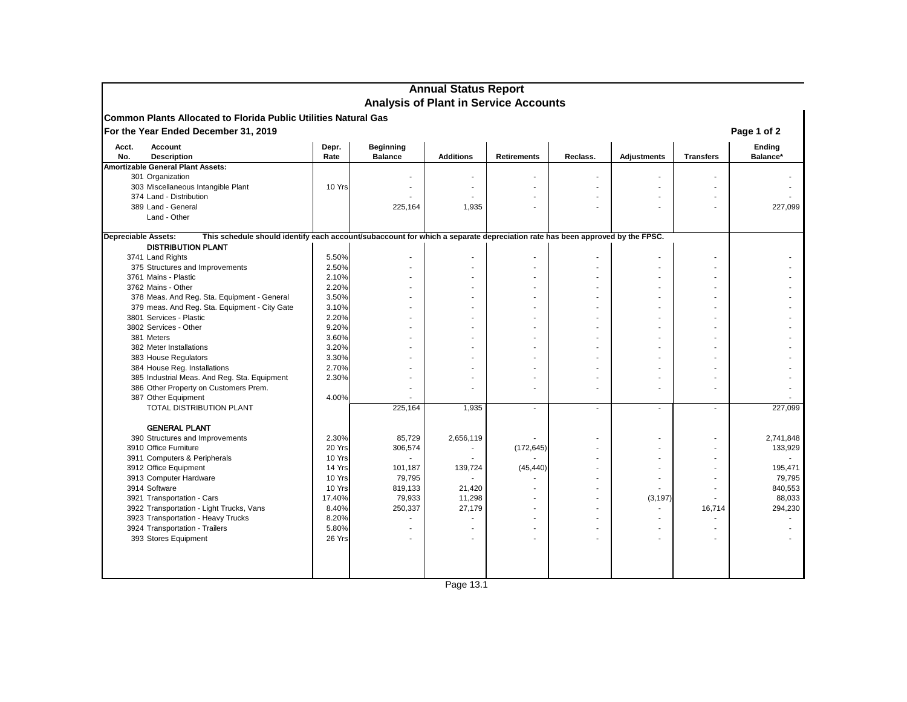# Annual Status Report
## Analysis of Plant in Service Accounts

**Common Plants Allocated to Florida Public Utilities Natural Gas**

**For the Year Ended December 31, 2019**

**Page 1 of 2**

| Acct. No. | Account Description | Depr. Rate | Beginning Balance | Additions | Retirements | Reclass. | Adjustments | Transfers | Ending Balance* |
|---|---|---|---|---|---|---|---|---|---|
| **Amortizable General Plant Assets:** | | | | | | | | | |
| 301 | Organization | | - | - | - | - | - | - | - |
| 303 | Miscellaneous Intangible Plant | 10 Yrs | - | - | - | - | - | - | - |
| 374 | Land - Distribution | | - | - | - | - | - | - | - |
| 389 | Land - General | | 225,164 | 1,935 | - | - | - | - | 227,099 |
| | Land - Other | | | | | | | | |
| **Depreciable Assets:** | This schedule should identify each account/subaccount for which a separate depreciation rate has been approved by the FPSC. | | | | | | | | |
| | **DISTRIBUTION PLANT** | | | | | | | | |
| 3741 | Land Rights | 5.50% | - | - | - | - | - | - | - |
| 375 | Structures and Improvements | 2.50% | - | - | - | - | - | - | - |
| 3761 | Mains - Plastic | 2.10% | - | - | - | - | - | - | - |
| 3762 | Mains - Other | 2.20% | - | - | - | - | - | - | - |
| 378 | Meas. And Reg. Sta. Equipment - General | 3.50% | - | - | - | - | - | - | - |
| 379 | meas. And Reg. Sta. Equipment - City Gate | 3.10% | - | - | - | - | - | - | - |
| 3801 | Services - Plastic | 2.20% | - | - | - | - | - | - | - |
| 3802 | Services - Other | 9.20% | - | - | - | - | - | - | - |
| 381 | Meters | 3.60% | - | - | - | - | - | - | - |
| 382 | Meter Installations | 3.20% | - | - | - | - | - | - | - |
| 383 | House Regulators | 3.30% | - | - | - | - | - | - | - |
| 384 | House Reg. Installations | 2.70% | - | - | - | - | - | - | - |
| 385 | Industrial Meas. And Reg. Sta. Equipment | 2.30% | - | - | - | - | - | - | - |
| 386 | Other Property on Customers Prem. | | - | - | - | - | - | - | - |
| 387 | Other Equipment | 4.00% | - | | | | | | - |
| | TOTAL DISTRIBUTION PLANT | | 225,164 | 1,935 | - | - | - | - | 227,099 |
| | **GENERAL PLANT** | | | | | | | | |
| 390 | Structures and Improvements | 2.30% | 85,729 | 2,656,119 | - | - | - | - | 2,741,848 |
| 3910 | Office Furniture | 20 Yrs | 306,574 | - | (172,645) | - | - | - | 133,929 |
| 3911 | Computers & Peripherals | 10 Yrs | - | - | - | - | - | - | - |
| 3912 | Office Equipment | 14 Yrs | 101,187 | 139,724 | (45,440) | - | - | - | 195,471 |
| 3913 | Computer Hardware | 10 Yrs | 79,795 | - | - | - | - | - | 79,795 |
| 3914 | Software | 10 Yrs | 819,133 | 21,420 | - | - | - | - | 840,553 |
| 3921 | Transportation - Cars | 17.40% | 79,933 | 11,298 | - | - | (3,197) | - | 88,033 |
| 3922 | Transportation - Light Trucks, Vans | 8.40% | 250,337 | 27,179 | - | - | - | 16,714 | 294,230 |
| 3923 | Transportation - Heavy Trucks | 8.20% | - | - | - | - | - | - | - |
| 3924 | Transportation - Trailers | 5.80% | - | - | - | - | - | - | - |
| 393 | Stores Equipment | 26 Yrs | - | - | - | - | - | - | - |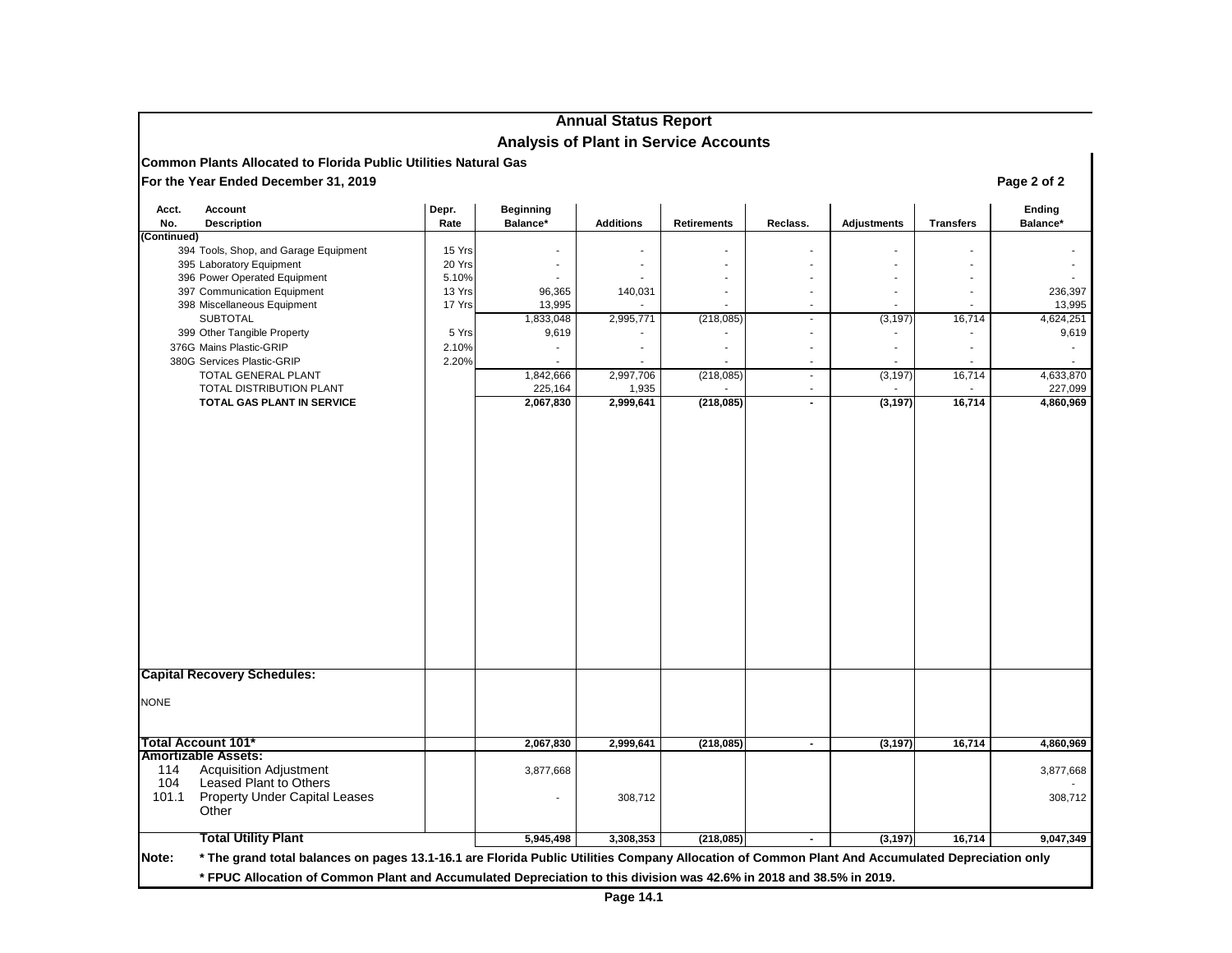# Annual Status Report

## Analysis of Plant in Service Accounts

**Common Plants Allocated to Florida Public Utilities Natural Gas**

**For the Year Ended December 31, 2019**

**Page 2 of 2**

| Acct. No. | Account Description | Depr. Rate | Beginning Balance* | Additions | Retirements | Reclass. | Adjustments | Transfers | Ending Balance* |
|---|---|---|---|---|---|---|---|---|---|
| (Continued) | | | | | | | | | |
| 394 | Tools, Shop, and Garage Equipment | 15 Yrs | - | - | - | - | - | - | - |
| 395 | Laboratory Equipment | 20 Yrs | - | - | - | - | - | - | - |
| 396 | Power Operated Equipment | 5.10% | - | - | - | - | - | - | - |
| 397 | Communication Equipment | 13 Yrs | 96,365 | 140,031 | - | - | - | - | 236,397 |
| 398 | Miscellaneous Equipment | 17 Yrs | 13,995 | - | - | - | - | - | 13,995 |
| | SUBTOTAL | | 1,833,048 | 2,995,771 | (218,085) | - | (3,197) | 16,714 | 4,624,251 |
| 399 | Other Tangible Property | 5 Yrs | 9,619 | - | - | - | - | - | 9,619 |
| 376G | Mains Plastic-GRIP | 2.10% | - | - | - | - | - | - | - |
| 380G | Services Plastic-GRIP | 2.20% | - | - | - | - | - | - | - |
| | TOTAL GENERAL PLANT | | 1,842,666 | 2,997,706 | (218,085) | - | (3,197) | 16,714 | 4,633,870 |
| | TOTAL DISTRIBUTION PLANT | | 225,164 | 1,935 | - | - | - | - | 227,099 |
| | **TOTAL GAS PLANT IN SERVICE** | | **2,067,830** | **2,999,641** | **(218,085)** | **-** | **(3,197)** | **16,714** | **4,860,969** |
| **Capital Recovery Schedules:** | | | | | | | | | |
| NONE | | | | | | | | | |
| **Total Account 101*** | | | **2,067,830** | **2,999,641** | **(218,085)** | **-** | **(3,197)** | **16,714** | **4,860,969** |
| **Amortizable Assets:** | | | | | | | | | |
| 114 | Acquisition Adjustment | | 3,877,668 | | | | | | 3,877,668 |
| 104 | Leased Plant to Others | | | | | | | | - |
| 101.1 | Property Under Capital Leases | | - | 308,712 | | | | | 308,712 |
| | Other | | | | | | | | |
| | **Total Utility Plant** | | **5,945,498** | **3,308,353** | **(218,085)** | **-** | **(3,197)** | **16,714** | **9,047,349** |

**Note:** **\* The grand total balances on pages 13.1-16.1 are Florida Public Utilities Company Allocation of Common Plant And Accumulated Depreciation only**

**\* FPUC Allocation of Common Plant and Accumulated Depreciation to this division was 42.6% in 2018 and 38.5% in 2019.**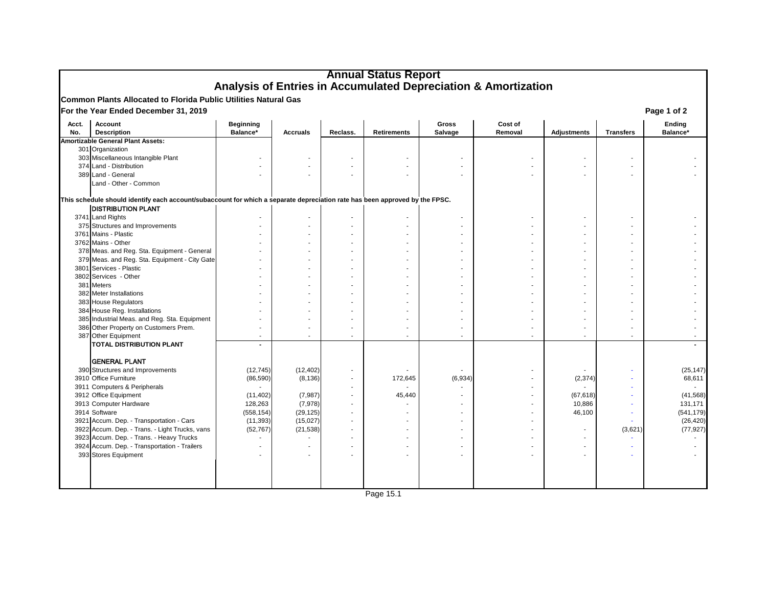# Annual Status Report
## Analysis of Entries in Accumulated Depreciation & Amortization

**Common Plants Allocated to Florida Public Utilities Natural Gas**

**For the Year Ended December 31, 2019**

**Page 1 of 2**

| Acct. No. | Account Description | Beginning Balance* | Accruals | Reclass. | Retirements | Gross Salvage | Cost of Removal | Adjustments | Transfers | Ending Balance* |
|---|---|---|---|---|---|---|---|---|---|---|
| | **Amortizable General Plant Assets:** | | | | | | | | | |
| 301 | Organization | | | | | | | | | |
| 303 | Miscellaneous Intangible Plant | - | - | - | - | - | - | - | - | - |
| 374 | Land - Distribution | - | - | - | - | - | - | - | - | - |
| 389 | Land - General | - | - | - | - | - | - | - | - | - |
| | Land - Other - Common | | | | | | | | | |
| | This schedule should identify each account/subaccount for which a separate depreciation rate has been approved by the FPSC. | | | | | | | | | |
| | **DISTRIBUTION PLANT** | | | | | | | | | |
| 3741 | Land Rights | - | - | - | - | - | - | - | - | - |
| 375 | Structures and Improvements | - | - | - | - | - | - | - | - | - |
| 3761 | Mains - Plastic | - | - | - | - | - | - | - | - | - |
| 3762 | Mains - Other | - | - | - | - | - | - | - | - | - |
| 378 | Meas. and Reg. Sta. Equipment - General | - | - | - | - | - | - | - | - | - |
| 379 | Meas. and Reg. Sta. Equipment - City Gate | - | - | - | - | - | - | - | - | - |
| 3801 | Services - Plastic | - | - | - | - | - | - | - | - | - |
| 3802 | Services - Other | - | - | - | - | - | - | - | - | - |
| 381 | Meters | - | - | - | - | - | - | - | - | - |
| 382 | Meter Installations | - | - | - | - | - | - | - | - | - |
| 383 | House Regulators | - | - | - | - | - | - | - | - | - |
| 384 | House Reg. Installations | - | - | - | - | - | - | - | - | - |
| 385 | Industrial Meas. and Reg. Sta. Equipment | - | - | - | - | - | - | - | - | - |
| 386 | Other Property on Customers Prem. | - | - | - | - | - | - | - | - | - |
| 387 | Other Equipment | - | - | - | - | - | - | - | - | - |
| | **TOTAL DISTRIBUTION PLANT** | - | | | | | | | | - |
| | **GENERAL PLANT** | | | | | | | | | |
| 390 | Structures and Improvements | (12,745) | (12,402) | - | - | - | - | - | - | (25,147) |
| 3910 | Office Furniture | (86,590) | (8,136) | - | 172,645 | (6,934) | - | (2,374) | - | 68,611 |
| 3911 | Computers & Peripherals | - | - | - | - | - | - | - | - | - |
| 3912 | Office Equipment | (11,402) | (7,987) | - | 45,440 | - | - | (67,618) | - | (41,568) |
| 3913 | Computer Hardware | 128,263 | (7,978) | - | - | - | - | 10,886 | - | 131,171 |
| 3914 | Software | (558,154) | (29,125) | - | - | - | - | 46,100 | - | (541,179) |
| 3921 | Accum. Dep. - Transportation - Cars | (11,393) | (15,027) | - | - | - | - | - | - | (26,420) |
| 3922 | Accum. Dep. - Trans. - Light Trucks, vans | (52,767) | (21,538) | - | - | - | - | - | (3,621) | (77,927) |
| 3923 | Accum. Dep. - Trans. - Heavy Trucks | - | - | - | - | - | - | - | - | - |
| 3924 | Accum. Dep. - Transportation - Trailers | - | - | - | - | - | - | - | - | - |
| 393 | Stores Equipment | - | - | - | - | - | - | - | - | - |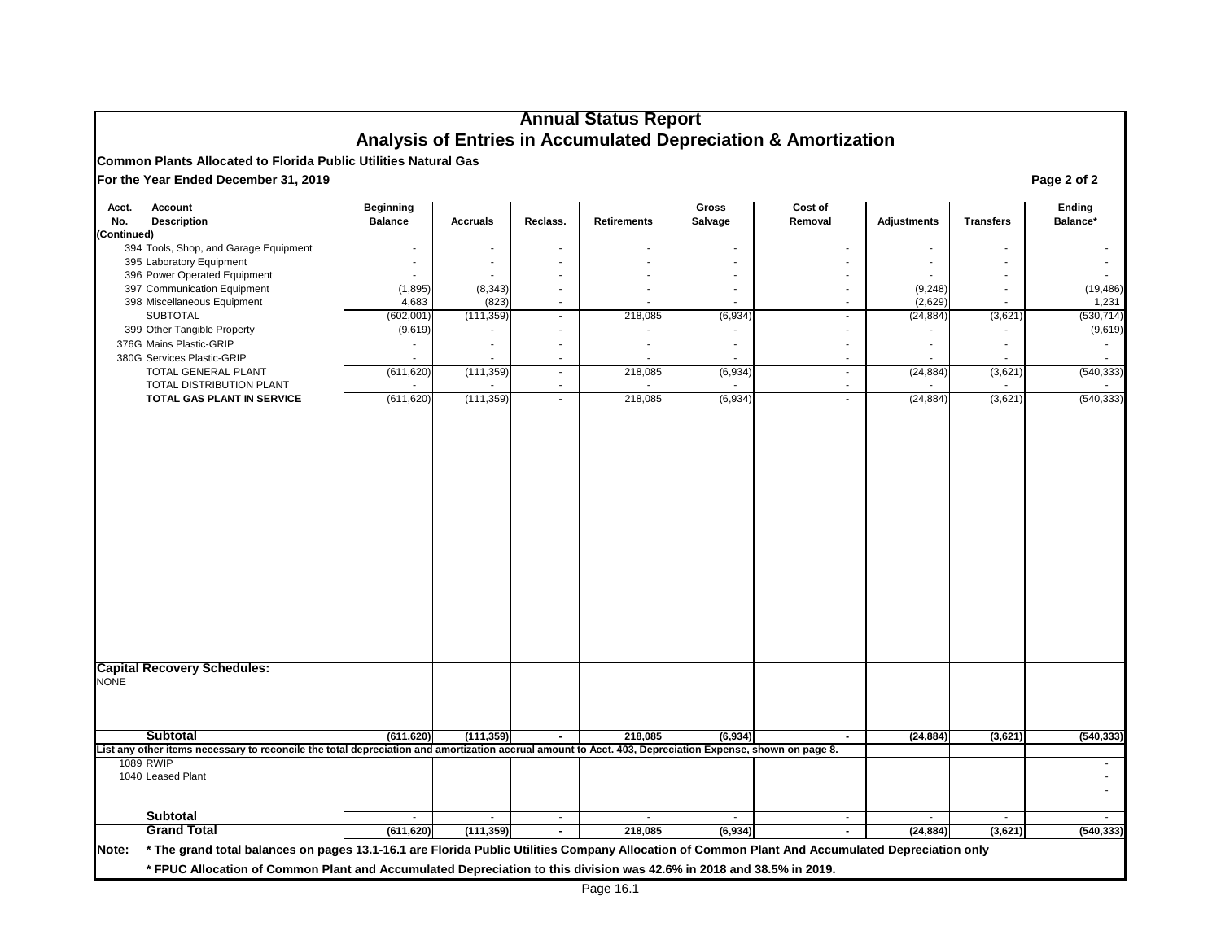# Annual Status Report
## Analysis of Entries in Accumulated Depreciation & Amortization

**Common Plants Allocated to Florida Public Utilities Natural Gas**

**For the Year Ended December 31, 2019**

**Page 2 of 2**

| Acct. No. | Account Description | Beginning Balance | Accruals | Reclass. | Retirements | Gross Salvage | Cost of Removal | Adjustments | Transfers | Ending Balance* |
|---|---|---|---|---|---|---|---|---|---|---|
| (Continued) | | | | | | | | | | |
| 394 | Tools, Shop, and Garage Equipment | - | - | - | - | - | - | - | - | - |
| 395 | Laboratory Equipment | - | - | - | - | - | - | - | - | - |
| 396 | Power Operated Equipment | - | - | - | - | - | - | - | - | - |
| 397 | Communication Equipment | (1,895) | (8,343) | - | - | - | - | (9,248) | - | (19,486) |
| 398 | Miscellaneous Equipment | 4,683 | (823) | - | - | - | - | (2,629) | - | 1,231 |
| | SUBTOTAL | (602,001) | (111,359) | - | 218,085 | (6,934) | - | (24,884) | (3,621) | (530,714) |
| 399 | Other Tangible Property | (9,619) | - | - | - | - | - | - | - | (9,619) |
| 376G | Mains Plastic-GRIP | - | - | - | - | - | - | - | - | - |
| 380G | Services Plastic-GRIP | - | - | - | - | - | - | - | - | - |
| | TOTAL GENERAL PLANT | (611,620) | (111,359) | - | 218,085 | (6,934) | - | (24,884) | (3,621) | (540,333) |
| | TOTAL DISTRIBUTION PLANT | - | - | - | - | - | - | - | - | - |
| | **TOTAL GAS PLANT IN SERVICE** | (611,620) | (111,359) | - | 218,085 | (6,934) | - | (24,884) | (3,621) | (540,333) |
| **Capital Recovery Schedules:** | | | | | | | | | | |
| NONE | | | | | | | | | | |
| | **Subtotal** | **(611,620)** | **(111,359)** | **-** | **218,085** | **(6,934)** | **-** | **(24,884)** | **(3,621)** | **(540,333)** |
| **List any other items necessary to reconcile the total depreciation and amortization accrual amount to Acct. 403, Depreciation Expense, shown on page 8.** | | | | | | | | | | |
| 1089 | RWIP | | | | | | | | | - |
| 1040 | Leased Plant | | | | | | | | | - |
| | | | | | | | | | | - |
| | **Subtotal** | - | - | - | - | - | - | - | - | - |
| | **Grand Total** | **(611,620)** | **(111,359)** | **-** | **218,085** | **(6,934)** | **-** | **(24,884)** | **(3,621)** | **(540,333)** |

**Note: \* The grand total balances on pages 13.1-16.1 are Florida Public Utilities Company Allocation of Common Plant And Accumulated Depreciation only**

**\* FPUC Allocation of Common Plant and Accumulated Depreciation to this division was 42.6% in 2018 and 38.5% in 2019.**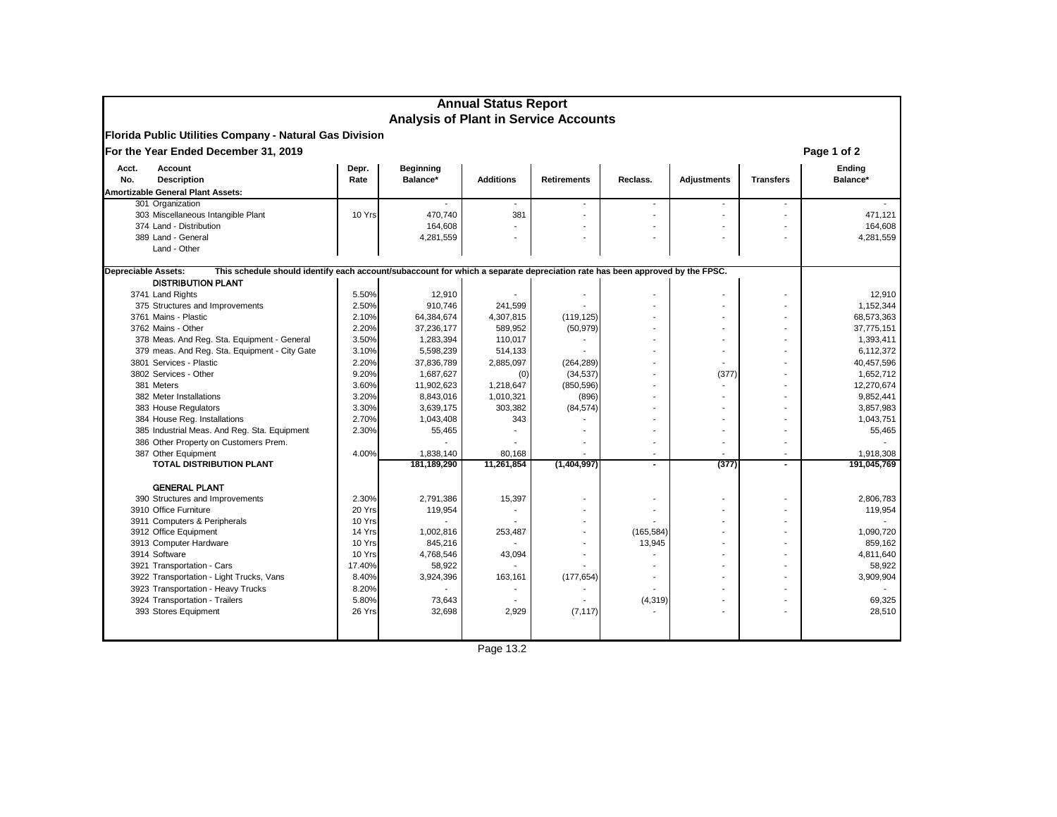# Annual Status Report
## Analysis of Plant in Service Accounts

**Florida Public Utilities Company - Natural Gas Division**

**For the Year Ended December 31, 2019**

**Page 1 of 2**

| Acct. No. | Account Description | Depr. Rate | Beginning Balance* | Additions | Retirements | Reclass. | Adjustments | Transfers | Ending Balance* |
|---|---|---|---|---|---|---|---|---|---|
| **Amortizable General Plant Assets:** | | | | | | | | | |
| 301 | Organization | | - | - | - | - | - | - | - |
| 303 | Miscellaneous Intangible Plant | 10 Yrs | 470,740 | 381 | - | - | - | - | 471,121 |
| 374 | Land - Distribution | | 164,608 | - | - | - | - | - | 164,608 |
| 389 | Land - General | | 4,281,559 | - | - | - | - | - | 4,281,559 |
| | Land - Other | | | | | | | | |
| **Depreciable Assets:** | This schedule should identify each account/subaccount for which a separate depreciation rate has been approved by the FPSC. | | | | | | | | |
| | **DISTRIBUTION PLANT** | | | | | | | | |
| 3741 | Land Rights | 5.50% | 12,910 | - | - | - | - | - | 12,910 |
| 375 | Structures and Improvements | 2.50% | 910,746 | 241,599 | - | - | - | - | 1,152,344 |
| 3761 | Mains - Plastic | 2.10% | 64,384,674 | 4,307,815 | (119,125) | - | - | - | 68,573,363 |
| 3762 | Mains - Other | 2.20% | 37,236,177 | 589,952 | (50,979) | - | - | - | 37,775,151 |
| 378 | Meas. And Reg. Sta. Equipment - General | 3.50% | 1,283,394 | 110,017 | - | - | - | - | 1,393,411 |
| 379 | meas. And Reg. Sta. Equipment - City Gate | 3.10% | 5,598,239 | 514,133 | - | - | - | - | 6,112,372 |
| 3801 | Services - Plastic | 2.20% | 37,836,789 | 2,885,097 | (264,289) | - | - | - | 40,457,596 |
| 3802 | Services - Other | 9.20% | 1,687,627 | (0) | (34,537) | - | (377) | - | 1,652,712 |
| 381 | Meters | 3.60% | 11,902,623 | 1,218,647 | (850,596) | - | - | - | 12,270,674 |
| 382 | Meter Installations | 3.20% | 8,843,016 | 1,010,321 | (896) | - | - | - | 9,852,441 |
| 383 | House Regulators | 3.30% | 3,639,175 | 303,382 | (84,574) | - | - | - | 3,857,983 |
| 384 | House Reg. Installations | 2.70% | 1,043,408 | 343 | - | - | - | - | 1,043,751 |
| 385 | Industrial Meas. And Reg. Sta. Equipment | 2.30% | 55,465 | - | - | - | - | - | 55,465 |
| 386 | Other Property on Customers Prem. | | - | - | - | - | - | - | - |
| 387 | Other Equipment | 4.00% | 1,838,140 | 80,168 | - | - | - | - | 1,918,308 |
| | **TOTAL DISTRIBUTION PLANT** | | **181,189,290** | **11,261,854** | **(1,404,997)** | **-** | **(377)** | **-** | **191,045,769** |
| | **GENERAL PLANT** | | | | | | | | |
| 390 | Structures and Improvements | 2.30% | 2,791,386 | 15,397 | - | - | - | - | 2,806,783 |
| 3910 | Office Furniture | 20 Yrs | 119,954 | - | - | - | - | - | 119,954 |
| 3911 | Computers & Peripherals | 10 Yrs | - | - | - | - | - | - | - |
| 3912 | Office Equipment | 14 Yrs | 1,002,816 | 253,487 | - | (165,584) | - | - | 1,090,720 |
| 3913 | Computer Hardware | 10 Yrs | 845,216 | - | - | 13,945 | - | - | 859,162 |
| 3914 | Software | 10 Yrs | 4,768,546 | 43,094 | - | - | - | - | 4,811,640 |
| 3921 | Transportation - Cars | 17.40% | 58,922 | - | - | - | - | - | 58,922 |
| 3922 | Transportation - Light Trucks, Vans | 8.40% | 3,924,396 | 163,161 | (177,654) | - | - | - | 3,909,904 |
| 3923 | Transportation - Heavy Trucks | 8.20% | - | - | - | - | - | - | - |
| 3924 | Transportation - Trailers | 5.80% | 73,643 | - | - | (4,319) | - | - | 69,325 |
| 393 | Stores Equipment | 26 Yrs | 32,698 | 2,929 | (7,117) | - | - | - | 28,510 |

Page 13.2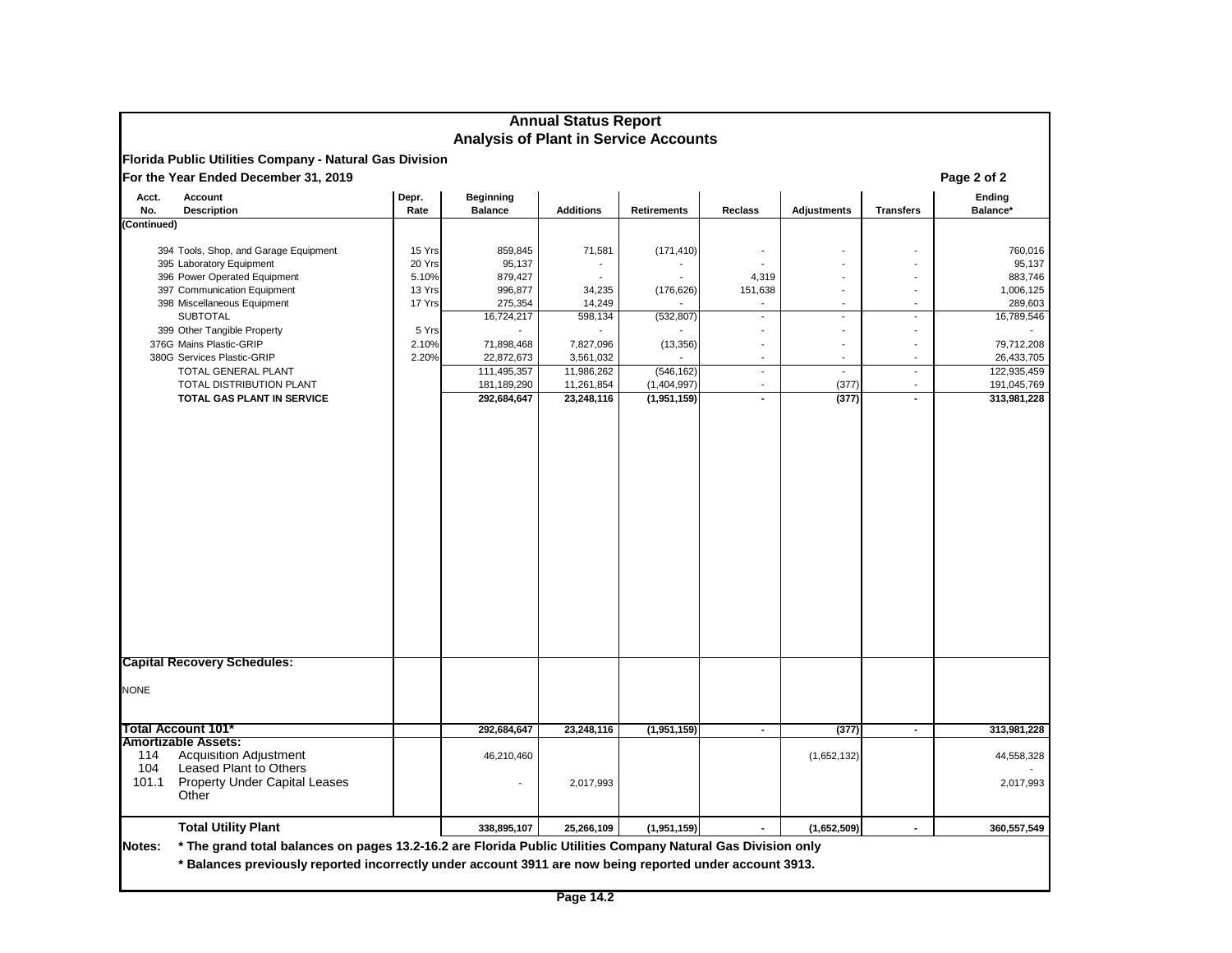# Annual Status Report
## Analysis of Plant in Service Accounts

**Florida Public Utilities Company - Natural Gas Division**

**For the Year Ended December 31, 2019**

**Page 2 of 2**

| Acct. No. | Account Description | Depr. Rate | Beginning Balance | Additions | Retirements | Reclass | Adjustments | Transfers | Ending Balance* |
|---|---|---|---|---|---|---|---|---|---|
| (Continued) | | | | | | | | | |
| 394 | Tools, Shop, and Garage Equipment | 15 Yrs | 859,845 | 71,581 | (171,410) | - | - | - | 760,016 |
| 395 | Laboratory Equipment | 20 Yrs | 95,137 | - | - | - | - | - | 95,137 |
| 396 | Power Operated Equipment | 5.10% | 879,427 | - | - | 4,319 | - | - | 883,746 |
| 397 | Communication Equipment | 13 Yrs | 996,877 | 34,235 | (176,626) | 151,638 | - | - | 1,006,125 |
| 398 | Miscellaneous Equipment | 17 Yrs | 275,354 | 14,249 | - | - | - | - | 289,603 |
| | SUBTOTAL | | 16,724,217 | 598,134 | (532,807) | - | - | - | 16,789,546 |
| 399 | Other Tangible Property | 5 Yrs | - | - | - | - | - | - | - |
| 376G | Mains Plastic-GRIP | 2.10% | 71,898,468 | 7,827,096 | (13,356) | - | - | - | 79,712,208 |
| 380G | Services Plastic-GRIP | 2.20% | 22,872,673 | 3,561,032 | - | - | - | - | 26,433,705 |
| | TOTAL GENERAL PLANT | | 111,495,357 | 11,986,262 | (546,162) | - | - | - | 122,935,459 |
| | TOTAL DISTRIBUTION PLANT | | 181,189,290 | 11,261,854 | (1,404,997) | - | (377) | - | 191,045,769 |
| | **TOTAL GAS PLANT IN SERVICE** | | **292,684,647** | **23,248,116** | **(1,951,159)** | **-** | **(377)** | **-** | **313,981,228** |
| **Capital Recovery Schedules:** | | | | | | | | | |
| NONE | | | | | | | | | |
| **Total Account 101*** | | | **292,684,647** | **23,248,116** | **(1,951,159)** | **-** | **(377)** | **-** | **313,981,228** |
| **Amortizable Assets:** | | | | | | | | | |
| 114 | Acquisition Adjustment | | 46,210,460 | | | | (1,652,132) | | 44,558,328 |
| 104 | Leased Plant to Others | | | | | | | | - |
| 101.1 | Property Under Capital Leases | | - | 2,017,993 | | | | | 2,017,993 |
| | Other | | | | | | | | |
| | **Total Utility Plant** | | **338,895,107** | **25,266,109** | **(1,951,159)** | **-** | **(1,652,509)** | **-** | **360,557,549** |

**Notes:** **\* The grand total balances on pages 13.2-16.2 are Florida Public Utilities Company Natural Gas Division only**

**\* Balances previously reported incorrectly under account 3911 are now being reported under account 3913.**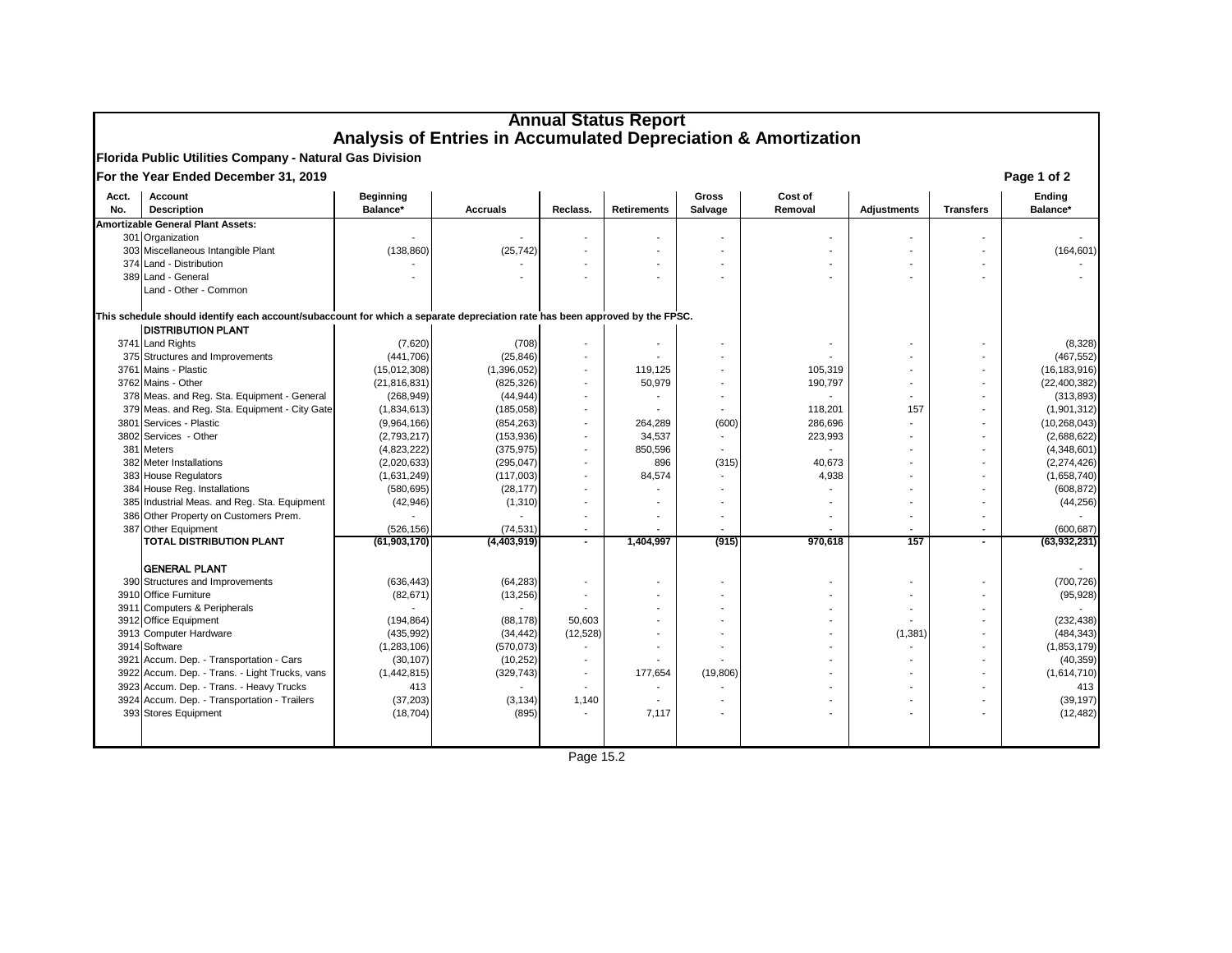# Annual Status Report
## Analysis of Entries in Accumulated Depreciation & Amortization

**Florida Public Utilities Company - Natural Gas Division**

**For the Year Ended December 31, 2019**

Page 1 of 2

| Acct. No. | Account Description | Beginning Balance* | Accruals | Reclass. | Retirements | Gross Salvage | Cost of Removal | Adjustments | Transfers | Ending Balance* |
|---|---|---|---|---|---|---|---|---|---|---|
| **Amortizable General Plant Assets:** | | | | | | | | | | |
| 301 | Organization | - | - | - | - | - | - | - | - | - |
| 303 | Miscellaneous Intangible Plant | (138,860) | (25,742) | - | - | - | - | - | - | (164,601) |
| 374 | Land - Distribution | - | - | - | - | - | - | - | - | - |
| 389 | Land - General | - | - | - | - | - | - | - | - | - |
| | Land - Other - Common | | | | | | | | | |
| This schedule should identify each account/subaccount for which a separate depreciation rate has been approved by the FPSC. | | | | | | | | | | |
| | **DISTRIBUTION PLANT** | | | | | | | | | |
| 3741 | Land Rights | (7,620) | (708) | - | - | - | - | - | - | (8,328) |
| 375 | Structures and Improvements | (441,706) | (25,846) | - | - | - | - | - | - | (467,552) |
| 3761 | Mains - Plastic | (15,012,308) | (1,396,052) | - | 119,125 | - | 105,319 | - | - | (16,183,916) |
| 3762 | Mains - Other | (21,816,831) | (825,326) | - | 50,979 | - | 190,797 | - | - | (22,400,382) |
| 378 | Meas. and Reg. Sta. Equipment - General | (268,949) | (44,944) | - | - | - | - | - | - | (313,893) |
| 379 | Meas. and Reg. Sta. Equipment - City Gate | (1,834,613) | (185,058) | - | - | - | 118,201 | 157 | - | (1,901,312) |
| 3801 | Services - Plastic | (9,964,166) | (854,263) | - | 264,289 | (600) | 286,696 | - | - | (10,268,043) |
| 3802 | Services - Other | (2,793,217) | (153,936) | - | 34,537 | - | 223,993 | - | - | (2,688,622) |
| 381 | Meters | (4,823,222) | (375,975) | - | 850,596 | - | - | - | - | (4,348,601) |
| 382 | Meter Installations | (2,020,633) | (295,047) | - | 896 | (315) | 40,673 | - | - | (2,274,426) |
| 383 | House Regulators | (1,631,249) | (117,003) | - | 84,574 | - | 4,938 | - | - | (1,658,740) |
| 384 | House Reg. Installations | (580,695) | (28,177) | - | - | - | - | - | - | (608,872) |
| 385 | Industrial Meas. and Reg. Sta. Equipment | (42,946) | (1,310) | - | - | - | - | - | - | (44,256) |
| 386 | Other Property on Customers Prem. | - | - | - | - | - | - | - | - | - |
| 387 | Other Equipment | (526,156) | (74,531) | - | - | - | - | - | - | (600,687) |
| | **TOTAL DISTRIBUTION PLANT** | **(61,903,170)** | **(4,403,919)** | **-** | **1,404,997** | **(915)** | **970,618** | **157** | **-** | **(63,932,231)** |
| | **GENERAL PLANT** | | | | | | | | | - |
| 390 | Structures and Improvements | (636,443) | (64,283) | - | - | - | - | - | - | (700,726) |
| 3910 | Office Furniture | (82,671) | (13,256) | - | - | - | - | - | - | (95,928) |
| 3911 | Computers & Peripherals | - | - | - | - | - | - | - | - | - |
| 3912 | Office Equipment | (194,864) | (88,178) | 50,603 | - | - | - | - | - | (232,438) |
| 3913 | Computer Hardware | (435,992) | (34,442) | (12,528) | - | - | - | (1,381) | - | (484,343) |
| 3914 | Software | (1,283,106) | (570,073) | - | - | - | - | - | - | (1,853,179) |
| 3921 | Accum. Dep. - Transportation - Cars | (30,107) | (10,252) | - | - | - | - | - | - | (40,359) |
| 3922 | Accum. Dep. - Trans. - Light Trucks, vans | (1,442,815) | (329,743) | - | 177,654 | (19,806) | - | - | - | (1,614,710) |
| 3923 | Accum. Dep. - Trans. - Heavy Trucks | 413 | - | - | - | - | - | - | - | 413 |
| 3924 | Accum. Dep. - Transportation - Trailers | (37,203) | (3,134) | 1,140 | - | - | - | - | - | (39,197) |
| 393 | Stores Equipment | (18,704) | (895) | - | 7,117 | - | - | - | - | (12,482) |

Page 15.2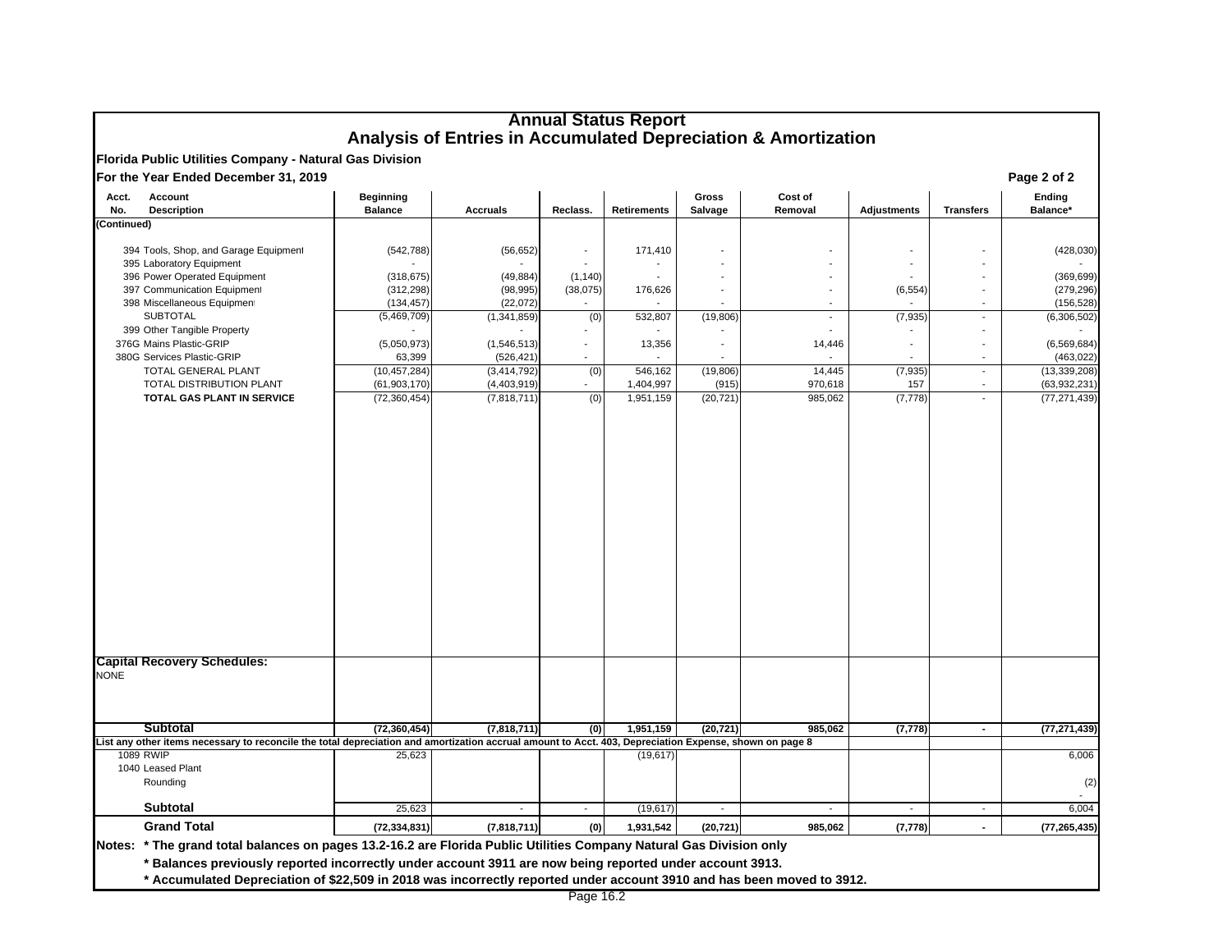# Annual Status Report
## Analysis of Entries in Accumulated Depreciation & Amortization

**Florida Public Utilities Company - Natural Gas Division**

**For the Year Ended December 31, 2019**

**Page 2 of 2**

| Acct. No. | Account Description | Beginning Balance | Accruals | Reclass. | Retirements | Gross Salvage | Cost of Removal | Adjustments | Transfers | Ending Balance* |
|---|---|---|---|---|---|---|---|---|---|---|
| (Continued) | | | | | | | | | | |
| 394 | Tools, Shop, and Garage Equipment | (542,788) | (56,652) | - | 171,410 | - | - | - | - | (428,030) |
| 395 | Laboratory Equipment | - | - | - | - | - | - | - | - | - |
| 396 | Power Operated Equipment | (318,675) | (49,884) | (1,140) | - | - | - | - | - | (369,699) |
| 397 | Communication Equipment | (312,298) | (98,995) | (38,075) | 176,626 | - | - | (6,554) | - | (279,296) |
| 398 | Miscellaneous Equipment | (134,457) | (22,072) | - | - | - | - | - | - | (156,528) |
| | SUBTOTAL | (5,469,709) | (1,341,859) | (0) | 532,807 | (19,806) | - | (7,935) | - | (6,306,502) |
| 399 | Other Tangible Property | - | - | - | - | - | - | - | - | - |
| 376G | Mains Plastic-GRIP | (5,050,973) | (1,546,513) | - | 13,356 | - | 14,446 | - | - | (6,569,684) |
| 380G | Services Plastic-GRIP | 63,399 | (526,421) | - | - | - | - | - | - | (463,022) |
| | TOTAL GENERAL PLANT | (10,457,284) | (3,414,792) | (0) | 546,162 | (19,806) | 14,445 | (7,935) | - | (13,339,208) |
| | TOTAL DISTRIBUTION PLANT | (61,903,170) | (4,403,919) | - | 1,404,997 | (915) | 970,618 | 157 | - | (63,932,231) |
| | **TOTAL GAS PLANT IN SERVICE** | (72,360,454) | (7,818,711) | (0) | 1,951,159 | (20,721) | 985,062 | (7,778) | - | (77,271,439) |
| **Capital Recovery Schedules:** | | | | | | | | | | |
| NONE | | | | | | | | | | |
| | **Subtotal** | **(72,360,454)** | **(7,818,711)** | **(0)** | **1,951,159** | **(20,721)** | **985,062** | **(7,778)** | **-** | **(77,271,439)** |
| List any other items necessary to reconcile the total depreciation and amortization accrual amount to Acct. 403, Depreciation Expense, shown on page 8 | | | | | | | | | | |
| 1089 | RWIP | 25,623 | | | (19,617) | | | | | 6,006 |
| 1040 | Leased Plant | | | | | | | | | |
| | Rounding | | | | | | | | | (2) |
| | | | | | | | | | | - |
| | **Subtotal** | 25,623 | - | - | (19,617) | - | - | - | - | 6,004 |
| | **Grand Total** | **(72,334,831)** | **(7,818,711)** | **(0)** | **1,931,542** | **(20,721)** | **985,062** | **(7,778)** | **-** | **(77,265,435)** |

**Notes: * The grand total balances on pages 13.2-16.2 are Florida Public Utilities Company Natural Gas Division only**

**\* Balances previously reported incorrectly under account 3911 are now being reported under account 3913.**

**\* Accumulated Depreciation of $22,509 in 2018 was incorrectly reported under account 3910 and has been moved to 3912.**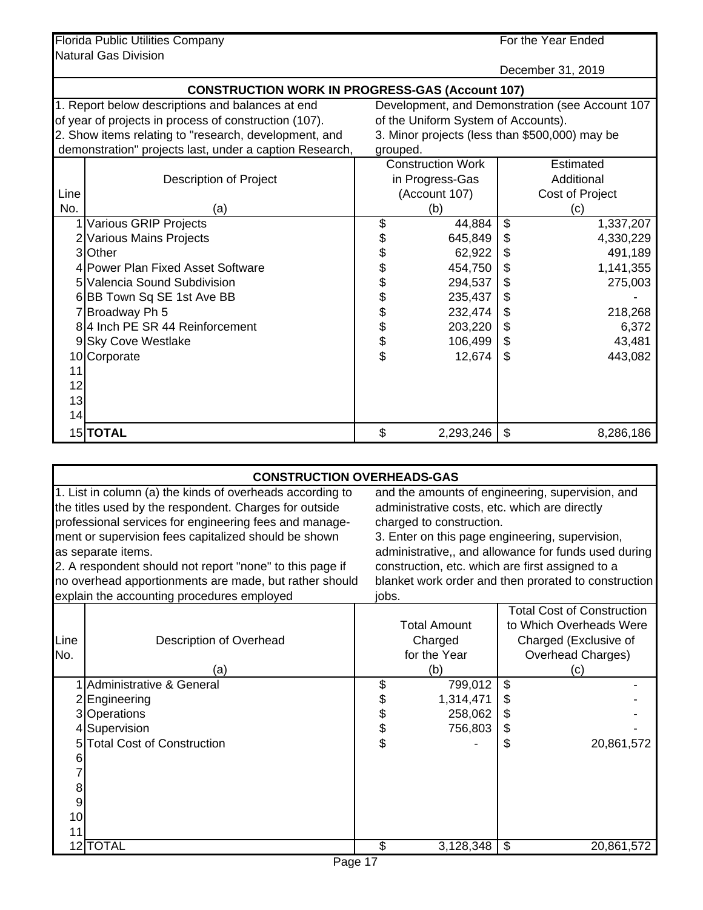Florida Public Utilities Company
Natural Gas Division

For the Year Ended
December 31, 2019

## CONSTRUCTION WORK IN PROGRESS-GAS (Account 107)

1. Report below descriptions and balances at end of year of projects in process of construction (107).
2. Show items relating to "research, development, and demonstration" projects last, under a caption Research, Development, and Demonstration (see Account 107 of the Uniform System of Accounts).
3. Minor projects (less than $500,000) may be grouped.

| Line No. | Description of Project (a) | Construction Work in Progress-Gas (Account 107) (b) | Estimated Additional Cost of Project (c) |
|---|---|---|---|
| 1 | Various GRIP Projects | $ 44,884 | $ 1,337,207 |
| 2 | Various Mains Projects | $ 645,849 | $ 4,330,229 |
| 3 | Other | $ 62,922 | $ 491,189 |
| 4 | Power Plan Fixed Asset Software | $ 454,750 | $ 1,141,355 |
| 5 | Valencia Sound Subdivision | $ 294,537 | $ 275,003 |
| 6 | BB Town Sq SE 1st Ave BB | $ 235,437 | $ - |
| 7 | Broadway Ph 5 | $ 232,474 | $ 218,268 |
| 8 | 4 Inch PE SR 44 Reinforcement | $ 203,220 | $ 6,372 |
| 9 | Sky Cove Westlake | $ 106,499 | $ 43,481 |
| 10 | Corporate | $ 12,674 | $ 443,082 |
| 11 | | | |
| 12 | | | |
| 13 | | | |
| 14 | | | |
| 15 | **TOTAL** | $ 2,293,246 | $ 8,286,186 |

## CONSTRUCTION OVERHEADS-GAS

1. List in column (a) the kinds of overheads according to the titles used by the respondent. Charges for outside professional services for engineering fees and management or supervision fees capitalized should be shown as separate items.
2. A respondent should not report "none" to this page if no overhead apportionments are made, but rather should explain the accounting procedures employed and the amounts of engineering, supervision, and administrative costs, etc. which are directly charged to construction.
3. Enter on this page engineering, supervision, administrative,, and allowance for funds used during construction, etc. which are first assigned to a blanket work order and then prorated to construction jobs.

| Line No. | Description of Overhead (a) | Total Amount Charged for the Year (b) | Total Cost of Construction to Which Overheads Were Charged (Exclusive of Overhead Charges) (c) |
|---|---|---|---|
| 1 | Administrative & General | $ 799,012 | $ - |
| 2 | Engineering | $ 1,314,471 | $ - |
| 3 | Operations | $ 258,062 | $ - |
| 4 | Supervision | $ 756,803 | $ - |
| 5 | Total Cost of Construction | $ - | $ 20,861,572 |
| 6 | | | |
| 7 | | | |
| 8 | | | |
| 9 | | | |
| 10 | | | |
| 11 | | | |
| 12 | TOTAL | $ 3,128,348 | $ 20,861,572 |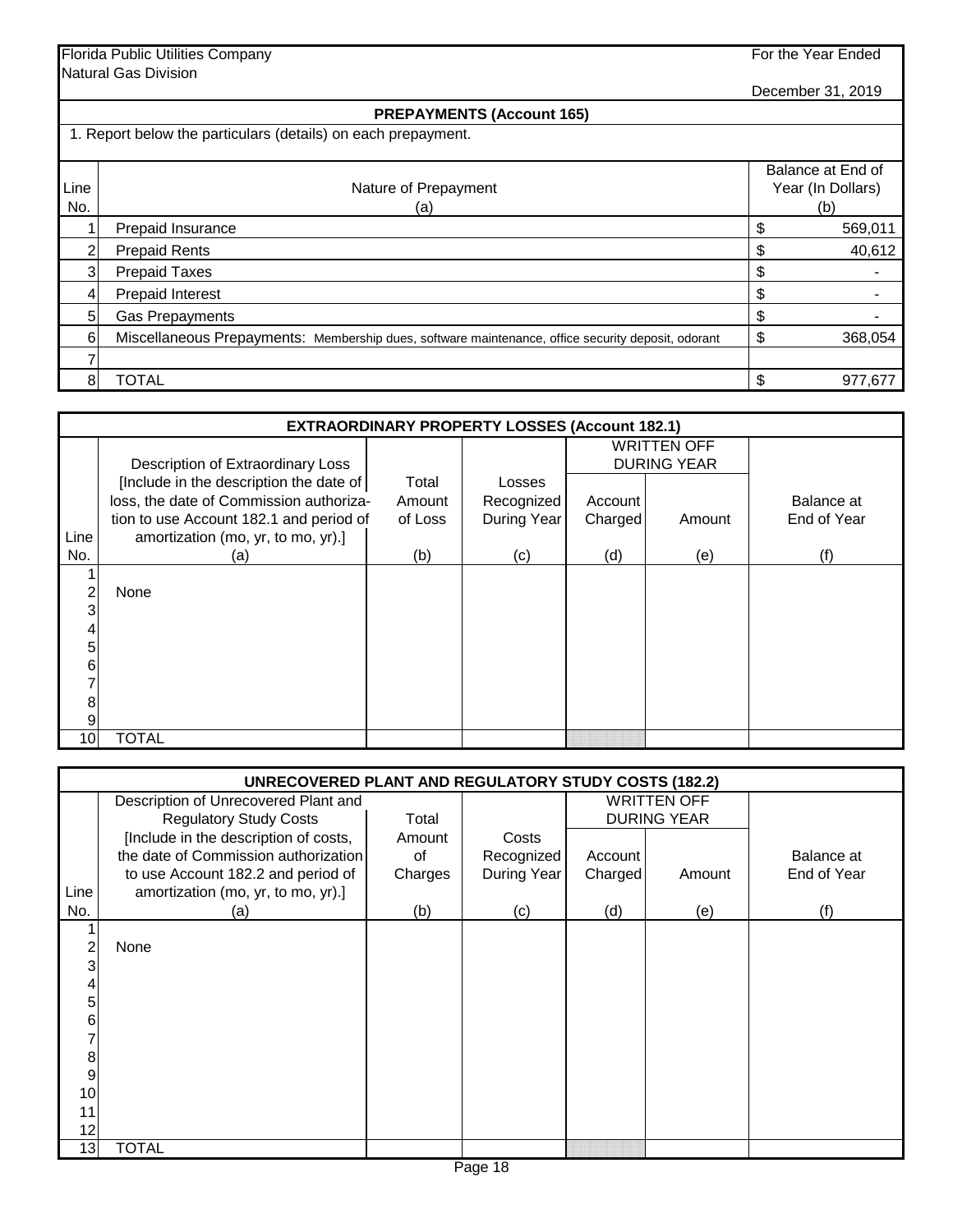Florida Public Utilities Company
Natural Gas Division

For the Year Ended
December 31, 2019

## PREPAYMENTS (Account 165)

1. Report below the particulars (details) on each prepayment.

| Line No. | Nature of Prepayment (a) | Balance at End of Year (In Dollars) (b) |
|---|---|---|
| 1 | Prepaid Insurance | $ 569,011 |
| 2 | Prepaid Rents | $ 40,612 |
| 3 | Prepaid Taxes | $ - |
| 4 | Prepaid Interest | $ - |
| 5 | Gas Prepayments | $ - |
| 6 | Miscellaneous Prepayments: Membership dues, software maintenance, office security deposit, odorant | $ 368,054 |
| 7 | | |
| 8 | TOTAL | $ 977,677 |

## EXTRAORDINARY PROPERTY LOSSES (Account 182.1)

| Line No. | Description of Extraordinary Loss [Include in the description the date of loss, the date of Commission authorization to use Account 182.1 and period of amortization (mo, yr, to mo, yr).] (a) | Total Amount of Loss (b) | Losses Recognized During Year (c) | WRITTEN OFF DURING YEAR Account Charged (d) | WRITTEN OFF DURING YEAR Amount (e) | Balance at End of Year (f) |
|---|---|---|---|---|---|---|
| 1 | | | | | | |
| 2 | None | | | | | |
| 3 | | | | | | |
| 4 | | | | | | |
| 5 | | | | | | |
| 6 | | | | | | |
| 7 | | | | | | |
| 8 | | | | | | |
| 9 | | | | | | |
| 10 | TOTAL | | | | | |

## UNRECOVERED PLANT AND REGULATORY STUDY COSTS (182.2)

| Line No. | Description of Unrecovered Plant and Regulatory Study Costs [Include in the description of costs, the date of Commission authorization to use Account 182.2 and period of amortization (mo, yr, to mo, yr).] (a) | Total Amount of Charges (b) | Costs Recognized During Year (c) | WRITTEN OFF DURING YEAR Account Charged (d) | WRITTEN OFF DURING YEAR Amount (e) | Balance at End of Year (f) |
|---|---|---|---|---|---|---|
| 1 | | | | | | |
| 2 | None | | | | | |
| 3 | | | | | | |
| 4 | | | | | | |
| 5 | | | | | | |
| 6 | | | | | | |
| 7 | | | | | | |
| 8 | | | | | | |
| 9 | | | | | | |
| 10 | | | | | | |
| 11 | | | | | | |
| 12 | | | | | | |
| 13 | TOTAL | | | | | |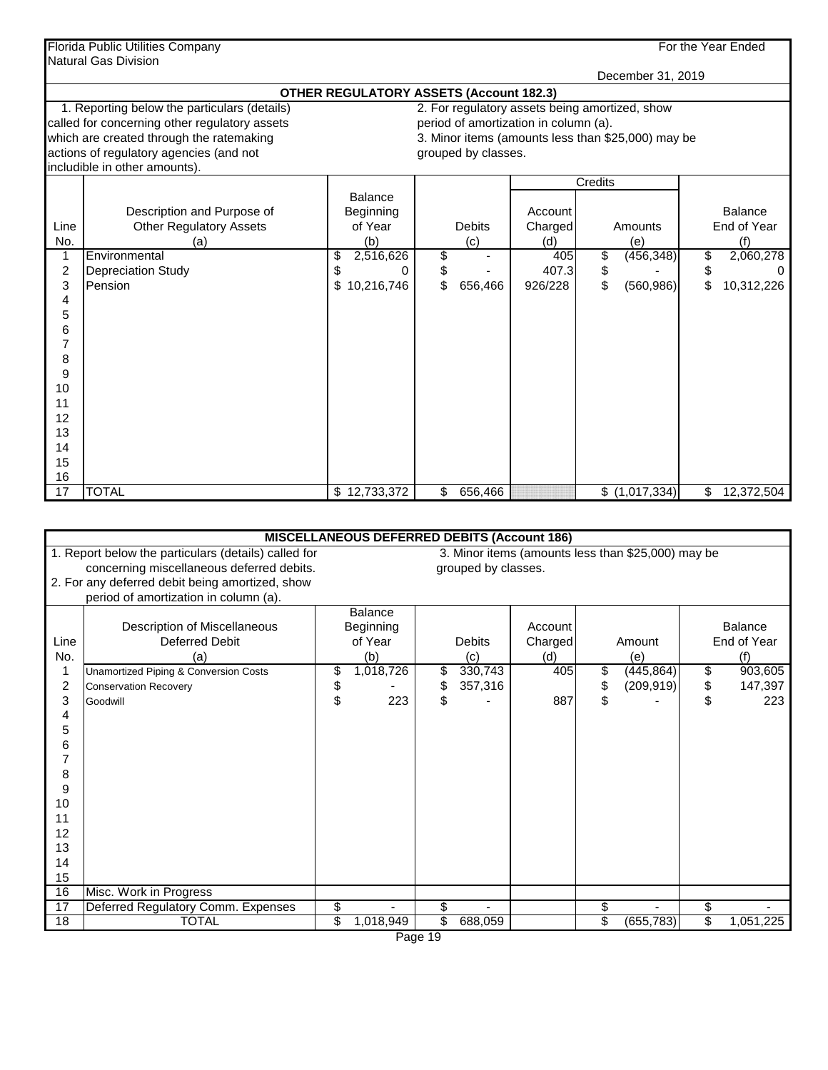Florida Public Utilities Company
Natural Gas Division

For the Year Ended
December 31, 2019

## OTHER REGULATORY ASSETS (Account 182.3)

1. Reporting below the particulars (details) called for concerning other regulatory assets which are created through the ratemaking actions of regulatory agencies (and not includible in other amounts).

2. For regulatory assets being amortized, show period of amortization in column (a).

3. Minor items (amounts less than $25,000) may be grouped by classes.

| Line No. | Description and Purpose of Other Regulatory Assets (a) | Balance Beginning of Year (b) | Debits (c) | Credits: Account Charged (d) | Credits: Amounts (e) | Balance End of Year (f) |
|---|---|---|---|---|---|---|
| 1 | Environmental | $ 2,516,626 | $ - | 405 | $ (456,348) | $ 2,060,278 |
| 2 | Depreciation Study | $ 0 | $ - | 407.3 | $ - | $ 0 |
| 3 | Pension | $ 10,216,746 | $ 656,466 | 926/228 | $ (560,986) | $ 10,312,226 |
| 4 | | | | | | |
| 5 | | | | | | |
| 6 | | | | | | |
| 7 | | | | | | |
| 8 | | | | | | |
| 9 | | | | | | |
| 10 | | | | | | |
| 11 | | | | | | |
| 12 | | | | | | |
| 13 | | | | | | |
| 14 | | | | | | |
| 15 | | | | | | |
| 16 | | | | | | |
| 17 | TOTAL | $ 12,733,372 | $ 656,466 | | $ (1,017,334) | $ 12,372,504 |

## MISCELLANEOUS DEFERRED DEBITS (Account 186)

1. Report below the particulars (details) called for concerning miscellaneous deferred debits.
2. For any deferred debit being amortized, show period of amortization in column (a).

3. Minor items (amounts less than $25,000) may be grouped by classes.

| Line No. | Description of Miscellaneous Deferred Debit (a) | Balance Beginning of Year (b) | Debits (c) | Account Charged (d) | Amount (e) | Balance End of Year (f) |
|---|---|---|---|---|---|---|
| 1 | Unamortized Piping & Conversion Costs | $ 1,018,726 | $ 330,743 | 405 | $ (445,864) | $ 903,605 |
| 2 | Conservation Recovery | $ - | $ 357,316 | | $ (209,919) | $ 147,397 |
| 3 | Goodwill | $ 223 | $ - | 887 | $ - | $ 223 |
| 4 | | | | | | |
| 5 | | | | | | |
| 6 | | | | | | |
| 7 | | | | | | |
| 8 | | | | | | |
| 9 | | | | | | |
| 10 | | | | | | |
| 11 | | | | | | |
| 12 | | | | | | |
| 13 | | | | | | |
| 14 | | | | | | |
| 15 | | | | | | |
| 16 | Misc. Work in Progress | | | | | |
| 17 | Deferred Regulatory Comm. Expenses | $ - | $ - | | $ - | $ - |
| 18 | TOTAL | $ 1,018,949 | $ 688,059 | | $ (655,783) | $ 1,051,225 |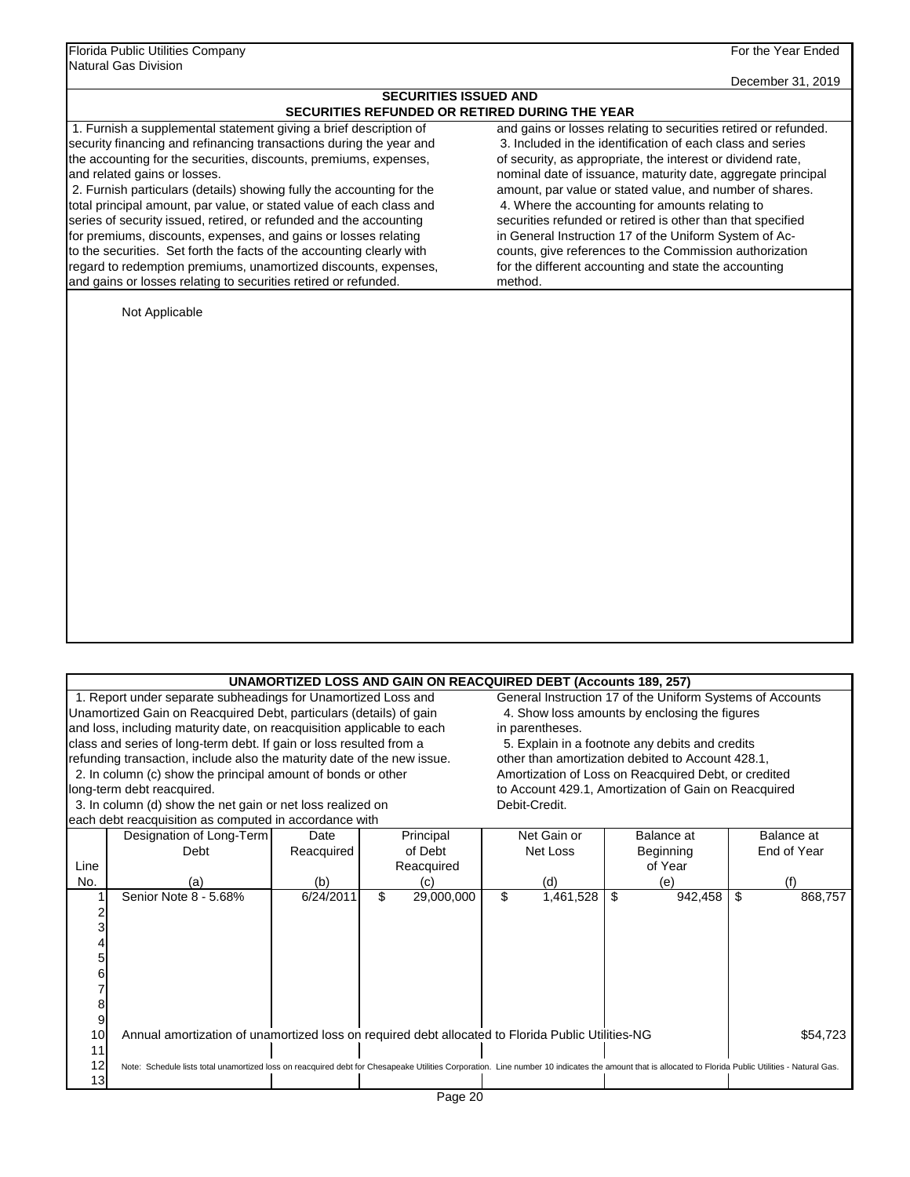Florida Public Utilities Company
Natural Gas Division

For the Year Ended
December 31, 2019

## SECURITIES ISSUED AND SECURITIES REFUNDED OR RETIRED DURING THE YEAR

1. Furnish a supplemental statement giving a brief description of security financing and refinancing transactions during the year and the accounting for the securities, discounts, premiums, expenses, and related gains or losses.

2. Furnish particulars (details) showing fully the accounting for the total principal amount, par value, or stated value of each class and series of security issued, retired, or refunded and the accounting for premiums, discounts, expenses, and gains or losses relating to the securities. Set forth the facts of the accounting clearly with regard to redemption premiums, unamortized discounts, expenses, and gains or losses relating to securities retired or refunded.

3. Included in the identification of each class and series of security, as appropriate, the interest or dividend rate, nominal date of issuance, maturity date, aggregate principal amount, par value or stated value, and number of shares.

4. Where the accounting for amounts relating to securities refunded or retired is other than that specified in General Instruction 17 of the Uniform System of Accounts, give references to the Commission authorization for the different accounting and state the accounting method.

Not Applicable

## UNAMORTIZED LOSS AND GAIN ON REACQUIRED DEBT (Accounts 189, 257)

1. Report under separate subheadings for Unamortized Loss and Unamortized Gain on Reacquired Debt, particulars (details) of gain and loss, including maturity date, on reacquisition applicable to each class and series of long-term debt. If gain or loss resulted from a refunding transaction, include also the maturity date of the new issue.

2. In column (c) show the principal amount of bonds or other long-term debt reacquired.

3. In column (d) show the net gain or net loss realized on each debt reacquisition as computed in accordance with General Instruction 17 of the Uniform Systems of Accounts

4. Show loss amounts by enclosing the figures in parentheses.

5. Explain in a footnote any debits and credits other than amortization debited to Account 428.1, Amortization of Loss on Reacquired Debt, or credited to Account 429.1, Amortization of Gain on Reacquired Debit-Credit.

| Line No. | Designation of Long-Term Debt (a) | Date Reacquired (b) | Principal of Debt Reacquired (c) | Net Gain or Net Loss (d) | Balance at Beginning of Year (e) | Balance at End of Year (f) |
|---|---|---|---|---|---|---|
| 1 | Senior Note 8 - 5.68% | 6/24/2011 | $ 29,000,000 | $ 1,461,528 | $ 942,458 | $ 868,757 |
| 2 | | | | | | |
| 3 | | | | | | |
| 4 | | | | | | |
| 5 | | | | | | |
| 6 | | | | | | |
| 7 | | | | | | |
| 8 | | | | | | |
| 9 | | | | | | |
| 10 | Annual amortization of unamortized loss on required debt allocated to Florida Public Utilities-NG | | | | | $54,723 |
| 11 | | | | | | |
| 12 | Note: Schedule lists total unamortized loss on reacquired debt for Chesapeake Utilities Corporation. Line number 10 indicates the amount that is allocated to Florida Public Utilities - Natural Gas. | | | | | |
| 13 | | | | | | |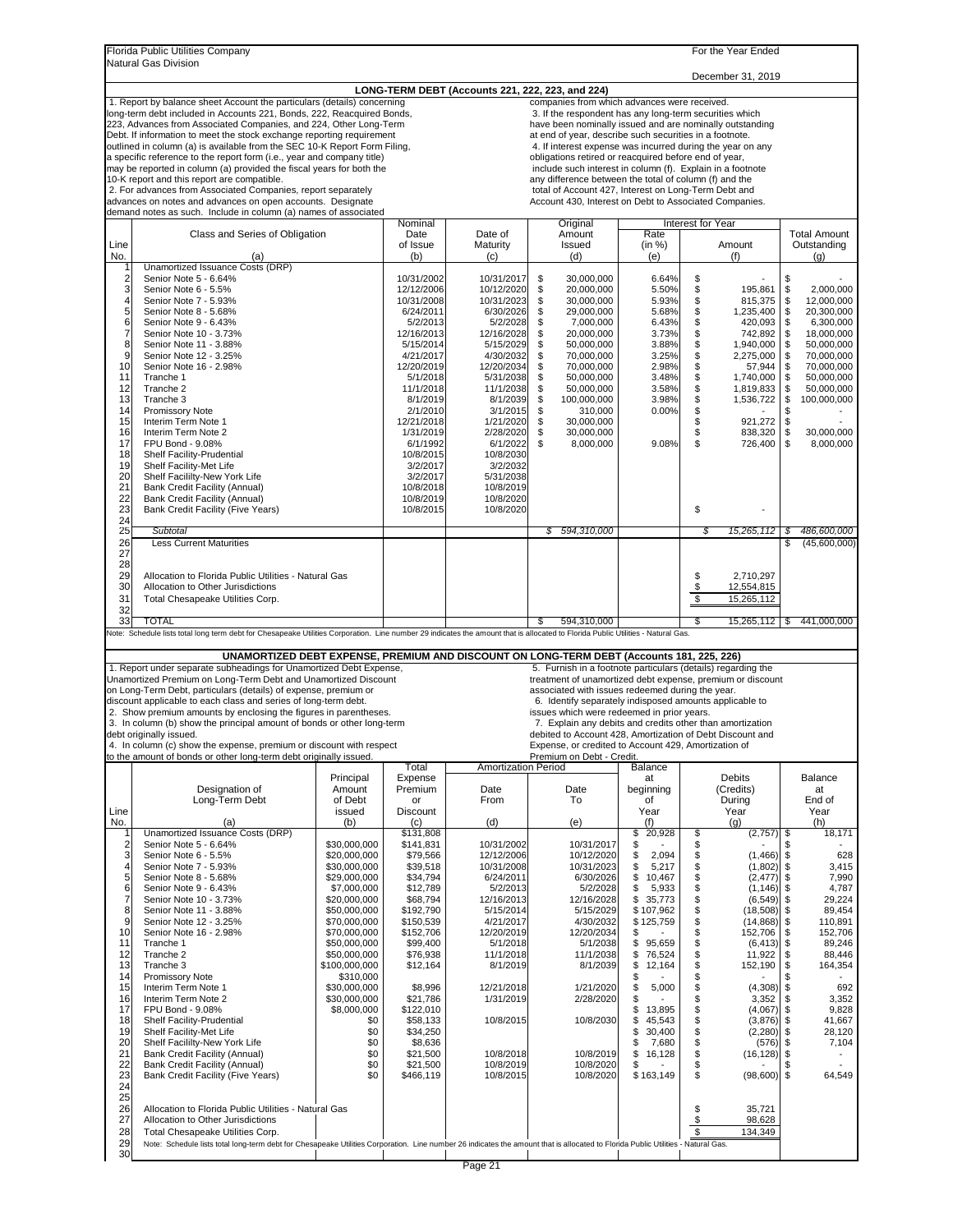Florida Public Utilities Company
Natural Gas Division

For the Year Ended
December 31, 2019

## LONG-TERM DEBT (Accounts 221, 222, 223, and 224)

1. Report by balance sheet Account the particulars (details) concerning long-term debt included in Accounts 221, Bonds, 222, Reacquired Bonds, 223, Advances from Associated Companies, and 224, Other Long-Term Debt. If information to meet the stock exchange reporting requirement outlined in column (a) is available from the SEC 10-K Report Form Filing, a specific reference to the report form (i.e., year and company title) may be reported in column (a) provided the fiscal years for both the 10-K report and this report are compatible.
2. For advances from Associated Companies, report separately advances on notes and advances on open accounts. Designate demand notes as such. Include in column (a) names of associated companies from which advances were received.
3. If the respondent has any long-term securities which have been nominally issued and are nominally outstanding at end of year, describe such securities in a footnote.
4. If interest expense was incurred during the year on any obligations retired or reacquired before end of year, include such interest in column (f). Explain in a footnote any difference between the total of column (f) and the total of Account 427, Interest on Long-Term Debt and Account 430, Interest on Debt to Associated Companies.

| Line No. | Class and Series of Obligation (a) | Nominal Date of Issue (b) | Date of Maturity (c) | Original Amount Issued (d) | Interest for Year Rate (in %) (e) | Interest for Year Amount (f) | Total Amount Outstanding (g) |
|---|---|---|---|---|---|---|---|
| 1 | Unamortized Issuance Costs (DRP) | | | | | | |
| 2 | Senior Note 5 - 6.64% | 10/31/2002 | 10/31/2017 | $ 30,000,000 | 6.64% | $ - | $ - |
| 3 | Senior Note 6 - 5.5% | 12/12/2006 | 10/12/2020 | $ 20,000,000 | 5.50% | $ 195,861 | $ 2,000,000 |
| 4 | Senior Note 7 - 5.93% | 10/31/2008 | 10/31/2023 | $ 30,000,000 | 5.93% | $ 815,375 | $ 12,000,000 |
| 5 | Senior Note 8 - 5.68% | 6/24/2011 | 6/30/2026 | $ 29,000,000 | 5.68% | $ 1,235,400 | $ 20,300,000 |
| 6 | Senior Note 9 - 6.43% | 5/2/2013 | 5/2/2028 | $ 7,000,000 | 6.43% | $ 420,093 | $ 6,300,000 |
| 7 | Senior Note 10 - 3.73% | 12/16/2013 | 12/16/2028 | $ 20,000,000 | 3.73% | $ 742,892 | $ 18,000,000 |
| 8 | Senior Note 11 - 3.88% | 5/15/2014 | 5/15/2029 | $ 50,000,000 | 3.88% | $ 1,940,000 | $ 50,000,000 |
| 9 | Senior Note 12 - 3.25% | 4/21/2017 | 4/30/2032 | $ 70,000,000 | 3.25% | $ 2,275,000 | $ 70,000,000 |
| 10 | Senior Note 16 - 2.98% | 12/20/2019 | 12/20/2034 | $ 70,000,000 | 2.98% | $ 57,944 | $ 70,000,000 |
| 11 | Tranche 1 | 5/1/2018 | 5/31/2038 | $ 50,000,000 | 3.48% | $ 1,740,000 | $ 50,000,000 |
| 12 | Tranche 2 | 11/1/2018 | 11/1/2038 | $ 50,000,000 | 3.58% | $ 1,819,833 | $ 50,000,000 |
| 13 | Tranche 3 | 8/1/2019 | 8/1/2039 | $ 100,000,000 | 3.98% | $ 1,536,722 | $ 100,000,000 |
| 14 | Promissory Note | 2/1/2010 | 3/1/2015 | $ 310,000 | 0.00% | $ - | $ - |
| 15 | Interim Term Note 1 | 12/21/2018 | 1/21/2020 | $ 30,000,000 | | $ 921,272 | $ - |
| 16 | Interim Term Note 2 | 1/31/2019 | 2/28/2020 | $ 30,000,000 | | $ 838,320 | $ 30,000,000 |
| 17 | FPU Bond - 9.08% | 6/1/1992 | 6/1/2022 | $ 8,000,000 | 9.08% | $ 726,400 | $ 8,000,000 |
| 18 | Shelf Facility-Prudential | 10/8/2015 | 10/8/2030 | | | | |
| 19 | Shelf Facility-Met Life | 3/2/2017 | 3/2/2032 | | | | |
| 20 | Shelf Facililty-New York Life | 3/2/2017 | 5/31/2038 | | | | |
| 21 | Bank Credit Facility (Annual) | 10/8/2018 | 10/8/2019 | | | | |
| 22 | Bank Credit Facility (Annual) | 10/8/2019 | 10/8/2020 | | | | |
| 23 | Bank Credit Facility (Five Years) | 10/8/2015 | 10/8/2020 | | | $ - | |
| 24 | | | | | | | |
| 25 | *Subtotal* | | | *$ 594,310,000* | | *$ 15,265,112* | *$ 486,600,000* |
| 26 | Less Current Maturities | | | | | | $ (45,600,000) |
| 27 | | | | | | | |
| 28 | | | | | | | |
| 29 | Allocation to Florida Public Utilities - Natural Gas | | | | | $ 2,710,297 | |
| 30 | Allocation to Other Jurisdictions | | | | | $ 12,554,815 | |
| 31 | Total Chesapeake Utilities Corp. | | | | | $ 15,265,112 | |
| 32 | | | | | | | |
| 33 | TOTAL | | | $ 594,310,000 | | $ 15,265,112 | $ 441,000,000 |

Note: Schedule lists total long term debt for Chesapeake Utilities Corporation. Line number 29 indicates the amount that is allocated to Florida Public Utilities - Natural Gas.

## UNAMORTIZED DEBT EXPENSE, PREMIUM AND DISCOUNT ON LONG-TERM DEBT (Accounts 181, 225, 226)

1. Report under separate subheadings for Unamortized Debt Expense, Unamortized Premium on Long-Term Debt and Unamortized Discount on Long-Term Debt, particulars (details) of expense, premium or discount applicable to each class and series of long-term debt.
2. Show premium amounts by enclosing the figures in parentheses.
3. In column (b) show the principal amount of bonds or other long-term debt originally issued.
4. In column (c) show the expense, premium or discount with respect to the amount of bonds or other long-term debt originally issued.
5. Furnish in a footnote particulars (details) regarding the treatment of unamortized debt expense, premium or discount associated with issues redeemed during the year.
6. Identify separately indisposed amounts applicable to issues which were redeemed in prior years.
7. Explain any debits and credits other than amortization debited to Account 428, Amortization of Debt Discount and Expense, or credited to Account 429, Amortization of Premium on Debt - Credit.

| Line No. | Designation of Long-Term Debt (a) | Principal Amount of Debt issued (b) | Total Expense Premium or Discount (c) | Amortization Period Date From (d) | Amortization Period Date To (e) | Balance at beginning of Year (f) | Debits (Credits) During Year (g) | Balance at End of Year (h) |
|---|---|---|---|---|---|---|---|---|
| 1 | Unamortized Issuance Costs (DRP) | | $131,808 | | | $ 20,928 | $ (2,757) | $ 18,171 |
| 2 | Senior Note 5 - 6.64% | $30,000,000 | $141,831 | 10/31/2002 | 10/31/2017 | $ - | $ - | $ - |
| 3 | Senior Note 6 - 5.5% | $20,000,000 | $79,566 | 12/12/2006 | 10/12/2020 | $ 2,094 | $ (1,466) | $ 628 |
| 4 | Senior Note 7 - 5.93% | $30,000,000 | $39,518 | 10/31/2008 | 10/31/2023 | $ 5,217 | $ (1,802) | $ 3,415 |
| 5 | Senior Note 8 - 5.68% | $29,000,000 | $34,794 | 6/24/2011 | 6/30/2026 | $ 10,467 | $ (2,477) | $ 7,990 |
| 6 | Senior Note 9 - 6.43% | $7,000,000 | $12,789 | 5/2/2013 | 5/2/2028 | $ 5,933 | $ (1,146) | $ 4,787 |
| 7 | Senior Note 10 - 3.73% | $20,000,000 | $68,794 | 12/16/2013 | 12/16/2028 | $ 35,773 | $ (6,549) | $ 29,224 |
| 8 | Senior Note 11 - 3.88% | $50,000,000 | $192,790 | 5/15/2014 | 5/15/2029 | $ 107,962 | $ (18,508) | $ 89,454 |
| 9 | Senior Note 12 - 3.25% | $70,000,000 | $150,539 | 4/21/2017 | 4/30/2032 | $ 125,759 | $ (14,868) | $ 110,891 |
| 10 | Senior Note 16 - 2.98% | $70,000,000 | $152,706 | 12/20/2019 | 12/20/2034 | $ - | $ 152,706 | $ 152,706 |
| 11 | Tranche 1 | $50,000,000 | $99,400 | 5/1/2018 | 5/1/2038 | $ 95,659 | $ (6,413) | $ 89,246 |
| 12 | Tranche 2 | $50,000,000 | $76,938 | 11/1/2018 | 11/1/2038 | $ 76,524 | $ 11,922 | $ 88,446 |
| 13 | Tranche 3 | $100,000,000 | $12,164 | 8/1/2019 | 8/1/2039 | $ 12,164 | $ 152,190 | $ 164,354 |
| 14 | Promissory Note | $310,000 | | | | $ - | $ - | $ - |
| 15 | Interim Term Note 1 | $30,000,000 | $8,996 | 12/21/2018 | 1/21/2020 | $ 5,000 | $ (4,308) | $ 692 |
| 16 | Interim Term Note 2 | $30,000,000 | $21,786 | 1/31/2019 | 2/28/2020 | $ - | $ 3,352 | $ 3,352 |
| 17 | FPU Bond - 9.08% | $8,000,000 | $122,010 | | | $ 13,895 | $ (4,067) | $ 9,828 |
| 18 | Shelf Facility-Prudential | $0 | $58,133 | 10/8/2015 | 10/8/2030 | $ 45,543 | $ (3,876) | $ 41,667 |
| 19 | Shelf Facility-Met Life | $0 | $34,250 | | | $ 30,400 | $ (2,280) | $ 28,120 |
| 20 | Shelf Facililty-New York Life | $0 | $8,636 | | | $ 7,680 | $ (576) | $ 7,104 |
| 21 | Bank Credit Facility (Annual) | $0 | $21,500 | 10/8/2018 | 10/8/2019 | $ 16,128 | $ (16,128) | $ - |
| 22 | Bank Credit Facility (Annual) | $0 | $21,500 | 10/8/2019 | 10/8/2020 | $ - | $ - | $ - |
| 23 | Bank Credit Facility (Five Years) | $0 | $466,119 | 10/8/2015 | 10/8/2020 | $ 163,149 | $ (98,600) | $ 64,549 |
| 24 | | | | | | | | |
| 25 | | | | | | | | |
| 26 | Allocation to Florida Public Utilities - Natural Gas | | | | | | $ 35,721 | |
| 27 | Allocation to Other Jurisdictions | | | | | | $ 98,628 | |
| 28 | Total Chesapeake Utilities Corp. | | | | | | $ 134,349 | |
| 29 | Note: Schedule lists total long-term debt for Chesapeake Utilities Corporation. Line number 26 indicates the amount that is allocated to Florida Public Utilities - Natural Gas. | | | | | | | |
| 30 | | | | | | | | |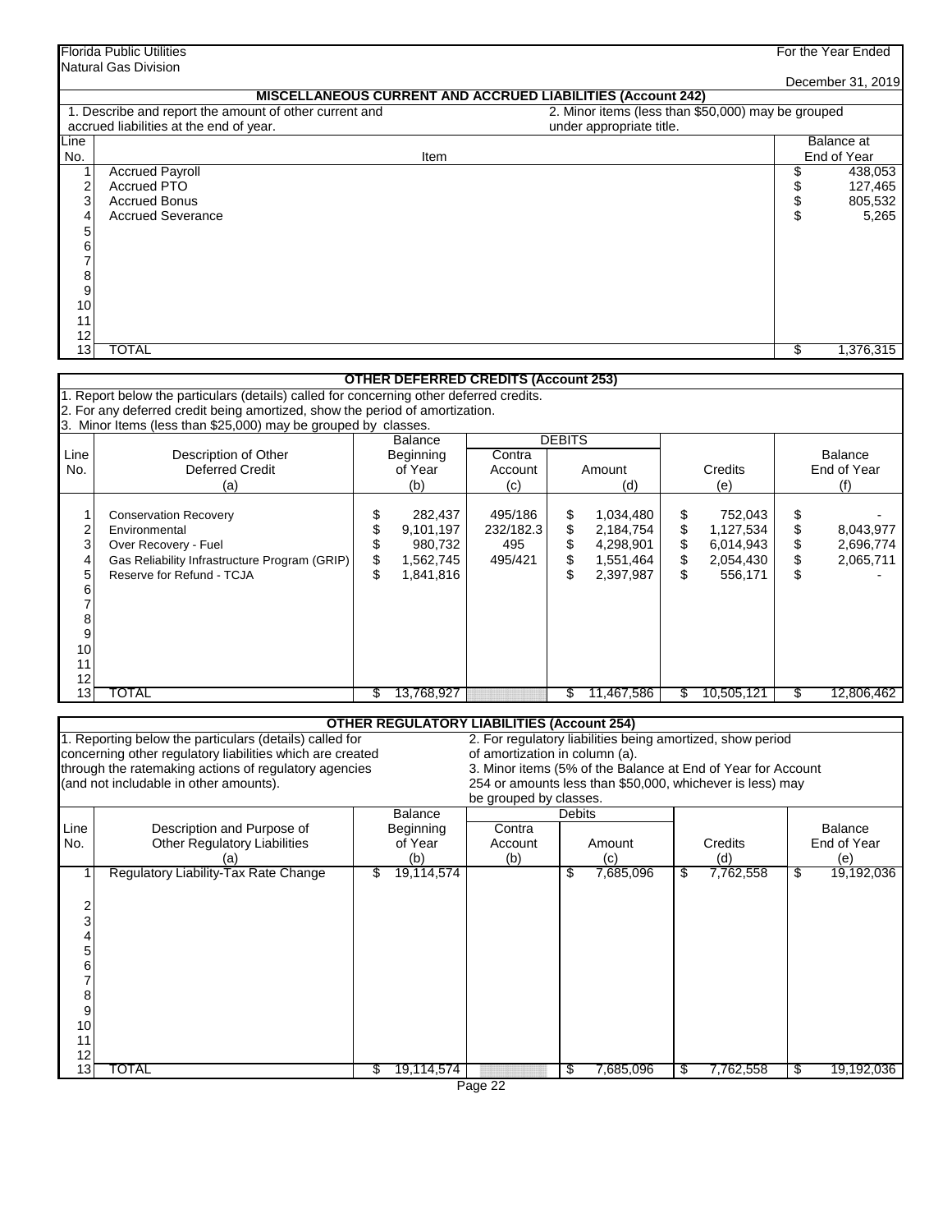Florida Public Utilities
Natural Gas Division

For the Year Ended
December 31, 2019

## MISCELLANEOUS CURRENT AND ACCRUED LIABILITIES (Account 242)

1. Describe and report the amount of other current and accrued liabilities at the end of year.
2. Minor items (less than $50,000) may be grouped under appropriate title.

| Line No. | Item | Balance at End of Year |
|---|---|---|
| 1 | Accrued Payroll | $ 438,053 |
| 2 | Accrued PTO | $ 127,465 |
| 3 | Accrued Bonus | $ 805,532 |
| 4 | Accrued Severance | $ 5,265 |
| 5 | | |
| 6 | | |
| 7 | | |
| 8 | | |
| 9 | | |
| 10 | | |
| 11 | | |
| 12 | | |
| 13 | TOTAL | $ 1,376,315 |

## OTHER DEFERRED CREDITS (Account 253)

1. Report below the particulars (details) called for concerning other deferred credits.
2. For any deferred credit being amortized, show the period of amortization.
3. Minor Items (less than $25,000) may be grouped by classes.

| Line No. | Description of Other Deferred Credit (a) | Balance Beginning of Year (b) | DEBITS Contra Account (c) | DEBITS Amount (d) | Credits (e) | Balance End of Year (f) |
|---|---|---|---|---|---|---|
| 1 | Conservation Recovery | $ 282,437 | 495/186 | $ 1,034,480 | $ 752,043 | $ - |
| 2 | Environmental | $ 9,101,197 | 232/182.3 | $ 2,184,754 | $ 1,127,534 | $ 8,043,977 |
| 3 | Over Recovery - Fuel | $ 980,732 | 495 | $ 4,298,901 | $ 6,014,943 | $ 2,696,774 |
| 4 | Gas Reliability Infrastructure Program (GRIP) | $ 1,562,745 | 495/421 | $ 1,551,464 | $ 2,054,430 | $ 2,065,711 |
| 5 | Reserve for Refund - TCJA | $ 1,841,816 | | $ 2,397,987 | $ 556,171 | $ - |
| 6 | | | | | | |
| 7 | | | | | | |
| 8 | | | | | | |
| 9 | | | | | | |
| 10 | | | | | | |
| 11 | | | | | | |
| 12 | | | | | | |
| 13 | TOTAL | $ 13,768,927 | | $ 11,467,586 | $ 10,505,121 | $ 12,806,462 |

## OTHER REGULATORY LIABILITIES (Account 254)

1. Reporting below the particulars (details) called for concerning other regulatory liabilities which are created through the ratemaking actions of regulatory agencies (and not includable in other amounts).
2. For regulatory liabilities being amortized, show period of amortization in column (a).
3. Minor items (5% of the Balance at End of Year for Account 254 or amounts less than $50,000, whichever is less) may be grouped by classes.

| Line No. | Description and Purpose of Other Regulatory Liabilities (a) | Balance Beginning of Year (b) | Debits Contra Account (b) | Debits Amount (c) | Credits (d) | Balance End of Year (e) |
|---|---|---|---|---|---|---|
| 1 | Regulatory Liability-Tax Rate Change | $ 19,114,574 | | $ 7,685,096 | $ 7,762,558 | $ 19,192,036 |
| 2 | | | | | | |
| 3 | | | | | | |
| 4 | | | | | | |
| 5 | | | | | | |
| 6 | | | | | | |
| 7 | | | | | | |
| 8 | | | | | | |
| 9 | | | | | | |
| 10 | | | | | | |
| 11 | | | | | | |
| 12 | | | | | | |
| 13 | TOTAL | $ 19,114,574 | | $ 7,685,096 | $ 7,762,558 | $ 19,192,036 |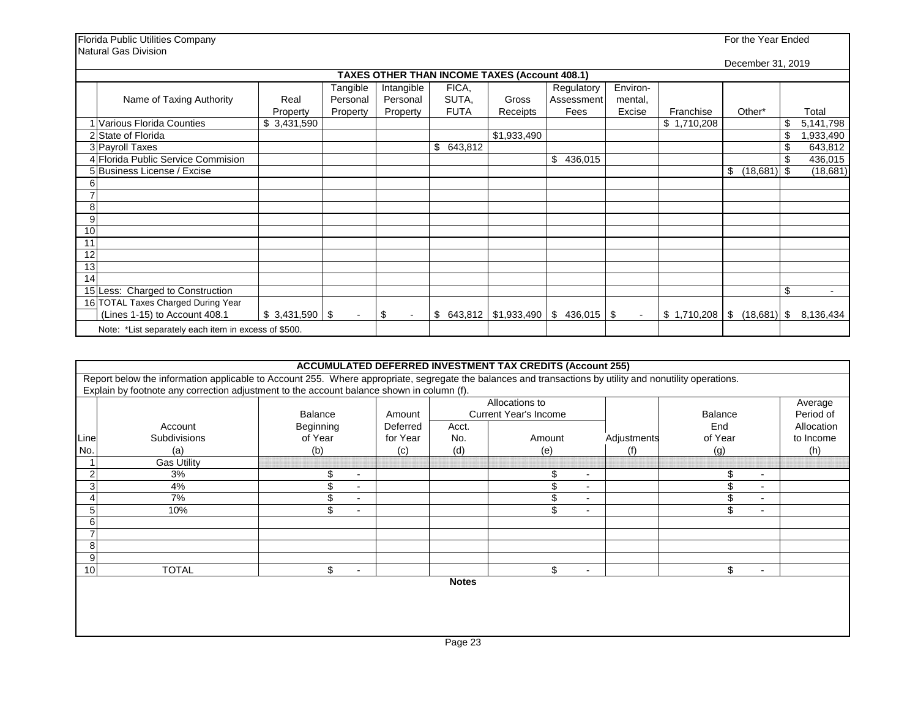Florida Public Utilities Company
Natural Gas Division

For the Year Ended
December 31, 2019

## TAXES OTHER THAN INCOME TAXES (Account 408.1)

| | Name of Taxing Authority | Real Property | Tangible Personal Property | Intangible Personal Property | FICA, SUTA, FUTA | Gross Receipts | Regulatory Assessment Fees | Environ-mental, Excise | Franchise | Other* | Total |
|---|---|---|---|---|---|---|---|---|---|---|---|
| 1 | Various Florida Counties | $ 3,431,590 | | | | | | | $ 1,710,208 | | $ 5,141,798 |
| 2 | State of Florida | | | | | $1,933,490 | | | | | $ 1,933,490 |
| 3 | Payroll Taxes | | | | $ 643,812 | | | | | | $ 643,812 |
| 4 | Florida Public Service Commision | | | | | | $ 436,015 | | | | $ 436,015 |
| 5 | Business License / Excise | | | | | | | | | $ (18,681) | $ (18,681) |
| 6 | | | | | | | | | | | |
| 7 | | | | | | | | | | | |
| 8 | | | | | | | | | | | |
| 9 | | | | | | | | | | | |
| 10 | | | | | | | | | | | |
| 11 | | | | | | | | | | | |
| 12 | | | | | | | | | | | |
| 13 | | | | | | | | | | | |
| 14 | | | | | | | | | | | |
| 15 | Less: Charged to Construction | | | | | | | | | | $ - |
| 16 | TOTAL Taxes Charged During Year (Lines 1-15) to Account 408.1 | $ 3,431,590 | $ - | $ - | $ 643,812 | $1,933,490 | $ 436,015 | $ - | $ 1,710,208 | $ (18,681) | $ 8,136,434 |

Note: *List separately each item in excess of $500.

## ACCUMULATED DEFERRED INVESTMENT TAX CREDITS (Account 255)

Report below the information applicable to Account 255. Where appropriate, segregate the balances and transactions by utility and nonutility operations. Explain by footnote any correction adjustment to the account balance shown in column (f).

| Line No. | Account Subdivisions (a) | Balance Beginning of Year (b) | Amount Deferred for Year (c) | Allocations to Current Year's Income: Acct. No. (d) | Allocations to Current Year's Income: Amount (e) | Adjustments (f) | Balance End of Year (g) | Average Period of Allocation to Income (h) |
|---|---|---|---|---|---|---|---|---|
| 1 | Gas Utility | | | | | | | |
| 2 | 3% | $ - | | | $ - | | $ - | |
| 3 | 4% | $ - | | | $ - | | $ - | |
| 4 | 7% | $ - | | | $ - | | $ - | |
| 5 | 10% | $ - | | | $ - | | $ - | |
| 6 | | | | | | | | |
| 7 | | | | | | | | |
| 8 | | | | | | | | |
| 9 | | | | | | | | |
| 10 | TOTAL | $ - | | | $ - | | $ - | |

**Notes**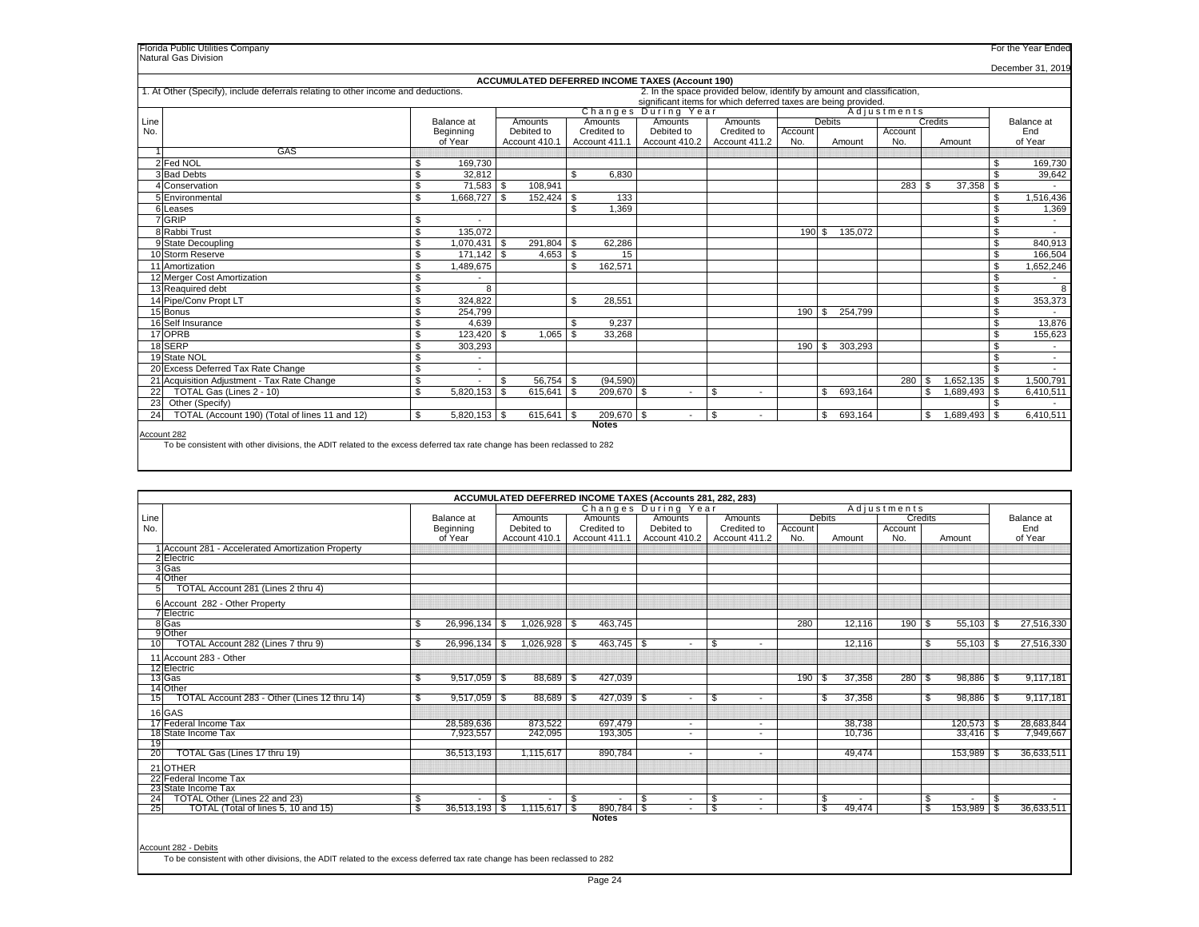Florida Public Utilities Company
Natural Gas Division

For the Year Ended
December 31, 2019

## ACCUMULATED DEFERRED INCOME TAXES (Account 190)

1. At Other (Specify), include deferrals relating to other income and deductions.

2. In the space provided below, identify by amount and classification, significant items for which deferred taxes are being provided.

| Line No. | | Balance at Beginning of Year | Changes During Year: Amounts Debited to Account 410.1 | Amounts Credited to Account 411.1 | Amounts Debited to Account 410.2 | Amounts Credited to Account 411.2 | Adjustments: Debits Account No. | Debits Amount | Credits Account No. | Credits Amount | Balance at End of Year |
|---|---|---|---|---|---|---|---|---|---|---|---|
| 1 | GAS | | | | | | | | | | |
| 2 | Fed NOL | $ 169,730 | | | | | | | | | $ 169,730 |
| 3 | Bad Debts | $ 32,812 | | $ 6,830 | | | | | | | $ 39,642 |
| 4 | Conservation | $ 71,583 | $ 108,941 | | | | | | 283 | $ 37,358 | $ - |
| 5 | Environmental | $ 1,668,727 | $ 152,424 | $ 133 | | | | | | | $ 1,516,436 |
| 6 | Leases | | | $ 1,369 | | | | | | | $ 1,369 |
| 7 | GRIP | $ - | | | | | | | | | $ - |
| 8 | Rabbi Trust | $ 135,072 | | | | | 190 | $ 135,072 | | | $ - |
| 9 | State Decoupling | $ 1,070,431 | $ 291,804 | $ 62,286 | | | | | | | $ 840,913 |
| 10 | Storm Reserve | $ 171,142 | $ 4,653 | $ 15 | | | | | | | $ 166,504 |
| 11 | Amortization | $ 1,489,675 | | $ 162,571 | | | | | | | $ 1,652,246 |
| 12 | Merger Cost Amortization | $ - | | | | | | | | | $ - |
| 13 | Reaquired debt | $ 8 | | | | | | | | | $ 8 |
| 14 | Pipe/Conv Propt LT | $ 324,822 | | $ 28,551 | | | | | | | $ 353,373 |
| 15 | Bonus | $ 254,799 | | | | | 190 | $ 254,799 | | | $ - |
| 16 | Self Insurance | $ 4,639 | | $ 9,237 | | | | | | | $ 13,876 |
| 17 | OPRB | $ 123,420 | $ 1,065 | $ 33,268 | | | | | | | $ 155,623 |
| 18 | SERP | $ 303,293 | | | | | 190 | $ 303,293 | | | $ - |
| 19 | State NOL | $ - | | | | | | | | | $ - |
| 20 | Excess Deferred Tax Rate Change | $ - | | | | | | | | | $ - |
| 21 | Acquisition Adjustment - Tax Rate Change | $ - | $ 56,754 | $ (94,590) | | | | | 280 | $ 1,652,135 | $ 1,500,791 |
| 22 | TOTAL Gas (Lines 2 - 10) | $ 5,820,153 | $ 615,641 | $ 209,670 | $ - | $ - | | $ 693,164 | | $ 1,689,493 | $ 6,410,511 |
| 23 | Other (Specify) | | | | | | | | | | $ - |
| 24 | TOTAL (Account 190) (Total of lines 11 and 12) | $ 5,820,153 | $ 615,641 | $ 209,670 | $ - | $ - | | $ 693,164 | | $ 1,689,493 | $ 6,410,511 |

**Notes**

Account 282

To be consistent with other divisions, the ADIT related to the excess deferred tax rate change has been reclassed to 282

## ACCUMULATED DEFERRED INCOME TAXES (Accounts 281, 282, 283)

| Line No. | | Balance at Beginning of Year | Changes During Year: Amounts Debited to Account 410.1 | Amounts Credited to Account 411.1 | Amounts Debited to Account 410.2 | Amounts Credited to Account 411.2 | Adjustments: Debits Account No. | Debits Amount | Credits Account No. | Credits Amount | Balance at End of Year |
|---|---|---|---|---|---|---|---|---|---|---|---|
| 1 | Account 281 - Accelerated Amortization Property | | | | | | | | | | |
| 2 | Electric | | | | | | | | | | |
| 3 | Gas | | | | | | | | | | |
| 4 | Other | | | | | | | | | | |
| 5 | TOTAL Account 281 (Lines 2 thru 4) | | | | | | | | | | |
| 6 | Account 282 - Other Property | | | | | | | | | | |
| 7 | Electric | | | | | | | | | | |
| 8 | Gas | $ 26,996,134 | $ 1,026,928 | $ 463,745 | | | 280 | 12,116 | 190 | $ 55,103 | $ 27,516,330 |
| 9 | Other | | | | | | | | | | |
| 10 | TOTAL Account 282 (Lines 7 thru 9) | $ 26,996,134 | $ 1,026,928 | $ 463,745 | $ - | $ - | | 12,116 | | $ 55,103 | $ 27,516,330 |
| 11 | Account 283 - Other | | | | | | | | | | |
| 12 | Electric | | | | | | | | | | |
| 13 | Gas | $ 9,517,059 | $ 88,689 | $ 427,039 | | | 190 | $ 37,358 | 280 | $ 98,886 | $ 9,117,181 |
| 14 | Other | | | | | | | | | | |
| 15 | TOTAL Account 283 - Other (Lines 12 thru 14) | $ 9,517,059 | $ 88,689 | $ 427,039 | $ - | $ - | | $ 37,358 | | $ 98,886 | $ 9,117,181 |
| 16 | GAS | | | | | | | | | | |
| 17 | Federal Income Tax | 28,589,636 | 873,522 | 697,479 | - | - | | 38,738 | | 120,573 | $ 28,683,844 |
| 18 | State Income Tax | 7,923,557 | 242,095 | 193,305 | - | - | | 10,736 | | 33,416 | $ 7,949,667 |
| 19 | | | | | | | | | | | |
| 20 | TOTAL Gas (Lines 17 thru 19) | 36,513,193 | 1,115,617 | 890,784 | - | - | | 49,474 | | 153,989 | $ 36,633,511 |
| 21 | OTHER | | | | | | | | | | |
| 22 | Federal Income Tax | | | | | | | | | | |
| 23 | State Income Tax | | | | | | | | | | |
| 24 | TOTAL Other (Lines 22 and 23) | $ - | $ - | $ - | $ - | $ - | | $ - | | $ - | $ - |
| 25 | TOTAL (Total of lines 5, 10 and 15) | $ 36,513,193 | $ 1,115,617 | $ 890,784 | $ - | $ - | | $ 49,474 | | $ 153,989 | $ 36,633,511 |

**Notes**

Account 282 - Debits

To be consistent with other divisions, the ADIT related to the excess deferred tax rate change has been reclassed to 282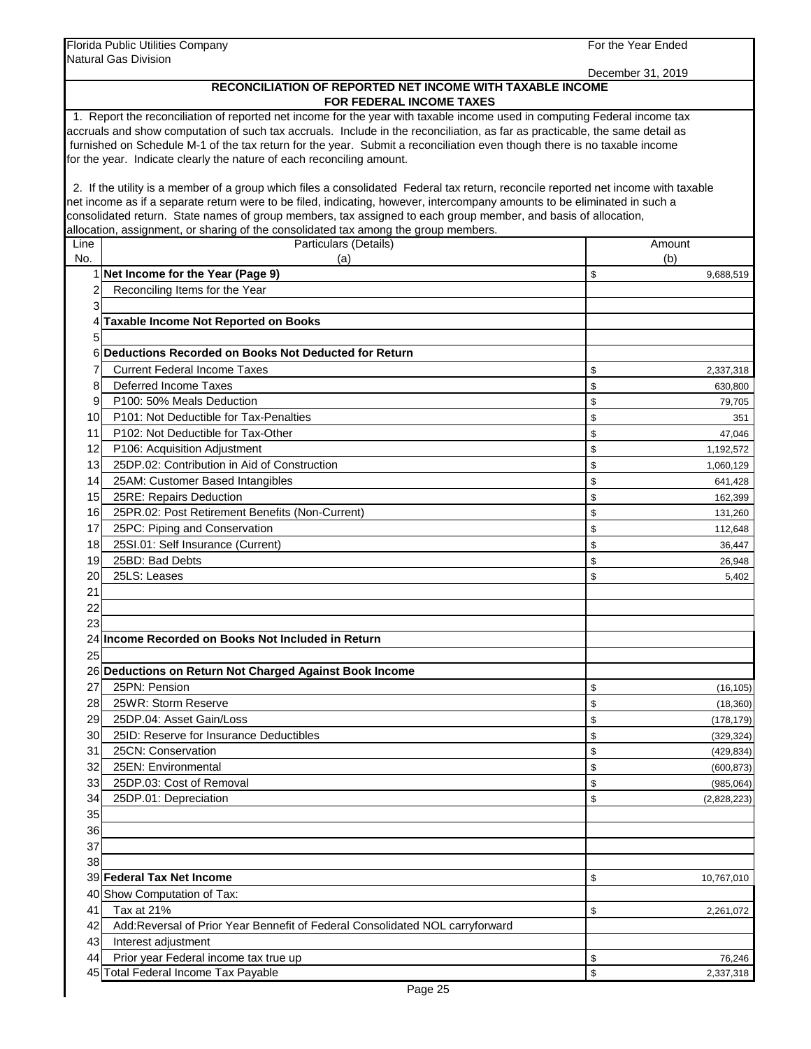Florida Public Utilities Company
Natural Gas Division

For the Year Ended
December 31, 2019

## RECONCILIATION OF REPORTED NET INCOME WITH TAXABLE INCOME FOR FEDERAL INCOME TAXES

1. Report the reconciliation of reported net income for the year with taxable income used in computing Federal income tax accruals and show computation of such tax accruals. Include in the reconciliation, as far as practicable, the same detail as furnished on Schedule M-1 of the tax return for the year. Submit a reconciliation even though there is no taxable income for the year. Indicate clearly the nature of each reconciling amount.

2. If the utility is a member of a group which files a consolidated Federal tax return, reconcile reported net income with taxable net income as if a separate return were to be filed, indicating, however, intercompany amounts to be eliminated in such a consolidated return. State names of group members, tax assigned to each group member, and basis of allocation, allocation, assignment, or sharing of the consolidated tax among the group members.

| Line No. | Particulars (Details) (a) | Amount (b) |
|---|---|---|
| 1 | **Net Income for the Year (Page 9)** | $ 9,688,519 |
| 2 | Reconciling Items for the Year | |
| 3 | | |
| 4 | **Taxable Income Not Reported on Books** | |
| 5 | | |
| 6 | **Deductions Recorded on Books Not Deducted for Return** | |
| 7 | Current Federal Income Taxes | $ 2,337,318 |
| 8 | Deferred Income Taxes | $ 630,800 |
| 9 | P100: 50% Meals Deduction | $ 79,705 |
| 10 | P101: Not Deductible for Tax-Penalties | $ 351 |
| 11 | P102: Not Deductible for Tax-Other | $ 47,046 |
| 12 | P106: Acquisition Adjustment | $ 1,192,572 |
| 13 | 25DP.02: Contribution in Aid of Construction | $ 1,060,129 |
| 14 | 25AM: Customer Based Intangibles | $ 641,428 |
| 15 | 25RE: Repairs Deduction | $ 162,399 |
| 16 | 25PR.02: Post Retirement Benefits (Non-Current) | $ 131,260 |
| 17 | 25PC: Piping and Conservation | $ 112,648 |
| 18 | 25SI.01: Self Insurance (Current) | $ 36,447 |
| 19 | 25BD: Bad Debts | $ 26,948 |
| 20 | 25LS: Leases | $ 5,402 |
| 21 | | |
| 22 | | |
| 23 | | |
| 24 | **Income Recorded on Books Not Included in Return** | |
| 25 | | |
| 26 | **Deductions on Return Not Charged Against Book Income** | |
| 27 | 25PN: Pension | $ (16,105) |
| 28 | 25WR: Storm Reserve | $ (18,360) |
| 29 | 25DP.04: Asset Gain/Loss | $ (178,179) |
| 30 | 25ID: Reserve for Insurance Deductibles | $ (329,324) |
| 31 | 25CN: Conservation | $ (429,834) |
| 32 | 25EN: Environmental | $ (600,873) |
| 33 | 25DP.03: Cost of Removal | $ (985,064) |
| 34 | 25DP.01: Depreciation | $ (2,828,223) |
| 35 | | |
| 36 | | |
| 37 | | |
| 38 | | |
| 39 | **Federal Tax Net Income** | $ 10,767,010 |
| 40 | Show Computation of Tax: | |
| 41 | Tax at 21% | $ 2,261,072 |
| 42 | Add:Reversal of Prior Year Bennefit of Federal Consolidated NOL carryforward | |
| 43 | Interest adjustment | |
| 44 | Prior year Federal income tax true up | $ 76,246 |
| 45 | Total Federal Income Tax Payable | $ 2,337,318 |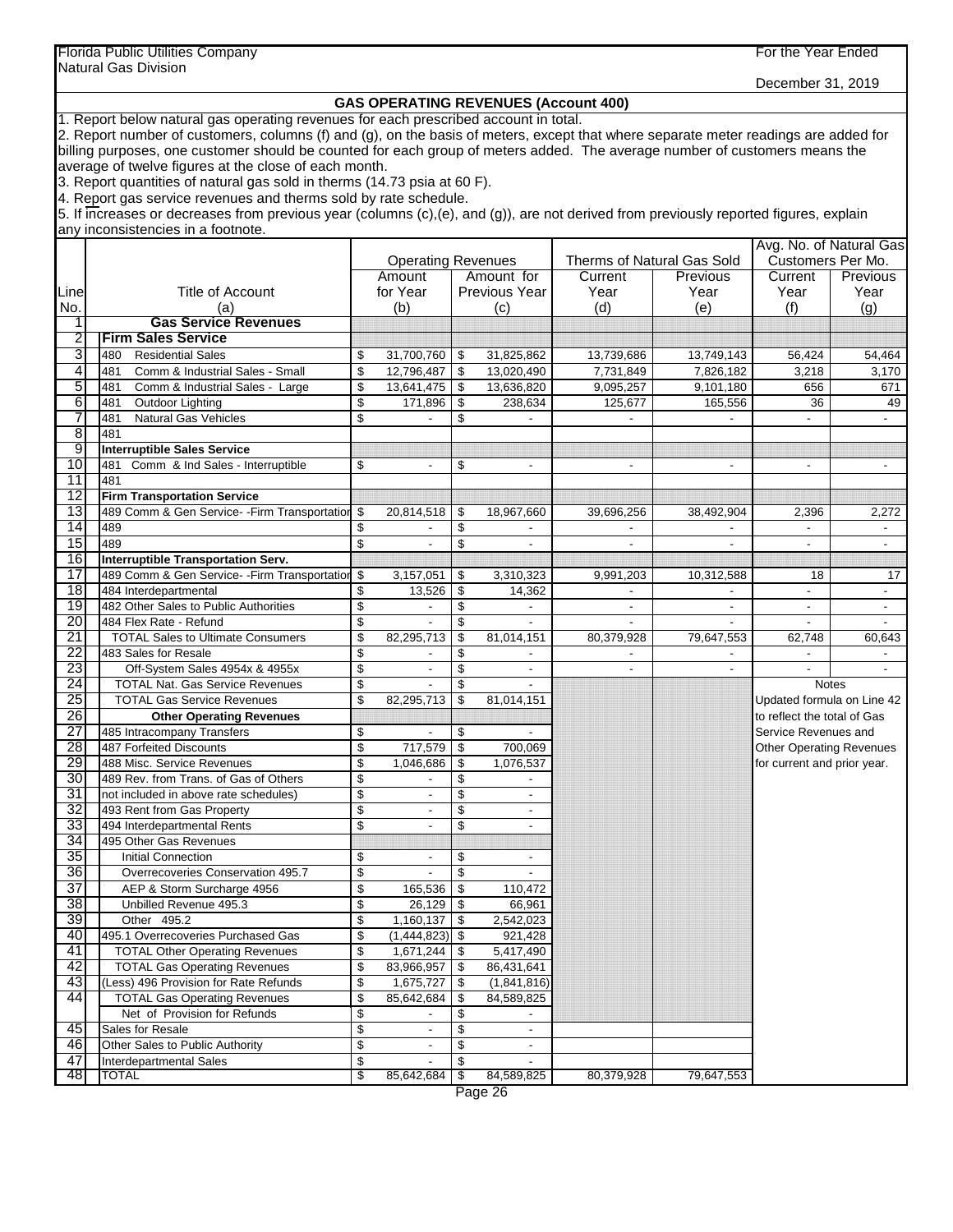Florida Public Utilities Company
Natural Gas Division

For the Year Ended
December 31, 2019

## GAS OPERATING REVENUES (Account 400)

1. Report below natural gas operating revenues for each prescribed account in total.
2. Report number of customers, columns (f) and (g), on the basis of meters, except that where separate meter readings are added for billing purposes, one customer should be counted for each group of meters added. The average number of customers means the average of twelve figures at the close of each month.
3. Report quantities of natural gas sold in therms (14.73 psia at 60 F).
4. Report gas service revenues and therms sold by rate schedule.
5. If increases or decreases from previous year (columns (c),(e), and (g)), are not derived from previously reported figures, explain any inconsistencies in a footnote.

| Line No. | Title of Account (a) | Operating Revenues Amount for Year (b) | Operating Revenues Amount for Previous Year (c) | Therms of Natural Gas Sold Current Year (d) | Therms of Natural Gas Sold Previous Year (e) | Avg. No. of Natural Gas Customers Per Mo. Current Year (f) | Avg. No. of Natural Gas Customers Per Mo. Previous Year (g) |
|---|---|---|---|---|---|---|---|
| 1 | **Gas Service Revenues** | | | | | | |
| 2 | **Firm Sales Service** | | | | | | |
| 3 | 480 Residential Sales | $ 31,700,760 | $ 31,825,862 | 13,739,686 | 13,749,143 | 56,424 | 54,464 |
| 4 | 481 Comm & Industrial Sales - Small | $ 12,796,487 | $ 13,020,490 | 7,731,849 | 7,826,182 | 3,218 | 3,170 |
| 5 | 481 Comm & Industrial Sales - Large | $ 13,641,475 | $ 13,636,820 | 9,095,257 | 9,101,180 | 656 | 671 |
| 6 | 481 Outdoor Lighting | $ 171,896 | $ 238,634 | 125,677 | 165,556 | 36 | 49 |
| 7 | 481 Natural Gas Vehicles | $ - | $ - | - | - | - | - |
| 8 | 481 | | | | | | |
| 9 | **Interruptible Sales Service** | | | | | | |
| 10 | 481 Comm & Ind Sales - Interruptible | $ - | $ - | - | - | - | - |
| 11 | 481 | | | | | | |
| 12 | **Firm Transportation Service** | | | | | | |
| 13 | 489 Comm & Gen Service- -Firm Transportation | $ 20,814,518 | $ 18,967,660 | 39,696,256 | 38,492,904 | 2,396 | 2,272 |
| 14 | 489 | $ - | $ - | - | - | - | - |
| 15 | 489 | $ - | $ - | - | - | - | - |
| 16 | **Interruptible Transportation Serv.** | | | | | | |
| 17 | 489 Comm & Gen Service- -Firm Transportation | $ 3,157,051 | $ 3,310,323 | 9,991,203 | 10,312,588 | 18 | 17 |
| 18 | 484 Interdepartmental | $ 13,526 | $ 14,362 | - | - | - | - |
| 19 | 482 Other Sales to Public Authorities | $ - | $ - | - | - | - | - |
| 20 | 484 Flex Rate - Refund | $ - | $ - | - | - | - | - |
| 21 | TOTAL Sales to Ultimate Consumers | $ 82,295,713 | $ 81,014,151 | 80,379,928 | 79,647,553 | 62,748 | 60,643 |
| 22 | 483 Sales for Resale | $ - | $ - | - | - | - | - |
| 23 | Off-System Sales 4954x & 4955x | $ - | $ - | - | - | - | - |
| 24 | TOTAL Nat. Gas Service Revenues | $ - | $ - | | | Notes | |
| 25 | TOTAL Gas Service Revenues | $ 82,295,713 | $ 81,014,151 | | | Updated formula on Line 42 to reflect the total of Gas Service Revenues and Other Operating Revenues for current and prior year. | |
| 26 | **Other Operating Revenues** | | | | | | |
| 27 | 485 Intracompany Transfers | $ - | $ - | | | | |
| 28 | 487 Forfeited Discounts | $ 717,579 | $ 700,069 | | | | |
| 29 | 488 Misc. Service Revenues | $ 1,046,686 | $ 1,076,537 | | | | |
| 30 | 489 Rev. from Trans. of Gas of Others | $ - | $ - | | | | |
| 31 | not included in above rate schedules) | $ - | $ - | | | | |
| 32 | 493 Rent from Gas Property | $ - | $ - | | | | |
| 33 | 494 Interdepartmental Rents | $ - | $ - | | | | |
| 34 | 495 Other Gas Revenues | | | | | | |
| 35 | Initial Connection | $ - | $ - | | | | |
| 36 | Overrecoveries Conservation 495.7 | $ - | $ - | | | | |
| 37 | AEP & Storm Surcharge 4956 | $ 165,536 | $ 110,472 | | | | |
| 38 | Unbilled Revenue 495.3 | $ 26,129 | $ 66,961 | | | | |
| 39 | Other 495.2 | $ 1,160,137 | $ 2,542,023 | | | | |
| 40 | 495.1 Overrecoveries Purchased Gas | $ (1,444,823) | $ 921,428 | | | | |
| 41 | TOTAL Other Operating Revenues | $ 1,671,244 | $ 5,417,490 | | | | |
| 42 | TOTAL Gas Operating Revenues | $ 83,966,957 | $ 86,431,641 | | | | |
| 43 | (Less) 496 Provision for Rate Refunds | $ 1,675,727 | $ (1,841,816) | | | | |
| 44 | TOTAL Gas Operating Revenues | $ 85,642,684 | $ 84,589,825 | | | | |
| | Net of Provision for Refunds | $ - | $ - | | | | |
| 45 | Sales for Resale | $ - | $ - | | | | |
| 46 | Other Sales to Public Authority | $ - | $ - | | | | |
| 47 | Interdepartmental Sales | $ - | $ - | | | | |
| 48 | TOTAL | $ 85,642,684 | $ 84,589,825 | 80,379,928 | 79,647,553 | | |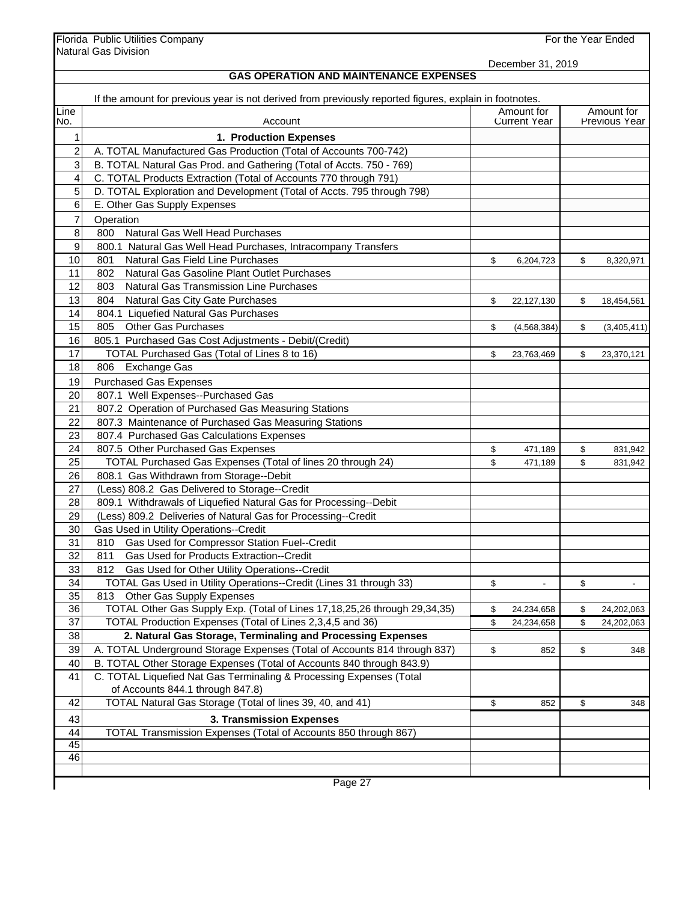Florida Public Utilities Company
Natural Gas Division

For the Year Ended
December 31, 2019

## GAS OPERATION AND MAINTENANCE EXPENSES

If the amount for previous year is not derived from previously reported figures, explain in footnotes.

| Line No. | Account | Amount for Current Year | Amount for Previous Year |
|---|---|---|---|
| 1 | **1. Production Expenses** | | |
| 2 | A. TOTAL Manufactured Gas Production (Total of Accounts 700-742) | | |
| 3 | B. TOTAL Natural Gas Prod. and Gathering (Total of Accts. 750 - 769) | | |
| 4 | C. TOTAL Products Extraction (Total of Accounts 770 through 791) | | |
| 5 | D. TOTAL Exploration and Development (Total of Accts. 795 through 798) | | |
| 6 | E. Other Gas Supply Expenses | | |
| 7 | Operation | | |
| 8 | 800 Natural Gas Well Head Purchases | | |
| 9 | 800.1 Natural Gas Well Head Purchases, Intracompany Transfers | | |
| 10 | 801 Natural Gas Field Line Purchases | $ 6,204,723 | $ 8,320,971 |
| 11 | 802 Natural Gas Gasoline Plant Outlet Purchases | | |
| 12 | 803 Natural Gas Transmission Line Purchases | | |
| 13 | 804 Natural Gas City Gate Purchases | $ 22,127,130 | $ 18,454,561 |
| 14 | 804.1 Liquefied Natural Gas Purchases | | |
| 15 | 805 Other Gas Purchases | $ (4,568,384) | $ (3,405,411) |
| 16 | 805.1 Purchased Gas Cost Adjustments - Debit/(Credit) | | |
| 17 | TOTAL Purchased Gas (Total of Lines 8 to 16) | $ 23,763,469 | $ 23,370,121 |
| 18 | 806 Exchange Gas | | |
| 19 | Purchased Gas Expenses | | |
| 20 | 807.1 Well Expenses--Purchased Gas | | |
| 21 | 807.2 Operation of Purchased Gas Measuring Stations | | |
| 22 | 807.3 Maintenance of Purchased Gas Measuring Stations | | |
| 23 | 807.4 Purchased Gas Calculations Expenses | | |
| 24 | 807.5 Other Purchased Gas Expenses | $ 471,189 | $ 831,942 |
| 25 | TOTAL Purchased Gas Expenses (Total of lines 20 through 24) | $ 471,189 | $ 831,942 |
| 26 | 808.1 Gas Withdrawn from Storage--Debit | | |
| 27 | (Less) 808.2 Gas Delivered to Storage--Credit | | |
| 28 | 809.1 Withdrawals of Liquefied Natural Gas for Processing--Debit | | |
| 29 | (Less) 809.2 Deliveries of Natural Gas for Processing--Credit | | |
| 30 | Gas Used in Utility Operations--Credit | | |
| 31 | 810 Gas Used for Compressor Station Fuel--Credit | | |
| 32 | 811 Gas Used for Products Extraction--Credit | | |
| 33 | 812 Gas Used for Other Utility Operations--Credit | | |
| 34 | TOTAL Gas Used in Utility Operations--Credit (Lines 31 through 33) | $ - | $ - |
| 35 | 813 Other Gas Supply Expenses | | |
| 36 | TOTAL Other Gas Supply Exp. (Total of Lines 17,18,25,26 through 29,34,35) | $ 24,234,658 | $ 24,202,063 |
| 37 | TOTAL Production Expenses (Total of Lines 2,3,4,5 and 36) | $ 24,234,658 | $ 24,202,063 |
| 38 | **2. Natural Gas Storage, Terminaling and Processing Expenses** | | |
| 39 | A. TOTAL Underground Storage Expenses (Total of Accounts 814 through 837) | $ 852 | $ 348 |
| 40 | B. TOTAL Other Storage Expenses (Total of Accounts 840 through 843.9) | | |
| 41 | C. TOTAL Liquefied Nat Gas Terminaling & Processing Expenses (Total of Accounts 844.1 through 847.8) | | |
| 42 | TOTAL Natural Gas Storage (Total of lines 39, 40, and 41) | $ 852 | $ 348 |
| 43 | **3. Transmission Expenses** | | |
| 44 | TOTAL Transmission Expenses (Total of Accounts 850 through 867) | | |
| 45 | | | |
| 46 | | | |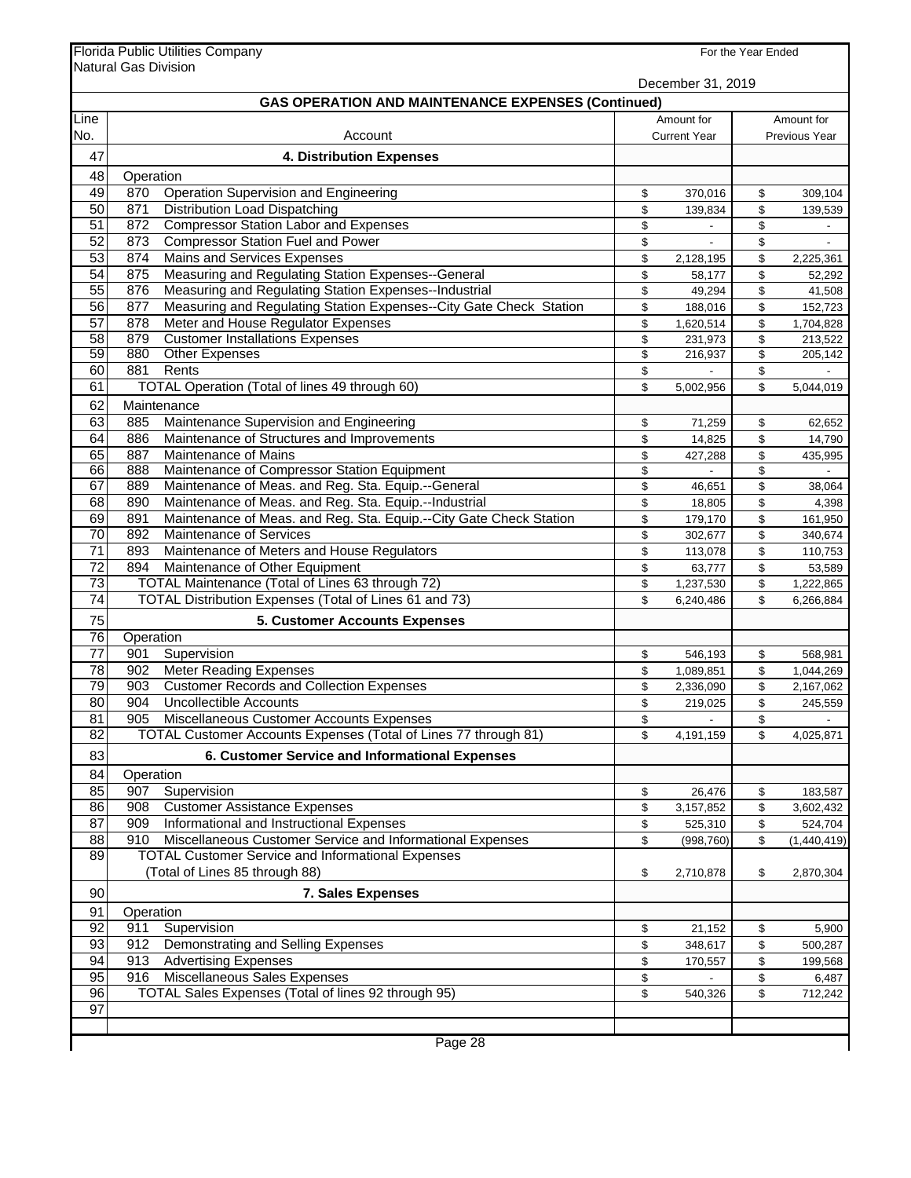Florida Public Utilities Company
Natural Gas Division

For the Year Ended December 31, 2019

## GAS OPERATION AND MAINTENANCE EXPENSES (Continued)

| Line No. | Account | Amount for Current Year | Amount for Previous Year |
|---|---|---|---|
| 47 | **4. Distribution Expenses** | | |
| 48 | Operation | | |
| 49 | 870 Operation Supervision and Engineering | $ 370,016 | $ 309,104 |
| 50 | 871 Distribution Load Dispatching | $ 139,834 | $ 139,539 |
| 51 | 872 Compressor Station Labor and Expenses | $ - | $ - |
| 52 | 873 Compressor Station Fuel and Power | $ - | $ - |
| 53 | 874 Mains and Services Expenses | $ 2,128,195 | $ 2,225,361 |
| 54 | 875 Measuring and Regulating Station Expenses--General | $ 58,177 | $ 52,292 |
| 55 | 876 Measuring and Regulating Station Expenses--Industrial | $ 49,294 | $ 41,508 |
| 56 | 877 Measuring and Regulating Station Expenses--City Gate Check Station | $ 188,016 | $ 152,723 |
| 57 | 878 Meter and House Regulator Expenses | $ 1,620,514 | $ 1,704,828 |
| 58 | 879 Customer Installations Expenses | $ 231,973 | $ 213,522 |
| 59 | 880 Other Expenses | $ 216,937 | $ 205,142 |
| 60 | 881 Rents | $ - | $ - |
| 61 | TOTAL Operation (Total of lines 49 through 60) | $ 5,002,956 | $ 5,044,019 |
| 62 | Maintenance | | |
| 63 | 885 Maintenance Supervision and Engineering | $ 71,259 | $ 62,652 |
| 64 | 886 Maintenance of Structures and Improvements | $ 14,825 | $ 14,790 |
| 65 | 887 Maintenance of Mains | $ 427,288 | $ 435,995 |
| 66 | 888 Maintenance of Compressor Station Equipment | $ - | $ - |
| 67 | 889 Maintenance of Meas. and Reg. Sta. Equip.--General | $ 46,651 | $ 38,064 |
| 68 | 890 Maintenance of Meas. and Reg. Sta. Equip.--Industrial | $ 18,805 | $ 4,398 |
| 69 | 891 Maintenance of Meas. and Reg. Sta. Equip.--City Gate Check Station | $ 179,170 | $ 161,950 |
| 70 | 892 Maintenance of Services | $ 302,677 | $ 340,674 |
| 71 | 893 Maintenance of Meters and House Regulators | $ 113,078 | $ 110,753 |
| 72 | 894 Maintenance of Other Equipment | $ 63,777 | $ 53,589 |
| 73 | TOTAL Maintenance (Total of Lines 63 through 72) | $ 1,237,530 | $ 1,222,865 |
| 74 | TOTAL Distribution Expenses (Total of Lines 61 and 73) | $ 6,240,486 | $ 6,266,884 |
| 75 | **5. Customer Accounts Expenses** | | |
| 76 | Operation | | |
| 77 | 901 Supervision | $ 546,193 | $ 568,981 |
| 78 | 902 Meter Reading Expenses | $ 1,089,851 | $ 1,044,269 |
| 79 | 903 Customer Records and Collection Expenses | $ 2,336,090 | $ 2,167,062 |
| 80 | 904 Uncollectible Accounts | $ 219,025 | $ 245,559 |
| 81 | 905 Miscellaneous Customer Accounts Expenses | $ - | $ - |
| 82 | TOTAL Customer Accounts Expenses (Total of Lines 77 through 81) | $ 4,191,159 | $ 4,025,871 |
| 83 | **6. Customer Service and Informational Expenses** | | |
| 84 | Operation | | |
| 85 | 907 Supervision | $ 26,476 | $ 183,587 |
| 86 | 908 Customer Assistance Expenses | $ 3,157,852 | $ 3,602,432 |
| 87 | 909 Informational and Instructional Expenses | $ 525,310 | $ 524,704 |
| 88 | 910 Miscellaneous Customer Service and Informational Expenses | $ (998,760) | $ (1,440,419) |
| 89 | TOTAL Customer Service and Informational Expenses (Total of Lines 85 through 88) | $ 2,710,878 | $ 2,870,304 |
| 90 | **7. Sales Expenses** | | |
| 91 | Operation | | |
| 92 | 911 Supervision | $ 21,152 | $ 5,900 |
| 93 | 912 Demonstrating and Selling Expenses | $ 348,617 | $ 500,287 |
| 94 | 913 Advertising Expenses | $ 170,557 | $ 199,568 |
| 95 | 916 Miscellaneous Sales Expenses | $ - | $ 6,487 |
| 96 | TOTAL Sales Expenses (Total of lines 92 through 95) | $ 540,326 | $ 712,242 |
| 97 | | | |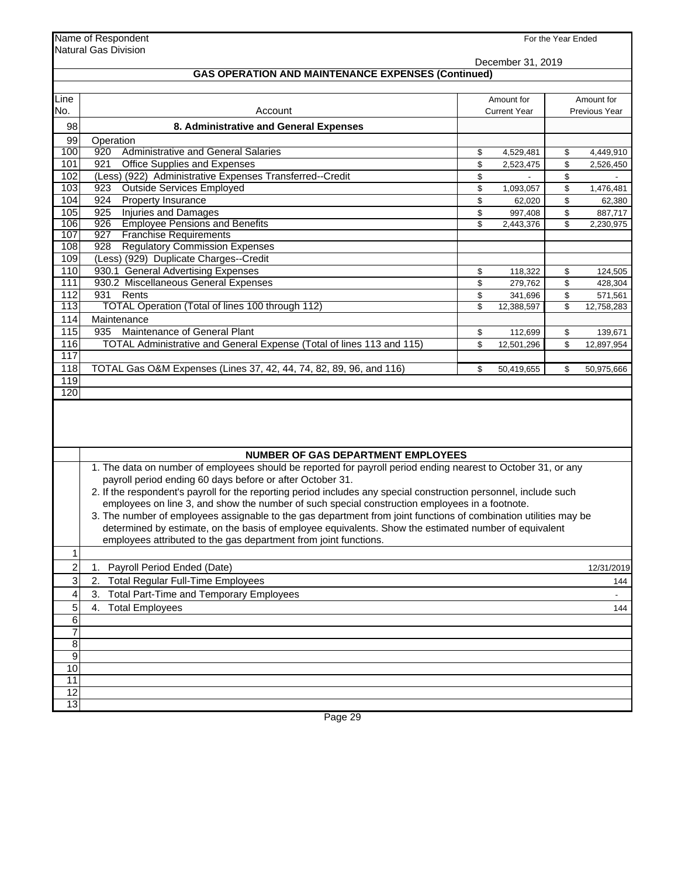Name of Respondent
Natural Gas Division

For the Year Ended
December 31, 2019

## GAS OPERATION AND MAINTENANCE EXPENSES (Continued)

| Line No. | Account | Amount for Current Year | Amount for Previous Year |
|---|---|---|---|
| 98 | **8. Administrative and General Expenses** | | |
| 99 | Operation | | |
| 100 | 920 Administrative and General Salaries | $ 4,529,481 | $ 4,449,910 |
| 101 | 921 Office Supplies and Expenses | $ 2,523,475 | $ 2,526,450 |
| 102 | (Less) (922) Administrative Expenses Transferred--Credit | $ - | $ - |
| 103 | 923 Outside Services Employed | $ 1,093,057 | $ 1,476,481 |
| 104 | 924 Property Insurance | $ 62,020 | $ 62,380 |
| 105 | 925 Injuries and Damages | $ 997,408 | $ 887,717 |
| 106 | 926 Employee Pensions and Benefits | $ 2,443,376 | $ 2,230,975 |
| 107 | 927 Franchise Requirements | | |
| 108 | 928 Regulatory Commission Expenses | | |
| 109 | (Less) (929) Duplicate Charges--Credit | | |
| 110 | 930.1 General Advertising Expenses | $ 118,322 | $ 124,505 |
| 111 | 930.2 Miscellaneous General Expenses | $ 279,762 | $ 428,304 |
| 112 | 931 Rents | $ 341,696 | $ 571,561 |
| 113 | TOTAL Operation (Total of lines 100 through 112) | $ 12,388,597 | $ 12,758,283 |
| 114 | Maintenance | | |
| 115 | 935 Maintenance of General Plant | $ 112,699 | $ 139,671 |
| 116 | TOTAL Administrative and General Expense (Total of lines 113 and 115) | $ 12,501,296 | $ 12,897,954 |
| 117 | | | |
| 118 | TOTAL Gas O&M Expenses (Lines 37, 42, 44, 74, 82, 89, 96, and 116) | $ 50,419,655 | $ 50,975,666 |
| 119 | | | |
| 120 | | | |

## NUMBER OF GAS DEPARTMENT EMPLOYEES

1. The data on number of employees should be reported for payroll period ending nearest to October 31, or any payroll period ending 60 days before or after October 31.
2. If the respondent's payroll for the reporting period includes any special construction personnel, include such employees on line 3, and show the number of such special construction employees in a footnote.
3. The number of employees assignable to the gas department from joint functions of combination utilities may be determined by estimate, on the basis of employee equivalents. Show the estimated number of equivalent employees attributed to the gas department from joint functions.

| Line | Item | Value |
|---|---|---|
| 1 | | |
| 2 | 1. Payroll Period Ended (Date) | 12/31/2019 |
| 3 | 2. Total Regular Full-Time Employees | 144 |
| 4 | 3. Total Part-Time and Temporary Employees | - |
| 5 | 4. Total Employees | 144 |
| 6 | | |
| 7 | | |
| 8 | | |
| 9 | | |
| 10 | | |
| 11 | | |
| 12 | | |
| 13 | | |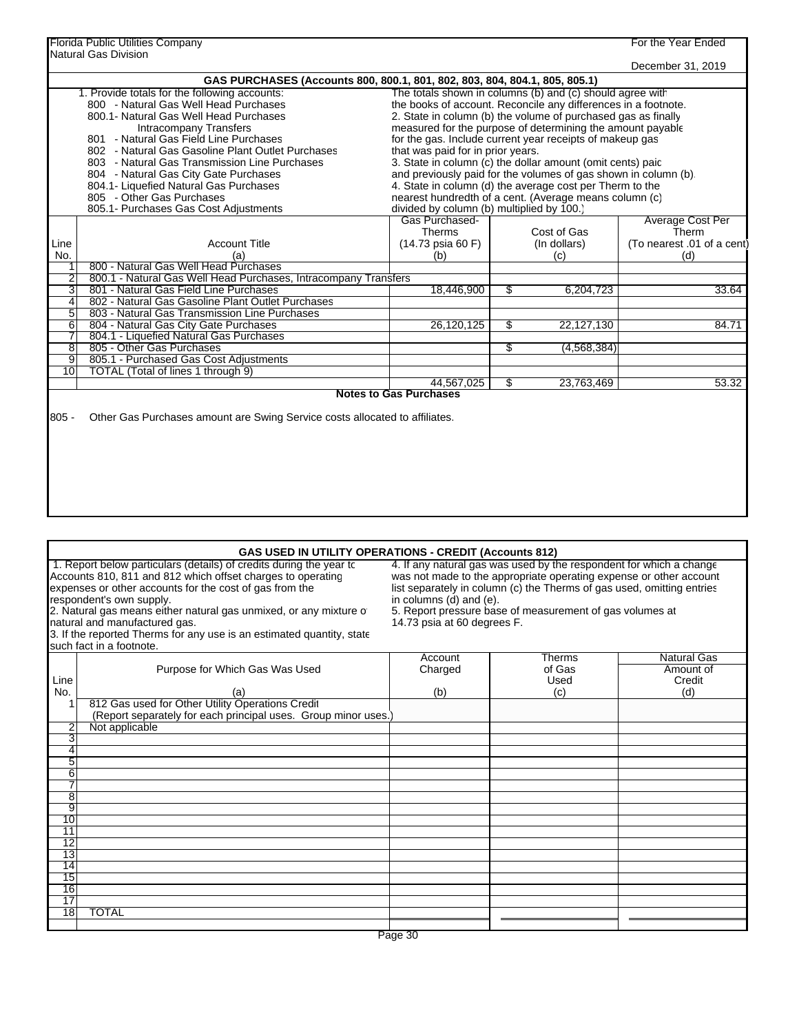Florida Public Utilities Company
Natural Gas Division

For the Year Ended December 31, 2019

## GAS PURCHASES (Accounts 800, 800.1, 801, 802, 803, 804, 804.1, 805, 805.1)

1. Provide totals for the following accounts:
   - 800 - Natural Gas Well Head Purchases
   - 800.1- Natural Gas Well Head Purchases Intracompany Transfers
   - 801 - Natural Gas Field Line Purchases
   - 802 - Natural Gas Gasoline Plant Outlet Purchases
   - 803 - Natural Gas Transmission Line Purchases
   - 804 - Natural Gas City Gate Purchases
   - 804.1- Liquefied Natural Gas Purchases
   - 805 - Other Gas Purchases
   - 805.1- Purchases Gas Cost Adjustments

The totals shown in columns (b) and (c) should agree with the books of account. Reconcile any differences in a footnote.

2. State in column (b) the volume of purchased gas as finally measured for the purpose of determining the amount payable for the gas. Include current year receipts of makeup gas that was paid for in prior years.

3. State in column (c) the dollar amount (omit cents) paid and previously paid for the volumes of gas shown in column (b).

4. State in column (d) the average cost per Therm to the nearest hundredth of a cent. (Average means column (c) divided by column (b) multiplied by 100.)

| Line No. | Account Title (a) | Gas Purchased-Therms (14.73 psia 60 F) (b) | Cost of Gas (In dollars) (c) | Average Cost Per Therm (To nearest .01 of a cent) (d) |
|---|---|---|---|---|
| 1 | 800 - Natural Gas Well Head Purchases | | | |
| 2 | 800.1 - Natural Gas Well Head Purchases, Intracompany Transfers | | | |
| 3 | 801 - Natural Gas Field Line Purchases | 18,446,900 | $ 6,204,723 | 33.64 |
| 4 | 802 - Natural Gas Gasoline Plant Outlet Purchases | | | |
| 5 | 803 - Natural Gas Transmission Line Purchases | | | |
| 6 | 804 - Natural Gas City Gate Purchases | 26,120,125 | $ 22,127,130 | 84.71 |
| 7 | 804.1 - Liquefied Natural Gas Purchases | | | |
| 8 | 805 - Other Gas Purchases | | $ (4,568,384) | |
| 9 | 805.1 - Purchased Gas Cost Adjustments | | | |
| 10 | TOTAL (Total of lines 1 through 9) | | | |
| | | 44,567,025 | $ 23,763,469 | 53.32 |

### Notes to Gas Purchases

805 - Other Gas Purchases amount are Swing Service costs allocated to affiliates.

## GAS USED IN UTILITY OPERATIONS - CREDIT (Accounts 812)

1. Report below particulars (details) of credits during the year to Accounts 810, 811 and 812 which offset charges to operating expenses or other accounts for the cost of gas from the respondent's own supply.
2. Natural gas means either natural gas unmixed, or any mixture of natural and manufactured gas.
3. If the reported Therms for any use is an estimated quantity, state such fact in a footnote.
4. If any natural gas was used by the respondent for which a change was not made to the appropriate operating expense or other account list separately in column (c) the Therms of gas used, omitting entries in columns (d) and (e).
5. Report pressure base of measurement of gas volumes at 14.73 psia at 60 degrees F.

| Line No. | Purpose for Which Gas Was Used (a) | Account Charged (b) | Therms of Gas Used (c) | Natural Gas Amount of Credit (d) |
|---|---|---|---|---|
| 1 | 812 Gas used for Other Utility Operations Credit (Report separately for each principal uses. Group minor uses.) | | | |
| 2 | Not applicable | | | |
| 3 | | | | |
| 4 | | | | |
| 5 | | | | |
| 6 | | | | |
| 7 | | | | |
| 8 | | | | |
| 9 | | | | |
| 10 | | | | |
| 11 | | | | |
| 12 | | | | |
| 13 | | | | |
| 14 | | | | |
| 15 | | | | |
| 16 | | | | |
| 17 | | | | |
| 18 | TOTAL | | | |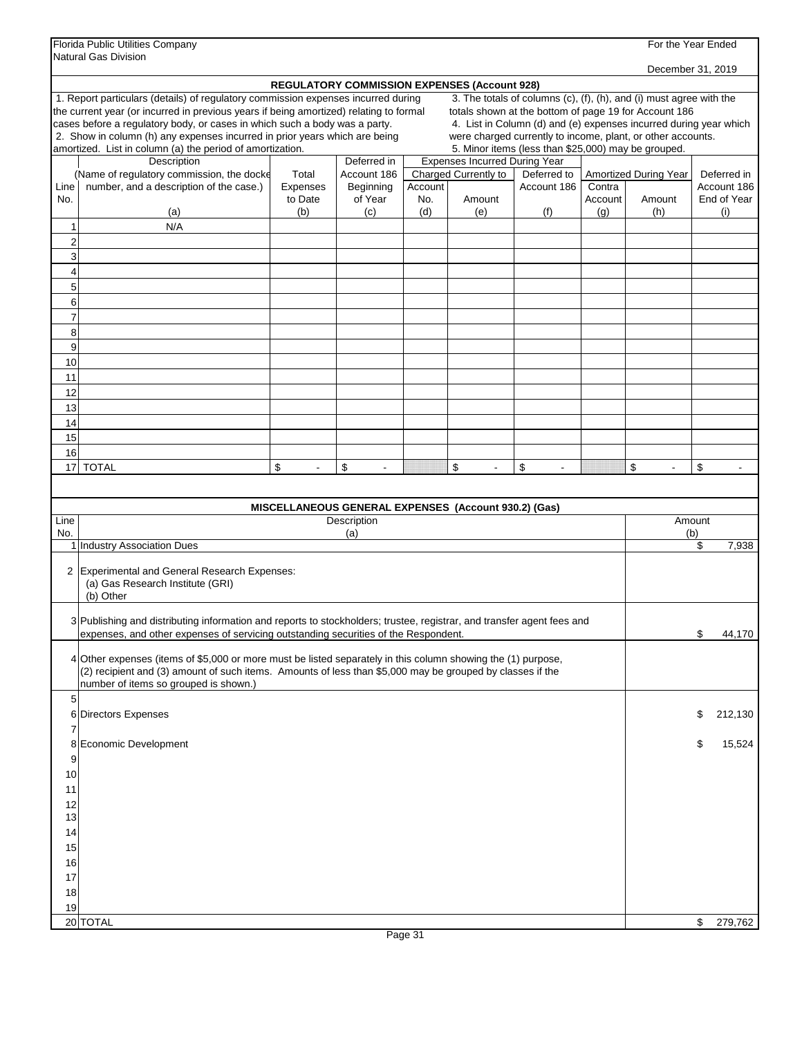Florida Public Utilities Company
Natural Gas Division

For the Year Ended
December 31, 2019

## REGULATORY COMMISSION EXPENSES (Account 928)

1. Report particulars (details) of regulatory commission expenses incurred during the current year (or incurred in previous years if being amortized) relating to formal cases before a regulatory body, or cases in which such a body was a party.
2. Show in column (h) any expenses incurred in prior years which are being amortized. List in column (a) the period of amortization.
3. The totals of columns (c), (f), (h), and (i) must agree with the totals shown at the bottom of page 19 for Account 186
4. List in Column (d) and (e) expenses incurred during year which were charged currently to income, plant, or other accounts.
5. Minor items (less than $25,000) may be grouped.

| Line No. | Description (Name of regulatory commission, the docket number, and a description of the case.) (a) | Total Expenses to Date (b) | Deferred in Account 186 Beginning of Year (c) | Expenses Incurred During Year: Charged Currently to Account No. (d) | Amount (e) | Deferred to Account 186 (f) | Amortized During Year: Contra Account (g) | Amount (h) | Deferred in Account 186 End of Year (i) |
|---|---|---|---|---|---|---|---|---|---|
| 1 | N/A | | | | | | | | |
| 2 | | | | | | | | | |
| 3 | | | | | | | | | |
| 4 | | | | | | | | | |
| 5 | | | | | | | | | |
| 6 | | | | | | | | | |
| 7 | | | | | | | | | |
| 8 | | | | | | | | | |
| 9 | | | | | | | | | |
| 10 | | | | | | | | | |
| 11 | | | | | | | | | |
| 12 | | | | | | | | | |
| 13 | | | | | | | | | |
| 14 | | | | | | | | | |
| 15 | | | | | | | | | |
| 16 | | | | | | | | | |
| 17 | TOTAL | $ - | $ - | | $ - | $ - | | $ - | $ - |

## MISCELLANEOUS GENERAL EXPENSES (Account 930.2) (Gas)

| Line No. | Description (a) | Amount (b) |
|---|---|---|
| 1 | Industry Association Dues | $ 7,938 |
| 2 | Experimental and General Research Expenses: (a) Gas Research Institute (GRI) (b) Other | |
| 3 | Publishing and distributing information and reports to stockholders; trustee, registrar, and transfer agent fees and expenses, and other expenses of servicing outstanding securities of the Respondent. | $ 44,170 |
| 4 | Other expenses (items of $5,000 or more must be listed separately in this column showing the (1) purpose, (2) recipient and (3) amount of such items. Amounts of less than $5,000 may be grouped by classes if the number of items so grouped is shown.) | |
| 5 | | |
| 6 | Directors Expenses | $ 212,130 |
| 7 | | |
| 8 | Economic Development | $ 15,524 |
| 9 | | |
| 10 | | |
| 11 | | |
| 12 | | |
| 13 | | |
| 14 | | |
| 15 | | |
| 16 | | |
| 17 | | |
| 18 | | |
| 19 | | |
| 20 | TOTAL | $ 279,762 |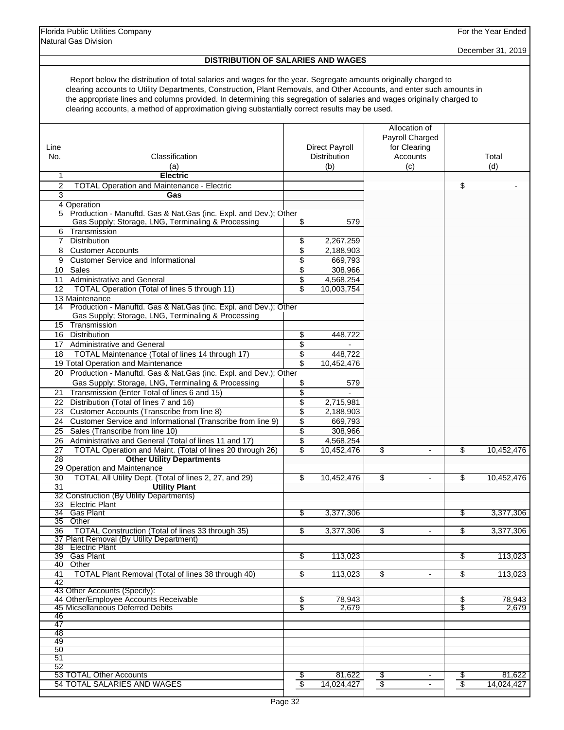Florida Public Utilities Company
Natural Gas Division

For the Year Ended
December 31, 2019

## DISTRIBUTION OF SALARIES AND WAGES

Report below the distribution of total salaries and wages for the year. Segregate amounts originally charged to clearing accounts to Utility Departments, Construction, Plant Removals, and Other Accounts, and enter such amounts in the appropriate lines and columns provided. In determining this segregation of salaries and wages originally charged to clearing accounts, a method of approximation giving substantially correct results may be used.

| Line No. | Classification (a) | Direct Payroll Distribution (b) | Allocation of Payroll Charged for Clearing Accounts (c) | Total (d) |
|---|---|---|---|---|
| 1 | **Electric** | | | |
| 2 | TOTAL Operation and Maintenance - Electric | | | $ - |
| 3 | **Gas** | | | |
| 4 | Operation | | | |
| 5 | Production - Manuftd. Gas & Nat.Gas (inc. Expl. and Dev.); Other Gas Supply; Storage, LNG, Terminaling & Processing | $ 579 | | |
| 6 | Transmission | | | |
| 7 | Distribution | $ 2,267,259 | | |
| 8 | Customer Accounts | $ 2,188,903 | | |
| 9 | Customer Service and Informational | $ 669,793 | | |
| 10 | Sales | $ 308,966 | | |
| 11 | Administrative and General | $ 4,568,254 | | |
| 12 | TOTAL Operation (Total of lines 5 through 11) | $ 10,003,754 | | |
| 13 | Maintenance | | | |
| 14 | Production - Manuftd. Gas & Nat.Gas (inc. Expl. and Dev.); Other Gas Supply; Storage, LNG, Terminaling & Processing | | | |
| 15 | Transmission | | | |
| 16 | Distribution | $ 448,722 | | |
| 17 | Administrative and General | $ - | | |
| 18 | TOTAL Maintenance (Total of lines 14 through 17) | $ 448,722 | | |
| 19 | Total Operation and Maintenance | $ 10,452,476 | | |
| 20 | Production - Manuftd. Gas & Nat.Gas (inc. Expl. and Dev.); Other Gas Supply; Storage, LNG, Terminaling & Processing | $ 579 | | |
| 21 | Transmission (Enter Total of lines 6 and 15) | $ - | | |
| 22 | Distribution (Total of lines 7 and 16) | $ 2,715,981 | | |
| 23 | Customer Accounts (Transcribe from line 8) | $ 2,188,903 | | |
| 24 | Customer Service and Informational (Transcribe from line 9) | $ 669,793 | | |
| 25 | Sales (Transcribe from line 10) | $ 308,966 | | |
| 26 | Administrative and General (Total of lines 11 and 17) | $ 4,568,254 | | |
| 27 | TOTAL Operation and Maint. (Total of lines 20 through 26) | $ 10,452,476 | $ - | $ 10,452,476 |
| 28 | **Other Utility Departments** | | | |
| 29 | Operation and Maintenance | | | |
| 30 | TOTAL All Utility Dept. (Total of lines 2, 27, and 29) | $ 10,452,476 | $ - | $ 10,452,476 |
| 31 | **Utility Plant** | | | |
| 32 | Construction (By Utility Departments) | | | |
| 33 | Electric Plant | | | |
| 34 | Gas Plant | $ 3,377,306 | | $ 3,377,306 |
| 35 | Other | | | |
| 36 | TOTAL Construction (Total of lines 33 through 35) | $ 3,377,306 | $ - | $ 3,377,306 |
| 37 | Plant Removal (By Utility Department) | | | |
| 38 | Electric Plant | | | |
| 39 | Gas Plant | $ 113,023 | | $ 113,023 |
| 40 | Other | | | |
| 41 | TOTAL Plant Removal (Total of lines 38 through 40) | $ 113,023 | $ - | $ 113,023 |
| 42 | | | | |
| 43 | Other Accounts (Specify): | | | |
| 44 | Other/Employee Accounts Receivable | $ 78,943 | | $ 78,943 |
| 45 | Micsellaneous Deferred Debits | $ 2,679 | | $ 2,679 |
| 46 | | | | |
| 47 | | | | |
| 48 | | | | |
| 49 | | | | |
| 50 | | | | |
| 51 | | | | |
| 52 | | | | |
| 53 | TOTAL Other Accounts | $ 81,622 | $ - | $ 81,622 |
| 54 | TOTAL SALARIES AND WAGES | $ 14,024,427 | $ - | $ 14,024,427 |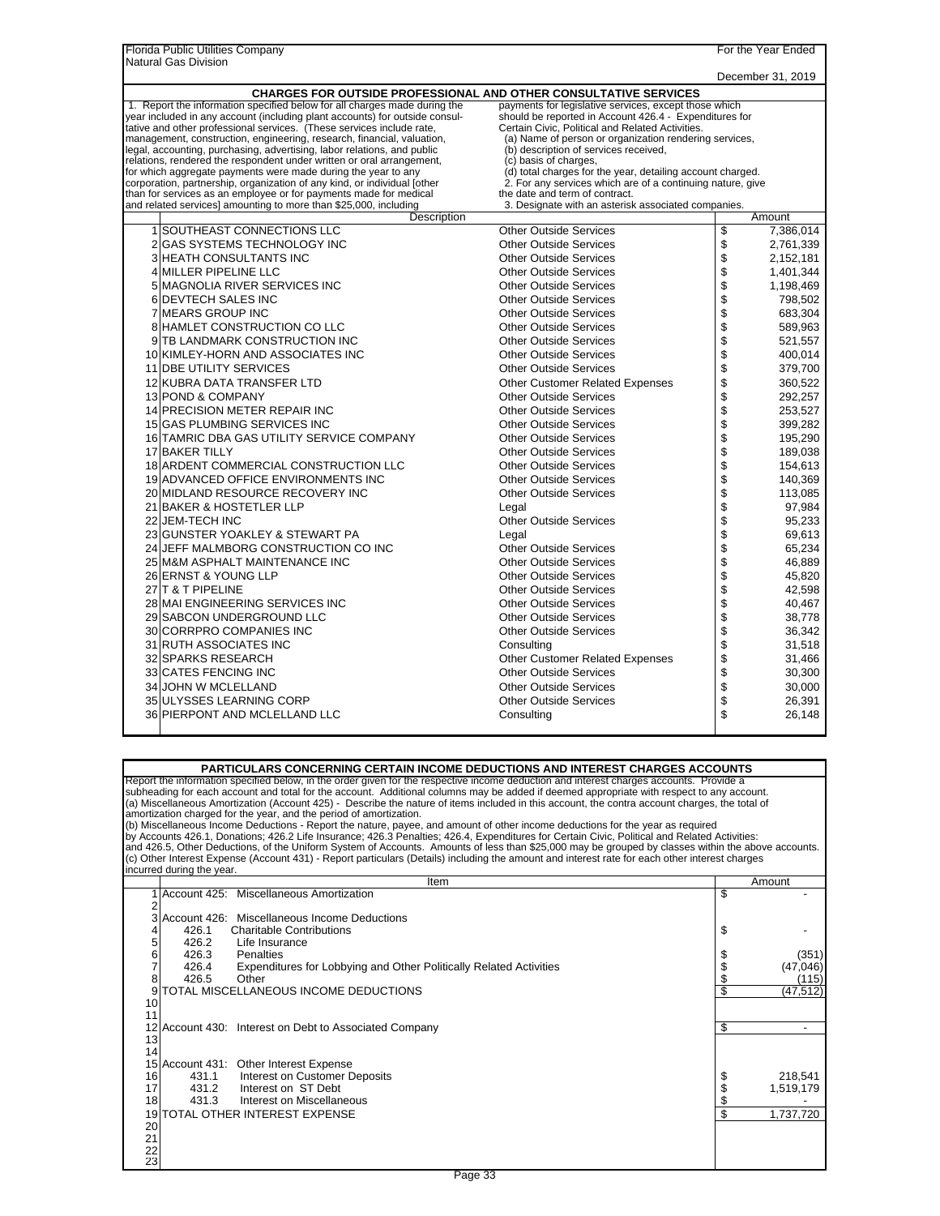Florida Public Utilities Company
Natural Gas Division

For the Year Ended
December 31, 2019

## CHARGES FOR OUTSIDE PROFESSIONAL AND OTHER CONSULTATIVE SERVICES

1. Report the information specified below for all charges made during the year included in any account (including plant accounts) for outside consultative and other professional services. (These services include rate, management, construction, engineering, research, financial, valuation, legal, accounting, purchasing, advertising, labor relations, and public relations, rendered the respondent under written or oral arrangement, for which aggregate payments were made during the year to any corporation, partnership, organization of any kind, or individual [other than for services as an employee or for payments made for medical and related services] amounting to more than $25,000, including payments for legislative services, except those which should be reported in Account 426.4 - Expenditures for Certain Civic, Political and Related Activities.
   (a) Name of person or organization rendering services,
   (b) description of services received,
   (c) basis of charges,
   (d) total charges for the year, detailing account charged.
2. For any services which are of a continuing nature, give the date and term of contract.
3. Designate with an asterisk associated companies.

| | Description | | | Amount |
|---|---|---|---|---|
| 1 | SOUTHEAST CONNECTIONS LLC | Other Outside Services | $ | 7,386,014 |
| 2 | GAS SYSTEMS TECHNOLOGY INC | Other Outside Services | $ | 2,761,339 |
| 3 | HEATH CONSULTANTS INC | Other Outside Services | $ | 2,152,181 |
| 4 | MILLER PIPELINE LLC | Other Outside Services | $ | 1,401,344 |
| 5 | MAGNOLIA RIVER SERVICES INC | Other Outside Services | $ | 1,198,469 |
| 6 | DEVTECH SALES INC | Other Outside Services | $ | 798,502 |
| 7 | MEARS GROUP INC | Other Outside Services | $ | 683,304 |
| 8 | HAMLET CONSTRUCTION CO LLC | Other Outside Services | $ | 589,963 |
| 9 | TB LANDMARK CONSTRUCTION INC | Other Outside Services | $ | 521,557 |
| 10 | KIMLEY-HORN AND ASSOCIATES INC | Other Outside Services | $ | 400,014 |
| 11 | DBE UTILITY SERVICES | Other Outside Services | $ | 379,700 |
| 12 | KUBRA DATA TRANSFER LTD | Other Customer Related Expenses | $ | 360,522 |
| 13 | POND & COMPANY | Other Outside Services | $ | 292,257 |
| 14 | PRECISION METER REPAIR INC | Other Outside Services | $ | 253,527 |
| 15 | GAS PLUMBING SERVICES INC | Other Outside Services | $ | 399,282 |
| 16 | TAMRIC DBA GAS UTILITY SERVICE COMPANY | Other Outside Services | $ | 195,290 |
| 17 | BAKER TILLY | Other Outside Services | $ | 189,038 |
| 18 | ARDENT COMMERCIAL CONSTRUCTION LLC | Other Outside Services | $ | 154,613 |
| 19 | ADVANCED OFFICE ENVIRONMENTS INC | Other Outside Services | $ | 140,369 |
| 20 | MIDLAND RESOURCE RECOVERY INC | Other Outside Services | $ | 113,085 |
| 21 | BAKER & HOSTETLER LLP | Legal | $ | 97,984 |
| 22 | JEM-TECH INC | Other Outside Services | $ | 95,233 |
| 23 | GUNSTER YOAKLEY & STEWART PA | Legal | $ | 69,613 |
| 24 | JEFF MALMBORG CONSTRUCTION CO INC | Other Outside Services | $ | 65,234 |
| 25 | M&M ASPHALT MAINTENANCE INC | Other Outside Services | $ | 46,889 |
| 26 | ERNST & YOUNG LLP | Other Outside Services | $ | 45,820 |
| 27 | T & T PIPELINE | Other Outside Services | $ | 42,598 |
| 28 | MAI ENGINEERING SERVICES INC | Other Outside Services | $ | 40,467 |
| 29 | SABCON UNDERGROUND LLC | Other Outside Services | $ | 38,778 |
| 30 | CORRPRO COMPANIES INC | Other Outside Services | $ | 36,342 |
| 31 | RUTH ASSOCIATES INC | Consulting | $ | 31,518 |
| 32 | SPARKS RESEARCH | Other Customer Related Expenses | $ | 31,466 |
| 33 | CATES FENCING INC | Other Outside Services | $ | 30,300 |
| 34 | JOHN W MCLELLAND | Other Outside Services | $ | 30,000 |
| 35 | ULYSSES LEARNING CORP | Other Outside Services | $ | 26,391 |
| 36 | PIERPONT AND MCLELLAND LLC | Consulting | $ | 26,148 |

## PARTICULARS CONCERNING CERTAIN INCOME DEDUCTIONS AND INTEREST CHARGES ACCOUNTS

Report the information specified below, in the order given for the respective income deduction and interest charges accounts. Provide a subheading for each account and total for the account. Additional columns may be added if deemed appropriate with respect to any account.
(a) Miscellaneous Amortization (Account 425) - Describe the nature of items included in this account, the contra account charges, the total of amortization charged for the year, and the period of amortization.
(b) Miscellaneous Income Deductions - Report the nature, payee, and amount of other income deductions for the year as required by Accounts 426.1, Donations; 426.2 Life Insurance; 426.3 Penalties; 426.4, Expenditures for Certain Civic, Political and Related Activities: and 426.5, Other Deductions, of the Uniform System of Accounts. Amounts of less than $25,000 may be grouped by classes within the above accounts.
(c) Other Interest Expense (Account 431) - Report particulars (Details) including the amount and interest rate for each other interest charges incurred during the year.

| | Item | | Amount |
|---|---|---|---|
| 1 | Account 425: Miscellaneous Amortization | $ | - |
| 2 | | | |
| 3 | Account 426: Miscellaneous Income Deductions | | |
| 4 | 426.1 Charitable Contributions | $ | - |
| 5 | 426.2 Life Insurance | | |
| 6 | 426.3 Penalties | $ | (351) |
| 7 | 426.4 Expenditures for Lobbying and Other Politically Related Activities | $ | (47,046) |
| 8 | 426.5 Other | $ | (115) |
| 9 | TOTAL MISCELLANEOUS INCOME DEDUCTIONS | $ | (47,512) |
| 10 | | | |
| 11 | | | |
| 12 | Account 430: Interest on Debt to Associated Company | $ | - |
| 13 | | | |
| 14 | | | |
| 15 | Account 431: Other Interest Expense | | |
| 16 | 431.1 Interest on Customer Deposits | $ | 218,541 |
| 17 | 431.2 Interest on ST Debt | $ | 1,519,179 |
| 18 | 431.3 Interest on Miscellaneous | $ | - |
| 19 | TOTAL OTHER INTEREST EXPENSE | $ | 1,737,720 |
| 20 | | | |
| 21 | | | |
| 22 | | | |
| 23 | | | |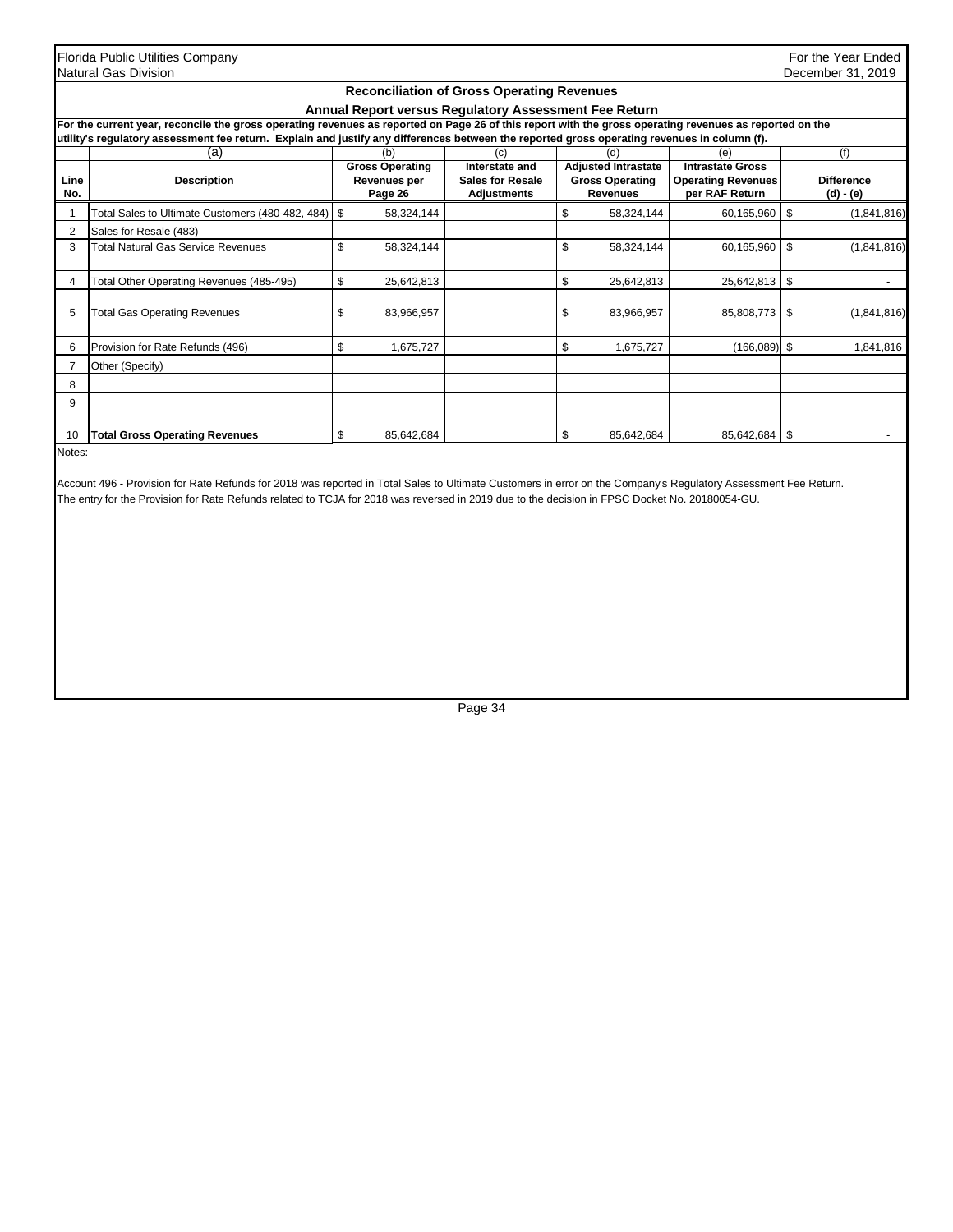Florida Public Utilities Company
Natural Gas Division

For the Year Ended
December 31, 2019

## Reconciliation of Gross Operating Revenues

### Annual Report versus Regulatory Assessment Fee Return

**For the current year, reconcile the gross operating revenues as reported on Page 26 of this report with the gross operating revenues as reported on the utility's regulatory assessment fee return. Explain and justify any differences between the reported gross operating revenues in column (f).**

| | (a) | (b) | (c) | (d) | (e) | (f) |
|---|---|---|---|---|---|---|
| **Line No.** | **Description** | **Gross Operating Revenues per Page 26** | **Interstate and Sales for Resale Adjustments** | **Adjusted Intrastate Gross Operating Revenues** | **Intrastate Gross Operating Revenues per RAF Return** | **Difference (d) - (e)** |
| 1 | Total Sales to Ultimate Customers (480-482, 484) | $ 58,324,144 | | $ 58,324,144 | 60,165,960 | $ (1,841,816) |
| 2 | Sales for Resale (483) | | | | | |
| 3 | Total Natural Gas Service Revenues | $ 58,324,144 | | $ 58,324,144 | 60,165,960 | $ (1,841,816) |
| 4 | Total Other Operating Revenues (485-495) | $ 25,642,813 | | $ 25,642,813 | 25,642,813 | $ - |
| 5 | Total Gas Operating Revenues | $ 83,966,957 | | $ 83,966,957 | 85,808,773 | $ (1,841,816) |
| 6 | Provision for Rate Refunds (496) | $ 1,675,727 | | $ 1,675,727 | (166,089) | $ 1,841,816 |
| 7 | Other (Specify) | | | | | |
| 8 | | | | | | |
| 9 | | | | | | |
| 10 | **Total Gross Operating Revenues** | $ 85,642,684 | | $ 85,642,684 | 85,642,684 | $ - |

Notes:

Account 496 - Provision for Rate Refunds for 2018 was reported in Total Sales to Ultimate Customers in error on the Company's Regulatory Assessment Fee Return.
The entry for the Provision for Rate Refunds related to TCJA for 2018 was reversed in 2019 due to the decision in FPSC Docket No. 20180054-GU.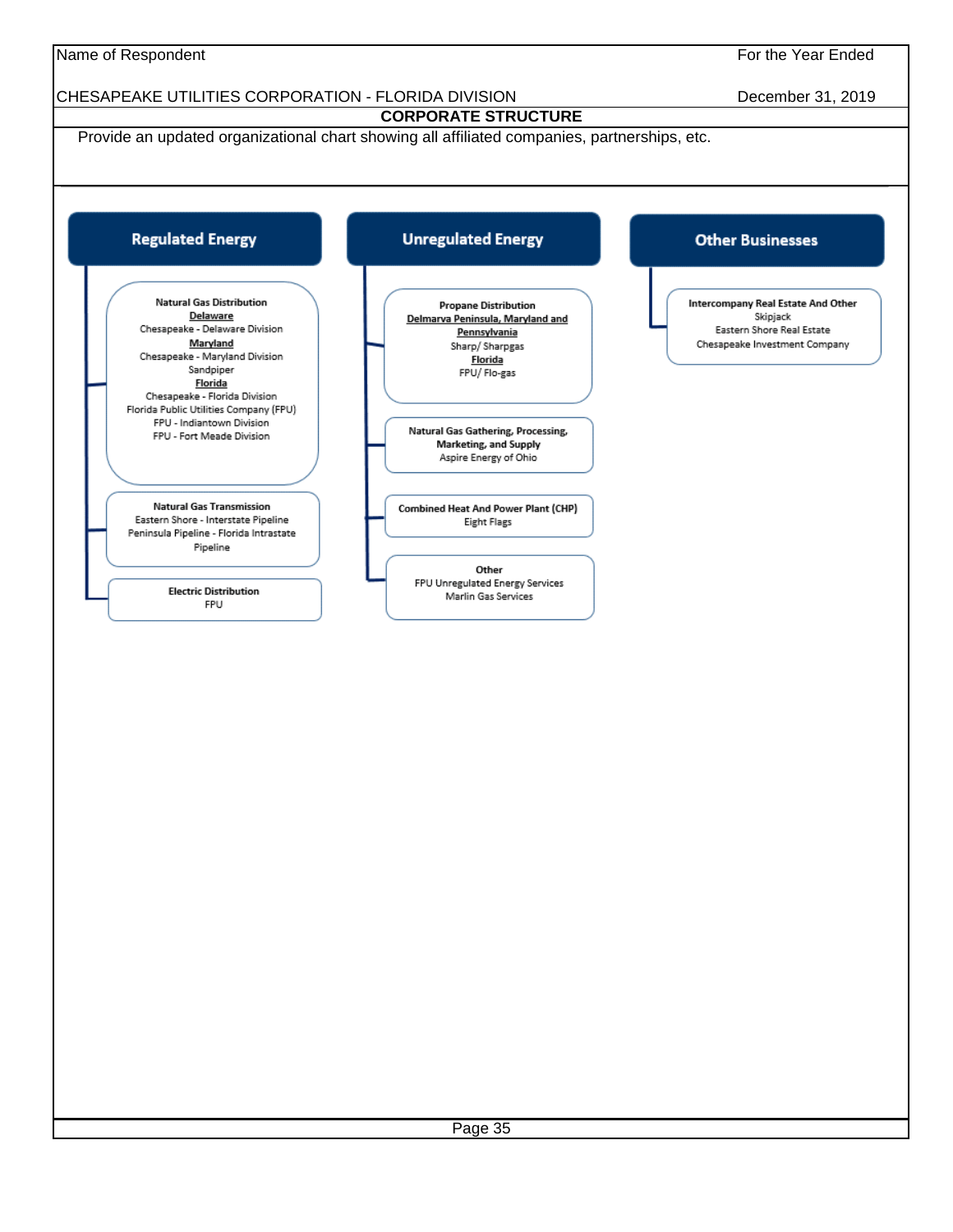Name of Respondent: CHESAPEAKE UTILITIES CORPORATION - FLORIDA DIVISION

For the Year Ended: December 31, 2019

## CORPORATE STRUCTURE

Provide an updated organizational chart showing all affiliated companies, partnerships, etc.

### Regulated Energy

- **Natural Gas Distribution**
  - **Delaware**
    - Chesapeake - Delaware Division
  - **Maryland**
    - Chesapeake - Maryland Division
    - Sandpiper
  - **Florida**
    - Chesapeake - Florida Division
    - Florida Public Utilities Company (FPU)
    - FPU - Indiantown Division
    - FPU - Fort Meade Division
- **Natural Gas Transmission**
  - Eastern Shore - Interstate Pipeline
  - Peninsula Pipeline - Florida Intrastate Pipeline
- **Electric Distribution**
  - FPU

### Unregulated Energy

- **Propane Distribution**
  - **Delmarva Peninsula, Maryland and Pennsylvania**
    - Sharp/ Sharpgas
  - **Florida**
    - FPU/ Flo-gas
- **Natural Gas Gathering, Processing, Marketing, and Supply**
  - Aspire Energy of Ohio
- **Combined Heat And Power Plant (CHP)**
  - Eight Flags
- **Other**
  - FPU Unregulated Energy Services
  - Marlin Gas Services

### Other Businesses

- **Intercompany Real Estate And Other**
  - Skipjack
  - Eastern Shore Real Estate
  - Chesapeake Investment Company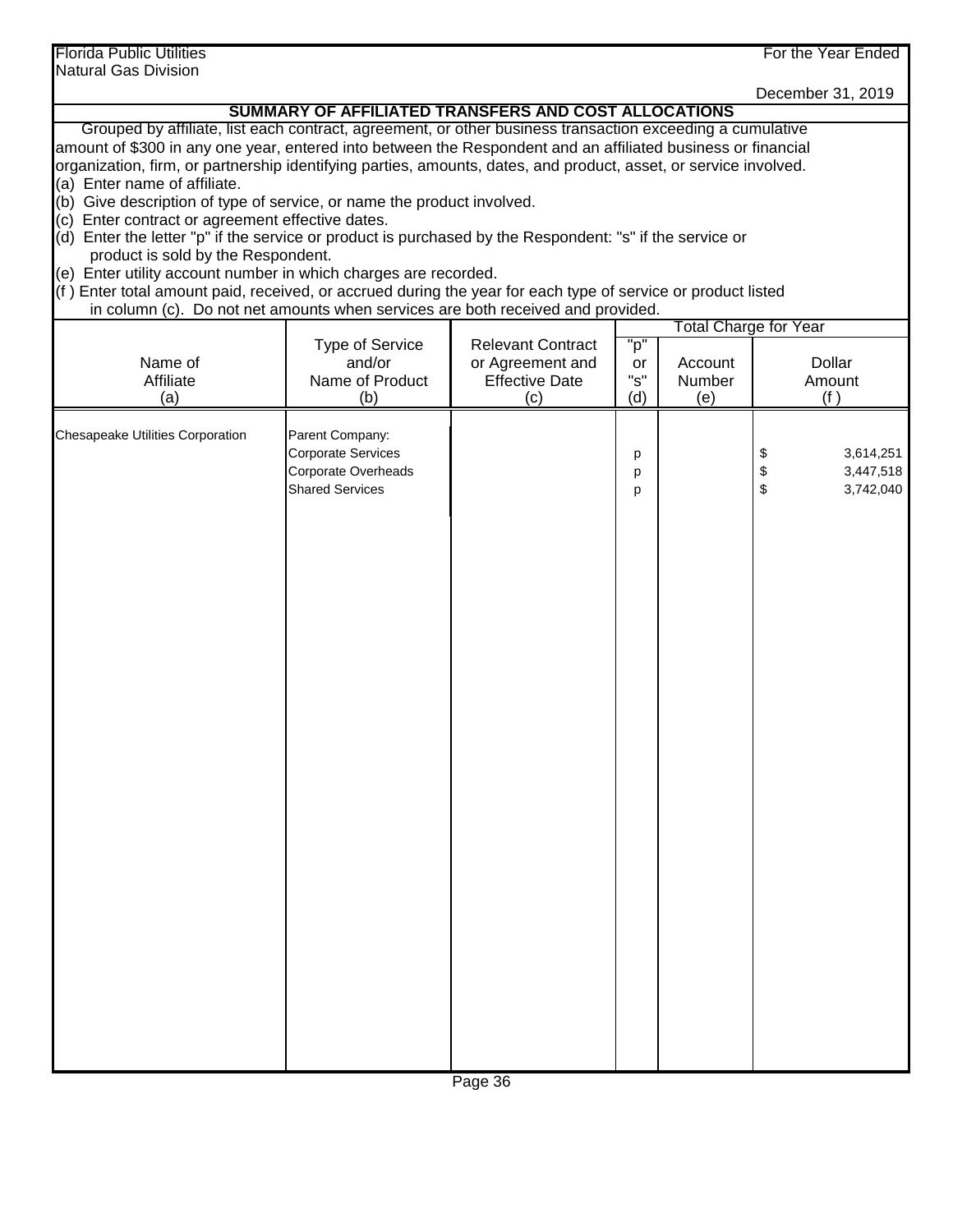Florida Public Utilities
Natural Gas Division

For the Year Ended
December 31, 2019

## SUMMARY OF AFFILIATED TRANSFERS AND COST ALLOCATIONS

Grouped by affiliate, list each contract, agreement, or other business transaction exceeding a cumulative amount of $300 in any one year, entered into between the Respondent and an affiliated business or financial organization, firm, or partnership identifying parties, amounts, dates, and product, asset, or service involved.

(a) Enter name of affiliate.
(b) Give description of type of service, or name the product involved.
(c) Enter contract or agreement effective dates.
(d) Enter the letter "p" if the service or product is purchased by the Respondent: "s" if the service or product is sold by the Respondent.
(e) Enter utility account number in which charges are recorded.
(f ) Enter total amount paid, received, or accrued during the year for each type of service or product listed in column (c). Do not net amounts when services are both received and provided.

| Name of Affiliate (a) | Type of Service and/or Name of Product (b) | Relevant Contract or Agreement and Effective Date (c) | "p" or "s" (d) | Total Charge for Year: Account Number (e) | Total Charge for Year: Dollar Amount (f ) |
|---|---|---|---|---|---|
| Chesapeake Utilities Corporation | Parent Company: | | | | |
| | Corporate Services | | p | | $ 3,614,251 |
| | Corporate Overheads | | p | | $ 3,447,518 |
| | Shared Services | | p | | $ 3,742,040 |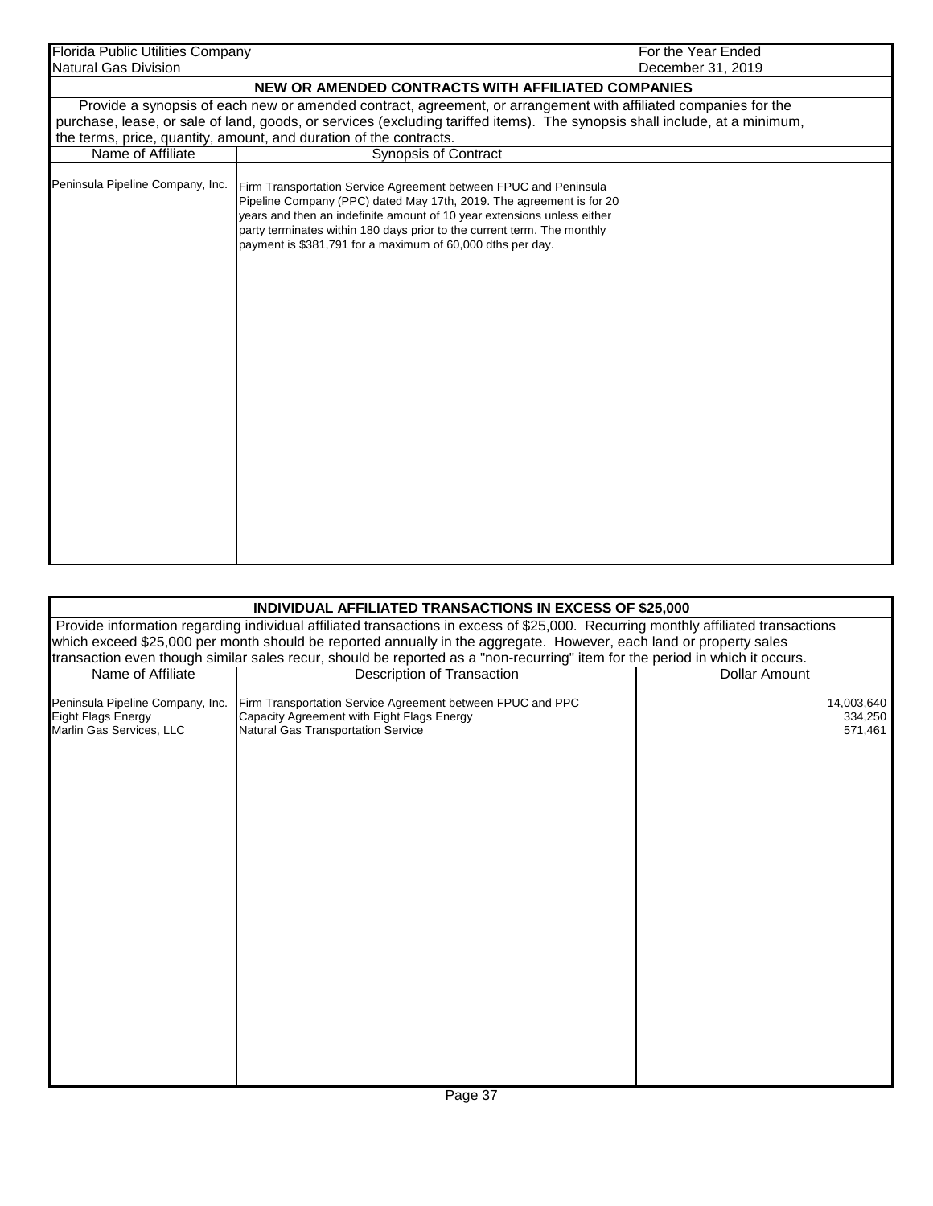| Florida Public Utilities Company | For the Year Ended |
|---|---|
| Natural Gas Division | December 31, 2019 |

## NEW OR AMENDED CONTRACTS WITH AFFILIATED COMPANIES

Provide a synopsis of each new or amended contract, agreement, or arrangement with affiliated companies for the purchase, lease, or sale of land, goods, or services (excluding tariffed items). The synopsis shall include, at a minimum, the terms, price, quantity, amount, and duration of the contracts.

| Name of Affiliate | Synopsis of Contract |
|---|---|
| Peninsula Pipeline Company, Inc. | Firm Transportation Service Agreement between FPUC and Peninsula Pipeline Company (PPC) dated May 17th, 2019. The agreement is for 20 years and then an indefinite amount of 10 year extensions unless either party terminates within 180 days prior to the current term. The monthly payment is $381,791 for a maximum of 60,000 dths per day. |

## INDIVIDUAL AFFILIATED TRANSACTIONS IN EXCESS OF $25,000

Provide information regarding individual affiliated transactions in excess of $25,000. Recurring monthly affiliated transactions which exceed $25,000 per month should be reported annually in the aggregate. However, each land or property sales transaction even though similar sales recur, should be reported as a "non-recurring" item for the period in which it occurs.

| Name of Affiliate | Description of Transaction | Dollar Amount |
|---|---|---|
| Peninsula Pipeline Company, Inc. | Firm Transportation Service Agreement between FPUC and PPC | 14,003,640 |
| Eight Flags Energy | Capacity Agreement with Eight Flags Energy | 334,250 |
| Marlin Gas Services, LLC | Natural Gas Transportation Service | 571,461 |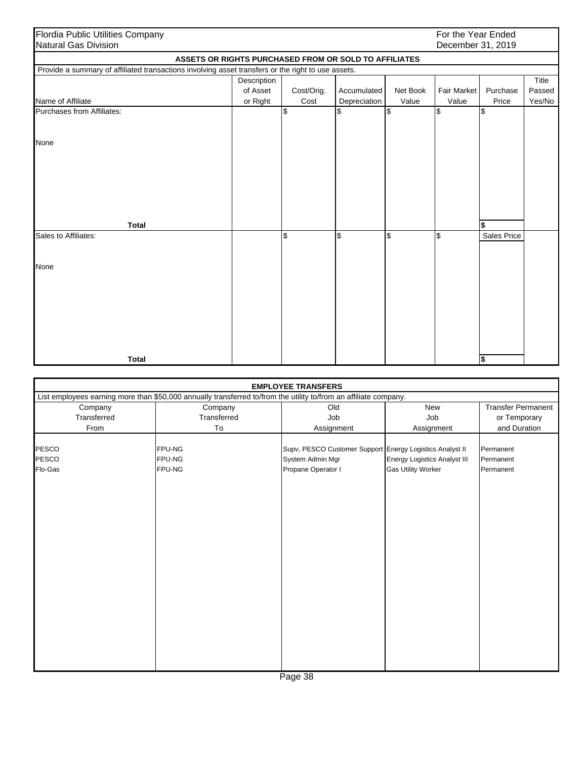Flordia Public Utilities Company
Natural Gas Division

For the Year Ended
December 31, 2019

## ASSETS OR RIGHTS PURCHASED FROM OR SOLD TO AFFILIATES

Provide a summary of affiliated transactions involving asset transfers or the right to use assets.

| Name of Affiliate | Description of Asset or Right | Cost/Orig. Cost | Accumulated Depreciation | Net Book Value | Fair Market Value | Purchase Price | Title Passed Yes/No |
|---|---|---|---|---|---|---|---|
| Purchases from Affiliates: | | $ | $ | $ | $ | $ | |
| None | | | | | | | |
| **Total** | | | | | | $ | |
| Sales to Affiliates: | | $ | $ | $ | $ | Sales Price | |
| None | | | | | | | |
| **Total** | | | | | | $ | |

## EMPLOYEE TRANSFERS

List employees earning more than $50,000 annually transferred to/from the utility to/from an affiliate company.

| Company Transferred From | Company Transferred To | Old Job Assignment | New Job Assignment | Transfer Permanent or Temporary and Duration |
|---|---|---|---|---|
| PESCO | FPU-NG | Supv, PESCO Customer Support | Energy Logistics Analyst II | Permanent |
| PESCO | FPU-NG | System Admin Mgr | Energy Logistics Analyst III | Permanent |
| Flo-Gas | FPU-NG | Propane Operator I | Gas Utility Worker | Permanent |